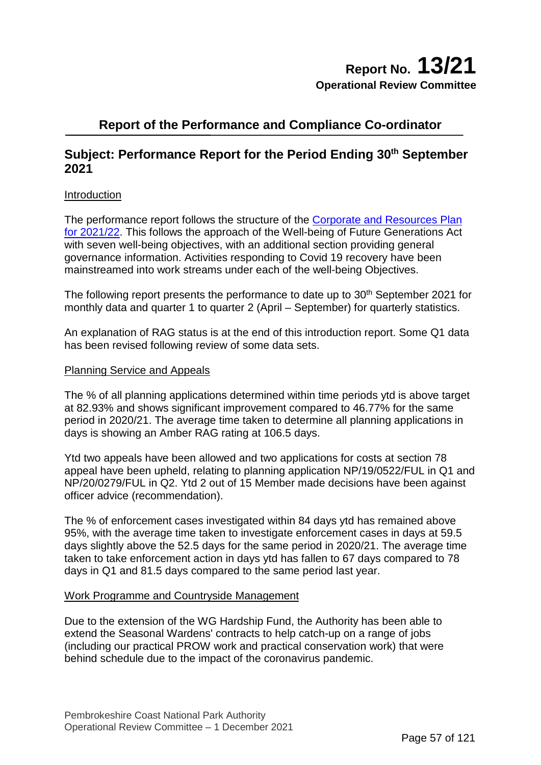**Report No. 13/21**
**Operational Review Committee**

## Report of the Performance and Compliance Co-ordinator

## Subject: Performance Report for the Period Ending 30th September 2021

Introduction

The performance report follows the structure of the [Corporate and Resources Plan for 2021/22](). This follows the approach of the Well-being of Future Generations Act with seven well-being objectives, with an additional section providing general governance information. Activities responding to Covid 19 recovery have been mainstreamed into work streams under each of the well-being Objectives.

The following report presents the performance to date up to 30th September 2021 for monthly data and quarter 1 to quarter 2 (April – September) for quarterly statistics.

An explanation of RAG status is at the end of this introduction report. Some Q1 data has been revised following review of some data sets.

Planning Service and Appeals

The % of all planning applications determined within time periods ytd is above target at 82.93% and shows significant improvement compared to 46.77% for the same period in 2020/21. The average time taken to determine all planning applications in days is showing an Amber RAG rating at 106.5 days.

Ytd two appeals have been allowed and two applications for costs at section 78 appeal have been upheld, relating to planning application NP/19/0522/FUL in Q1 and NP/20/0279/FUL in Q2. Ytd 2 out of 15 Member made decisions have been against officer advice (recommendation).

The % of enforcement cases investigated within 84 days ytd has remained above 95%, with the average time taken to investigate enforcement cases in days at 59.5 days slightly above the 52.5 days for the same period in 2020/21. The average time taken to take enforcement action in days ytd has fallen to 67 days compared to 78 days in Q1 and 81.5 days compared to the same period last year.

Work Programme and Countryside Management

Due to the extension of the WG Hardship Fund, the Authority has been able to extend the Seasonal Wardens' contracts to help catch-up on a range of jobs (including our practical PROW work and practical conservation work) that were behind schedule due to the impact of the coronavirus pandemic.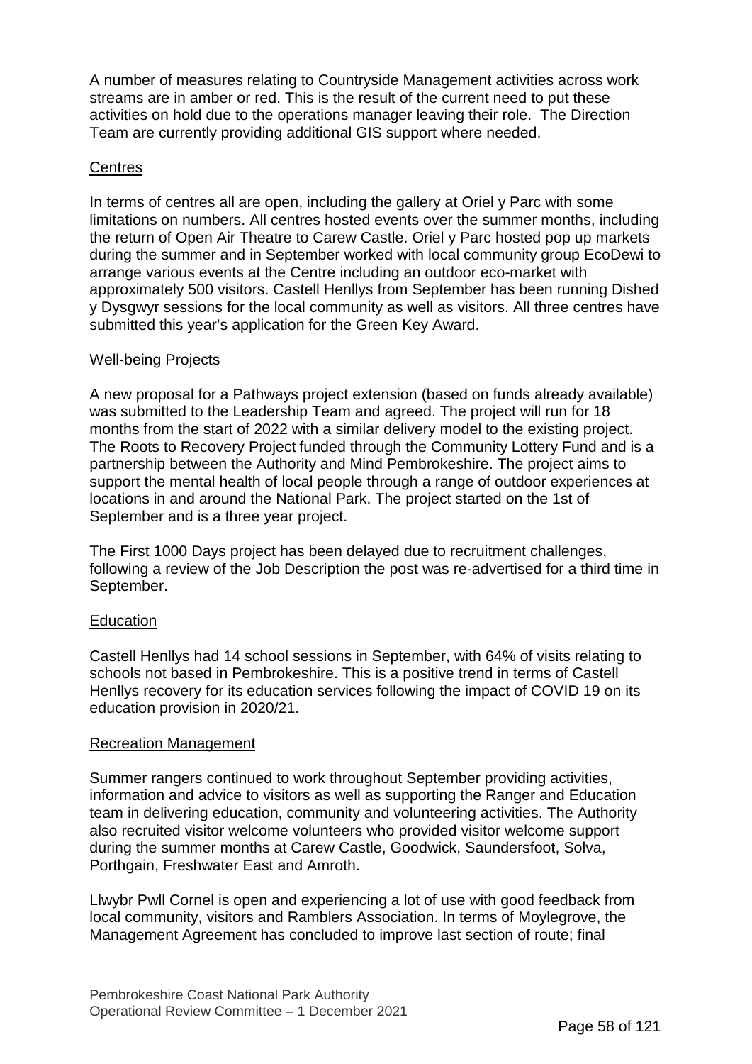A number of measures relating to Countryside Management activities across work streams are in amber or red. This is the result of the current need to put these activities on hold due to the operations manager leaving their role. The Direction Team are currently providing additional GIS support where needed.

### Centres

In terms of centres all are open, including the gallery at Oriel y Parc with some limitations on numbers. All centres hosted events over the summer months, including the return of Open Air Theatre to Carew Castle. Oriel y Parc hosted pop up markets during the summer and in September worked with local community group EcoDewi to arrange various events at the Centre including an outdoor eco-market with approximately 500 visitors. Castell Henllys from September has been running Dished y Dysgwyr sessions for the local community as well as visitors. All three centres have submitted this year's application for the Green Key Award.

### Well-being Projects

A new proposal for a Pathways project extension (based on funds already available) was submitted to the Leadership Team and agreed. The project will run for 18 months from the start of 2022 with a similar delivery model to the existing project. The Roots to Recovery Project funded through the Community Lottery Fund and is a partnership between the Authority and Mind Pembrokeshire. The project aims to support the mental health of local people through a range of outdoor experiences at locations in and around the National Park. The project started on the 1st of September and is a three year project.

The First 1000 Days project has been delayed due to recruitment challenges, following a review of the Job Description the post was re-advertised for a third time in September.

### Education

Castell Henllys had 14 school sessions in September, with 64% of visits relating to schools not based in Pembrokeshire. This is a positive trend in terms of Castell Henllys recovery for its education services following the impact of COVID 19 on its education provision in 2020/21.

### Recreation Management

Summer rangers continued to work throughout September providing activities, information and advice to visitors as well as supporting the Ranger and Education team in delivering education, community and volunteering activities. The Authority also recruited visitor welcome volunteers who provided visitor welcome support during the summer months at Carew Castle, Goodwick, Saundersfoot, Solva, Porthgain, Freshwater East and Amroth.

Llwybr Pwll Cornel is open and experiencing a lot of use with good feedback from local community, visitors and Ramblers Association. In terms of Moylegrove, the Management Agreement has concluded to improve last section of route; final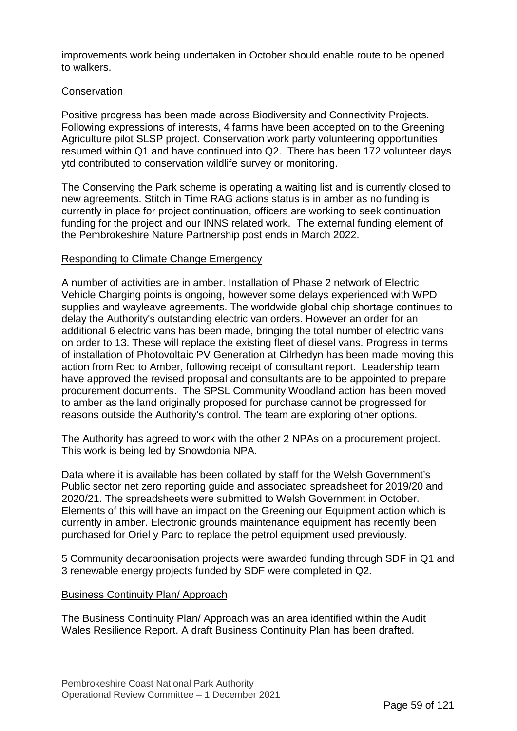improvements work being undertaken in October should enable route to be opened to walkers.

Conservation

Positive progress has been made across Biodiversity and Connectivity Projects. Following expressions of interests, 4 farms have been accepted on to the Greening Agriculture pilot SLSP project. Conservation work party volunteering opportunities resumed within Q1 and have continued into Q2. There has been 172 volunteer days ytd contributed to conservation wildlife survey or monitoring.

The Conserving the Park scheme is operating a waiting list and is currently closed to new agreements. Stitch in Time RAG actions status is in amber as no funding is currently in place for project continuation, officers are working to seek continuation funding for the project and our INNS related work. The external funding element of the Pembrokeshire Nature Partnership post ends in March 2022.

Responding to Climate Change Emergency

A number of activities are in amber. Installation of Phase 2 network of Electric Vehicle Charging points is ongoing, however some delays experienced with WPD supplies and wayleave agreements. The worldwide global chip shortage continues to delay the Authority's outstanding electric van orders. However an order for an additional 6 electric vans has been made, bringing the total number of electric vans on order to 13. These will replace the existing fleet of diesel vans. Progress in terms of installation of Photovoltaic PV Generation at Cilrhedyn has been made moving this action from Red to Amber, following receipt of consultant report. Leadership team have approved the revised proposal and consultants are to be appointed to prepare procurement documents. The SPSL Community Woodland action has been moved to amber as the land originally proposed for purchase cannot be progressed for reasons outside the Authority's control. The team are exploring other options.

The Authority has agreed to work with the other 2 NPAs on a procurement project. This work is being led by Snowdonia NPA.

Data where it is available has been collated by staff for the Welsh Government's Public sector net zero reporting guide and associated spreadsheet for 2019/20 and 2020/21. The spreadsheets were submitted to Welsh Government in October. Elements of this will have an impact on the Greening our Equipment action which is currently in amber. Electronic grounds maintenance equipment has recently been purchased for Oriel y Parc to replace the petrol equipment used previously.

5 Community decarbonisation projects were awarded funding through SDF in Q1 and 3 renewable energy projects funded by SDF were completed in Q2.

Business Continuity Plan/ Approach

The Business Continuity Plan/ Approach was an area identified within the Audit Wales Resilience Report. A draft Business Continuity Plan has been drafted.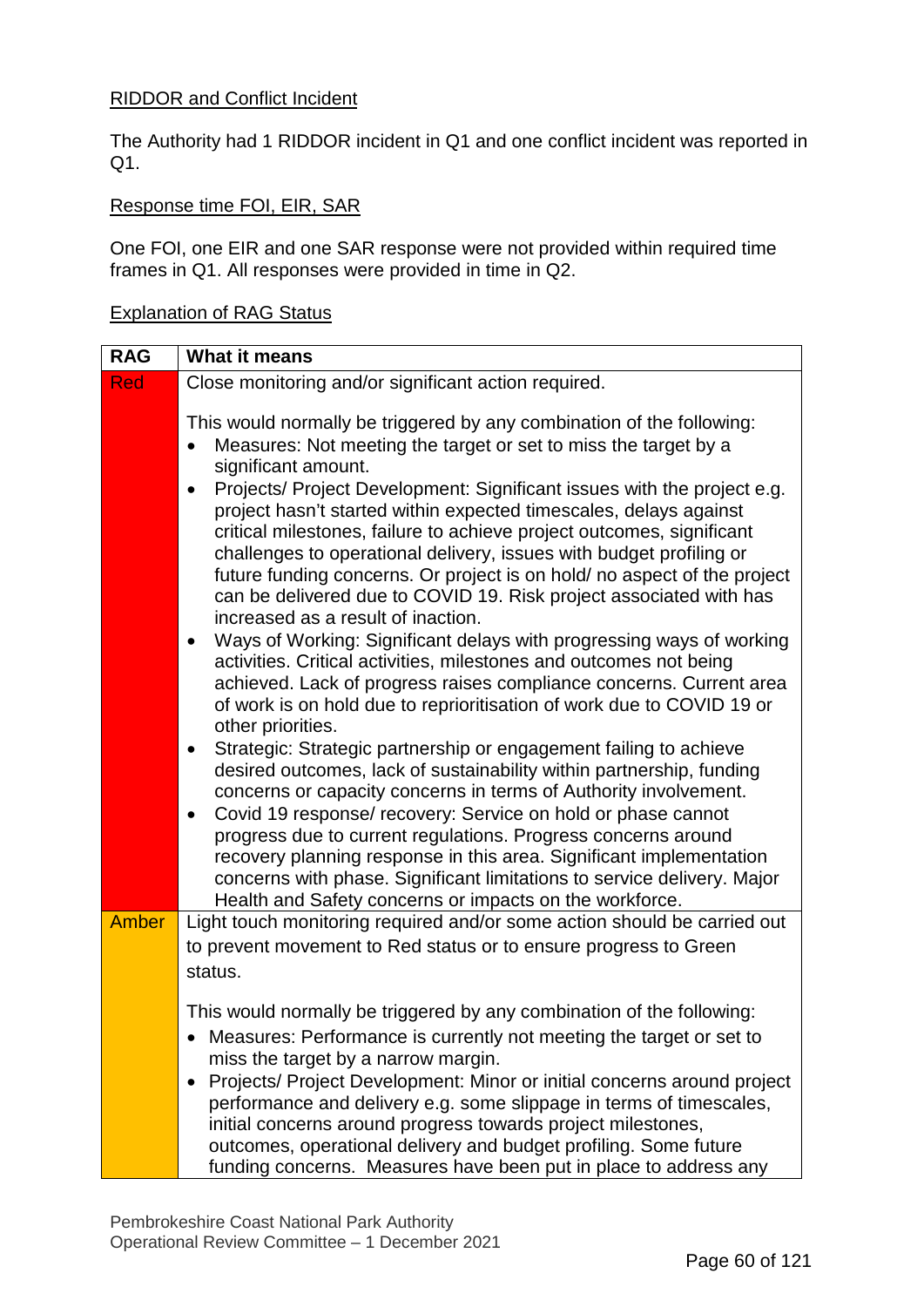RIDDOR and Conflict Incident

The Authority had 1 RIDDOR incident in Q1 and one conflict incident was reported in Q1.

Response time FOI, EIR, SAR

One FOI, one EIR and one SAR response were not provided within required time frames in Q1. All responses were provided in time in Q2.

Explanation of RAG Status

| RAG | What it means |
|---|---|
| Red | Close monitoring and/or significant action required.<br><br>This would normally be triggered by any combination of the following:<br>• Measures: Not meeting the target or set to miss the target by a significant amount.<br>• Projects/ Project Development: Significant issues with the project e.g. project hasn't started within expected timescales, delays against critical milestones, failure to achieve project outcomes, significant challenges to operational delivery, issues with budget profiling or future funding concerns. Or project is on hold/ no aspect of the project can be delivered due to COVID 19. Risk project associated with has increased as a result of inaction.<br>• Ways of Working: Significant delays with progressing ways of working activities. Critical activities, milestones and outcomes not being achieved. Lack of progress raises compliance concerns. Current area of work is on hold due to reprioritisation of work due to COVID 19 or other priorities.<br>• Strategic: Strategic partnership or engagement failing to achieve desired outcomes, lack of sustainability within partnership, funding concerns or capacity concerns in terms of Authority involvement.<br>• Covid 19 response/ recovery: Service on hold or phase cannot progress due to current regulations. Progress concerns around recovery planning response in this area. Significant implementation concerns with phase. Significant limitations to service delivery. Major Health and Safety concerns or impacts on the workforce. |
| Amber | Light touch monitoring required and/or some action should be carried out to prevent movement to Red status or to ensure progress to Green status.<br><br>This would normally be triggered by any combination of the following:<br>• Measures: Performance is currently not meeting the target or set to miss the target by a narrow margin.<br>• Projects/ Project Development: Minor or initial concerns around project performance and delivery e.g. some slippage in terms of timescales, initial concerns around progress towards project milestones, outcomes, operational delivery and budget profiling. Some future funding concerns. Measures have been put in place to address any |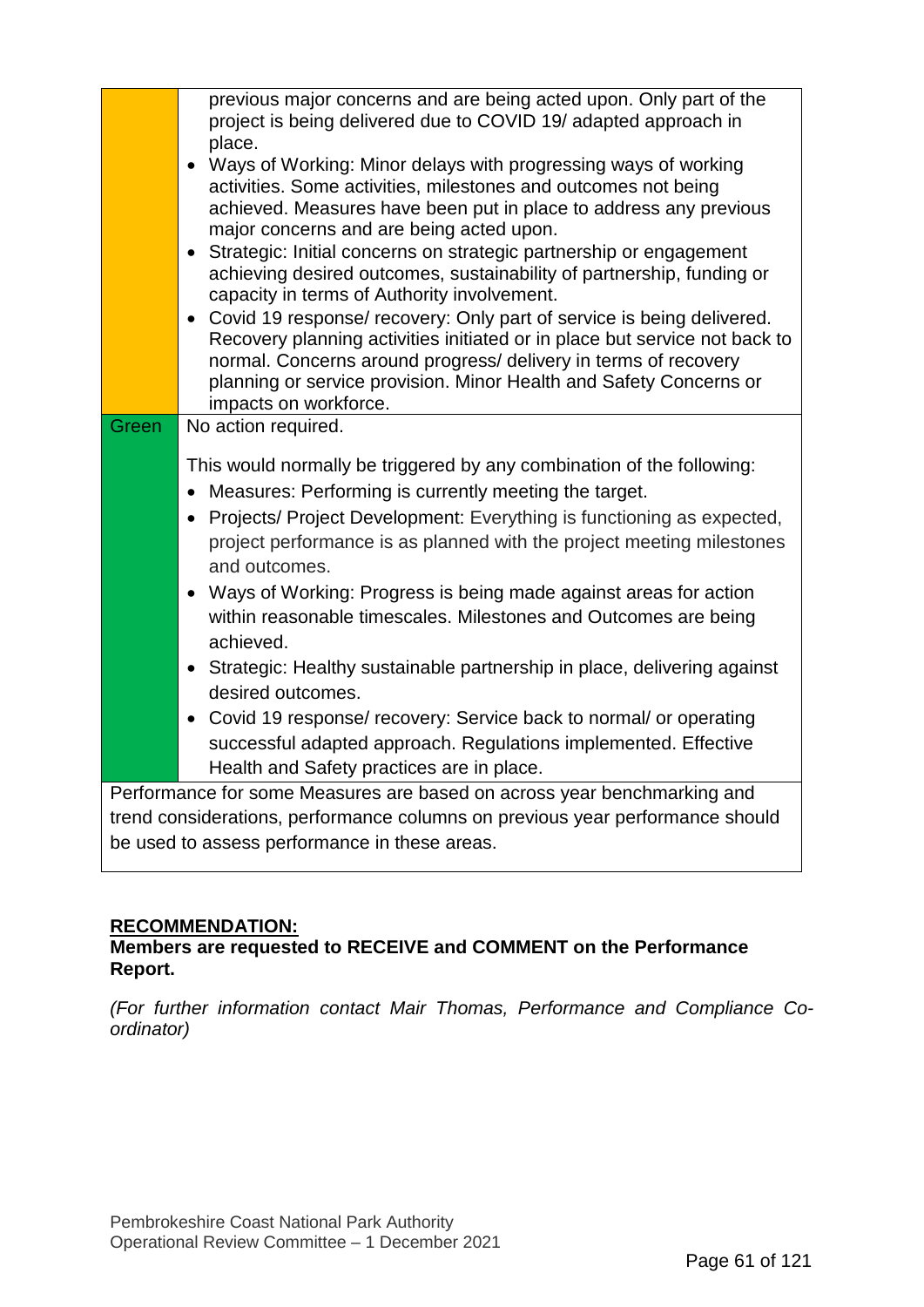| | |
|---|---|
| | previous major concerns and are being acted upon. Only part of the project is being delivered due to COVID 19/ adapted approach in place.<br>• Ways of Working: Minor delays with progressing ways of working activities. Some activities, milestones and outcomes not being achieved. Measures have been put in place to address any previous major concerns and are being acted upon.<br>• Strategic: Initial concerns on strategic partnership or engagement achieving desired outcomes, sustainability of partnership, funding or capacity in terms of Authority involvement.<br>• Covid 19 response/ recovery: Only part of service is being delivered. Recovery planning activities initiated or in place but service not back to normal. Concerns around progress/ delivery in terms of recovery planning or service provision. Minor Health and Safety Concerns or impacts on workforce. |
| Green | No action required.<br><br>This would normally be triggered by any combination of the following:<br>• Measures: Performing is currently meeting the target.<br>• Projects/ Project Development: Everything is functioning as expected, project performance is as planned with the project meeting milestones and outcomes.<br>• Ways of Working: Progress is being made against areas for action within reasonable timescales. Milestones and Outcomes are being achieved.<br>• Strategic: Healthy sustainable partnership in place, delivering against desired outcomes.<br>• Covid 19 response/ recovery: Service back to normal/ or operating successful adapted approach. Regulations implemented. Effective Health and Safety practices are in place. |
| Performance for some Measures are based on across year benchmarking and trend considerations, performance columns on previous year performance should be used to assess performance in these areas. | |

**RECOMMENDATION:**

**Members are requested to RECEIVE and COMMENT on the Performance Report.**

*(For further information contact Mair Thomas, Performance and Compliance Co-ordinator)*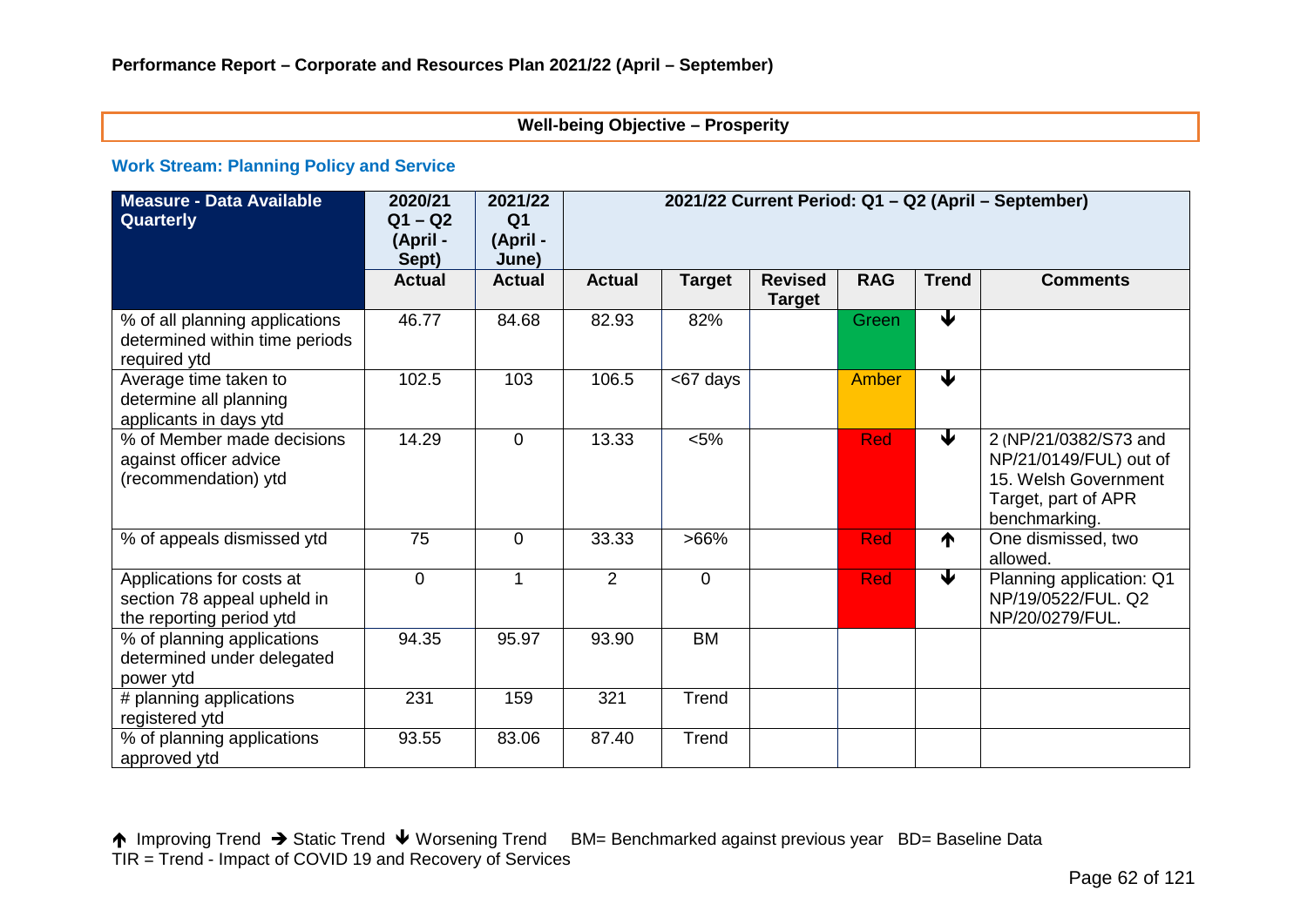**Performance Report – Corporate and Resources Plan 2021/22 (April – September)**

**Well-being Objective – Prosperity**

### Work Stream: Planning Policy and Service

| Measure - Data Available Quarterly | 2020/21 Q1 – Q2 (April - Sept) | 2021/22 Q1 (April - June) | 2021/22 Current Period: Q1 – Q2 (April – September) | | | | | |
|---|---|---|---|---|---|---|---|---|
| | Actual | Actual | Actual | Target | Revised Target | RAG | Trend | Comments |
| % of all planning applications determined within time periods required ytd | 46.77 | 84.68 | 82.93 | 82% | | Green | ↓ | |
| Average time taken to determine all planning applicants in days ytd | 102.5 | 103 | 106.5 | <67 days | | Amber | ↓ | |
| % of Member made decisions against officer advice (recommendation) ytd | 14.29 | 0 | 13.33 | <5% | | Red | ↓ | 2 (NP/21/0382/S73 and NP/21/0149/FUL) out of 15. Welsh Government Target, part of APR benchmarking. |
| % of appeals dismissed ytd | 75 | 0 | 33.33 | >66% | | Red | ↑ | One dismissed, two allowed. |
| Applications for costs at section 78 appeal upheld in the reporting period ytd | 0 | 1 | 2 | 0 | | Red | ↓ | Planning application: Q1 NP/19/0522/FUL. Q2 NP/20/0279/FUL. |
| % of planning applications determined under delegated power ytd | 94.35 | 95.97 | 93.90 | BM | | | | |
| # planning applications registered ytd | 231 | 159 | 321 | Trend | | | | |
| % of planning applications approved ytd | 93.55 | 83.06 | 87.40 | Trend | | | | |

↑ Improving Trend → Static Trend ↓ Worsening Trend BM= Benchmarked against previous year BD= Baseline Data
TIR = Trend - Impact of COVID 19 and Recovery of Services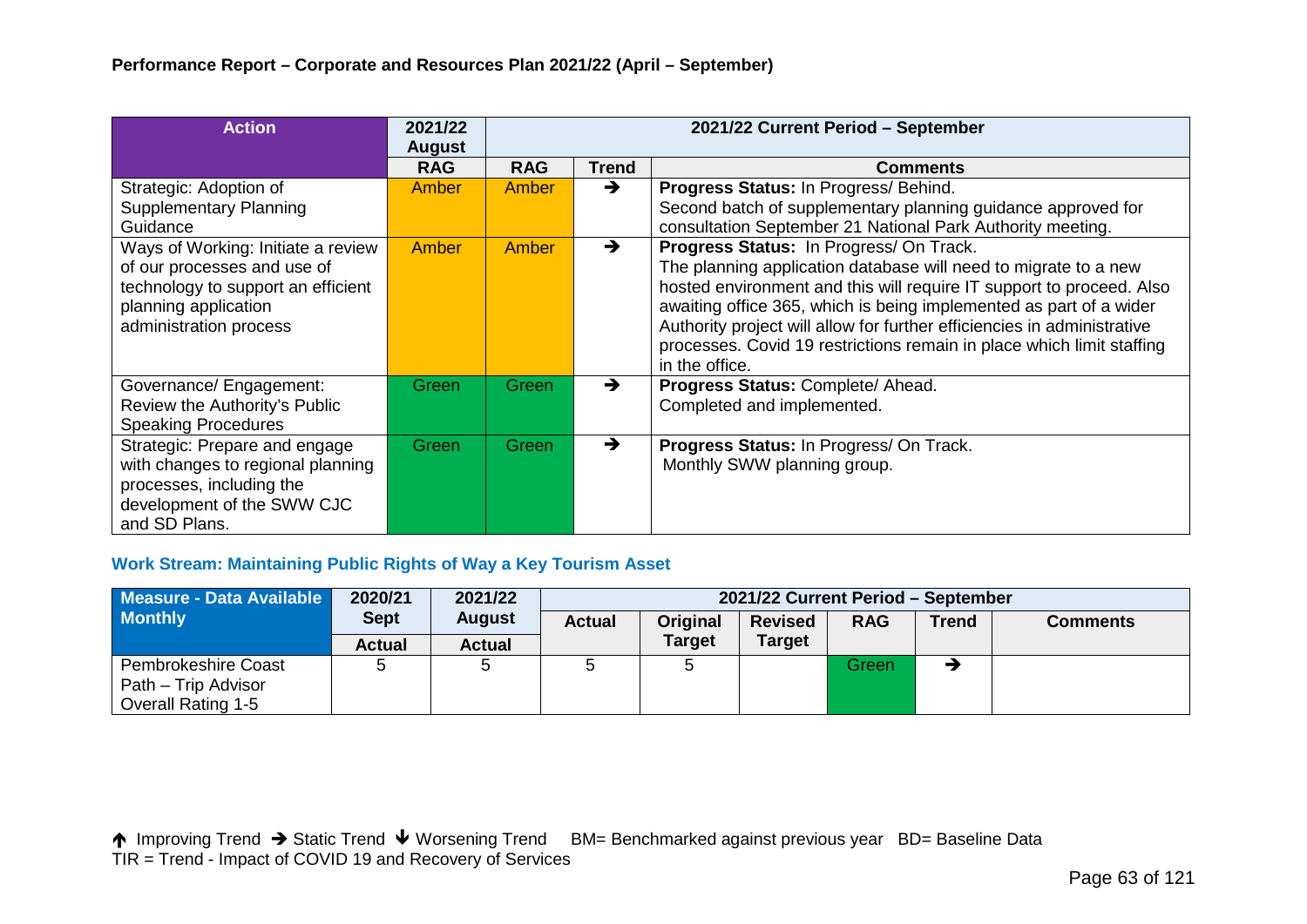**Performance Report – Corporate and Resources Plan 2021/22 (April – September)**

| Action | 2021/22 August | 2021/22 Current Period – September | | |
|---|---|---|---|---|
| | RAG | RAG | Trend | Comments |
| Strategic: Adoption of Supplementary Planning Guidance | Amber | Amber | → | **Progress Status:** In Progress/ Behind. Second batch of supplementary planning guidance approved for consultation September 21 National Park Authority meeting. |
| Ways of Working: Initiate a review of our processes and use of technology to support an efficient planning application administration process | Amber | Amber | → | **Progress Status:** In Progress/ On Track. The planning application database will need to migrate to a new hosted environment and this will require IT support to proceed. Also awaiting office 365, which is being implemented as part of a wider Authority project will allow for further efficiencies in administrative processes. Covid 19 restrictions remain in place which limit staffing in the office. |
| Governance/ Engagement: Review the Authority's Public Speaking Procedures | Green | Green | → | **Progress Status:** Complete/ Ahead. Completed and implemented. |
| Strategic: Prepare and engage with changes to regional planning processes, including the development of the SWW CJC and SD Plans. | Green | Green | → | **Progress Status:** In Progress/ On Track. Monthly SWW planning group. |

### Work Stream: Maintaining Public Rights of Way a Key Tourism Asset

| Measure - Data Available Monthly | 2020/21 Sept | 2021/22 August | 2021/22 Current Period – September | | | | | |
|---|---|---|---|---|---|---|---|---|
| | Actual | Actual | Actual | Original Target | Revised Target | RAG | Trend | Comments |
| Pembrokeshire Coast Path – Trip Advisor Overall Rating 1-5 | 5 | 5 | 5 | 5 | | Green | → | |

↑ Improving Trend → Static Trend ↓ Worsening Trend BM= Benchmarked against previous year BD= Baseline Data
TIR = Trend - Impact of COVID 19 and Recovery of Services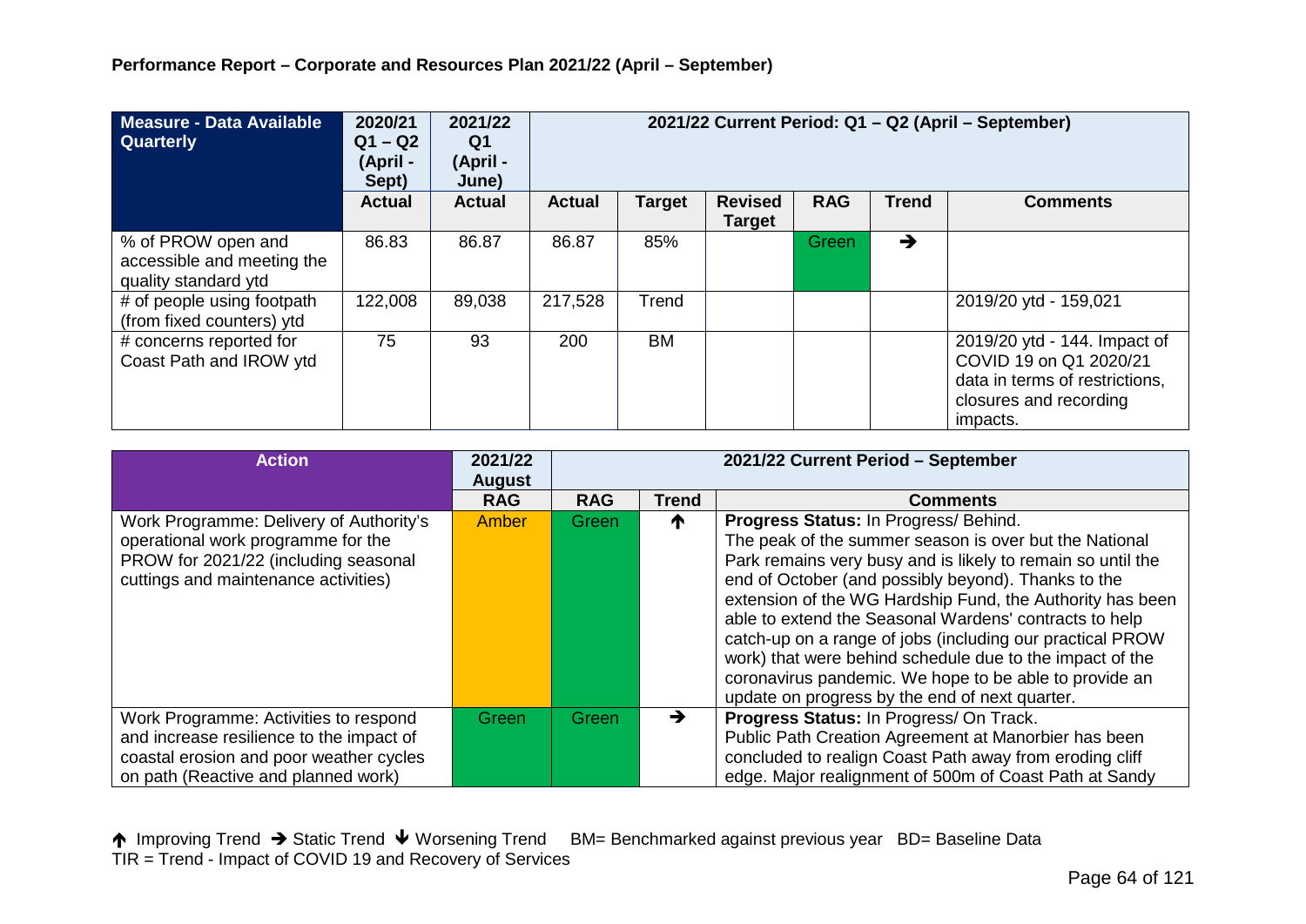**Performance Report – Corporate and Resources Plan 2021/22 (April – September)**

| Measure - Data Available Quarterly | 2020/21 Q1 – Q2 (April - Sept) | 2021/22 Q1 (April - June) | 2021/22 Current Period: Q1 – Q2 (April – September) | | | | | |
|---|---|---|---|---|---|---|---|---|
| | Actual | Actual | Actual | Target | Revised Target | RAG | Trend | Comments |
| % of PROW open and accessible and meeting the quality standard ytd | 86.83 | 86.87 | 86.87 | 85% | | Green | ➔ | |
| # of people using footpath (from fixed counters) ytd | 122,008 | 89,038 | 217,528 | Trend | | | | 2019/20 ytd - 159,021 |
| # concerns reported for Coast Path and IROW ytd | 75 | 93 | 200 | BM | | | | 2019/20 ytd - 144. Impact of COVID 19 on Q1 2020/21 data in terms of restrictions, closures and recording impacts. |

| Action | 2021/22 August | 2021/22 Current Period – September | | |
|---|---|---|---|---|
| | RAG | RAG | Trend | Comments |
| Work Programme: Delivery of Authority's operational work programme for the PROW for 2021/22 (including seasonal cuttings and maintenance activities) | Amber | Green | ↑ | **Progress Status:** In Progress/ Behind. The peak of the summer season is over but the National Park remains very busy and is likely to remain so until the end of October (and possibly beyond). Thanks to the extension of the WG Hardship Fund, the Authority has been able to extend the Seasonal Wardens' contracts to help catch-up on a range of jobs (including our practical PROW work) that were behind schedule due to the impact of the coronavirus pandemic. We hope to be able to provide an update on progress by the end of next quarter. |
| Work Programme: Activities to respond and increase resilience to the impact of coastal erosion and poor weather cycles on path (Reactive and planned work) | Green | Green | ➔ | **Progress Status:** In Progress/ On Track. Public Path Creation Agreement at Manorbier has been concluded to realign Coast Path away from eroding cliff edge. Major realignment of 500m of Coast Path at Sandy |

↑ Improving Trend ➔ Static Trend ↓ Worsening Trend BM= Benchmarked against previous year BD= Baseline Data
TIR = Trend - Impact of COVID 19 and Recovery of Services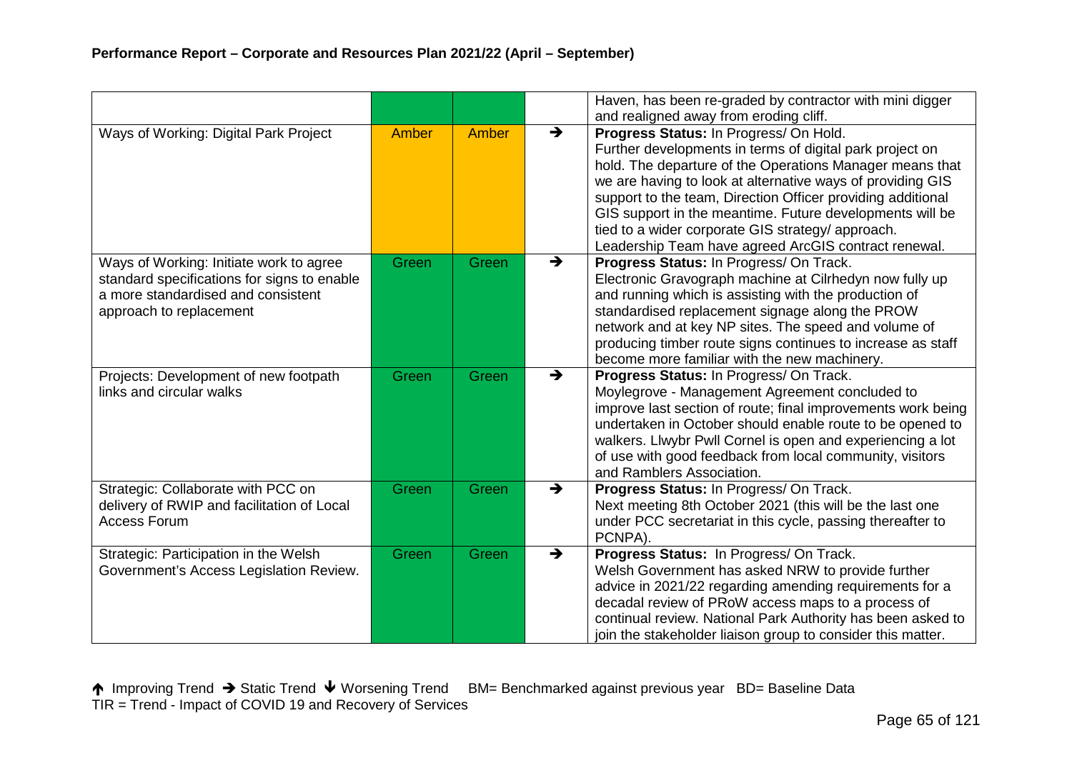| | | | | |
|---|---|---|---|---|
| | | | | Haven, has been re-graded by contractor with mini digger and realigned away from eroding cliff. |
| Ways of Working: Digital Park Project | Amber | Amber | ➔ | **Progress Status:** In Progress/ On Hold. Further developments in terms of digital park project on hold. The departure of the Operations Manager means that we are having to look at alternative ways of providing GIS support to the team, Direction Officer providing additional GIS support in the meantime. Future developments will be tied to a wider corporate GIS strategy/ approach. Leadership Team have agreed ArcGIS contract renewal. |
| Ways of Working: Initiate work to agree standard specifications for signs to enable a more standardised and consistent approach to replacement | Green | Green | ➔ | **Progress Status:** In Progress/ On Track. Electronic Gravograph machine at Cilrhedyn now fully up and running which is assisting with the production of standardised replacement signage along the PROW network and at key NP sites. The speed and volume of producing timber route signs continues to increase as staff become more familiar with the new machinery. |
| Projects: Development of new footpath links and circular walks | Green | Green | ➔ | **Progress Status:** In Progress/ On Track. Moylegrove - Management Agreement concluded to improve last section of route; final improvements work being undertaken in October should enable route to be opened to walkers. Llwybr Pwll Cornel is open and experiencing a lot of use with good feedback from local community, visitors and Ramblers Association. |
| Strategic: Collaborate with PCC on delivery of RWIP and facilitation of Local Access Forum | Green | Green | ➔ | **Progress Status:** In Progress/ On Track. Next meeting 8th October 2021 (this will be the last one under PCC secretariat in this cycle, passing thereafter to PCNPA). |
| Strategic: Participation in the Welsh Government's Access Legislation Review. | Green | Green | ➔ | **Progress Status:** In Progress/ On Track. Welsh Government has asked NRW to provide further advice in 2021/22 regarding amending requirements for a decadal review of PRoW access maps to a process of continual review. National Park Authority has been asked to join the stakeholder liaison group to consider this matter. |

🡑 Improving Trend ➔ Static Trend 🡓 Worsening Trend BM= Benchmarked against previous year BD= Baseline Data
TIR = Trend - Impact of COVID 19 and Recovery of Services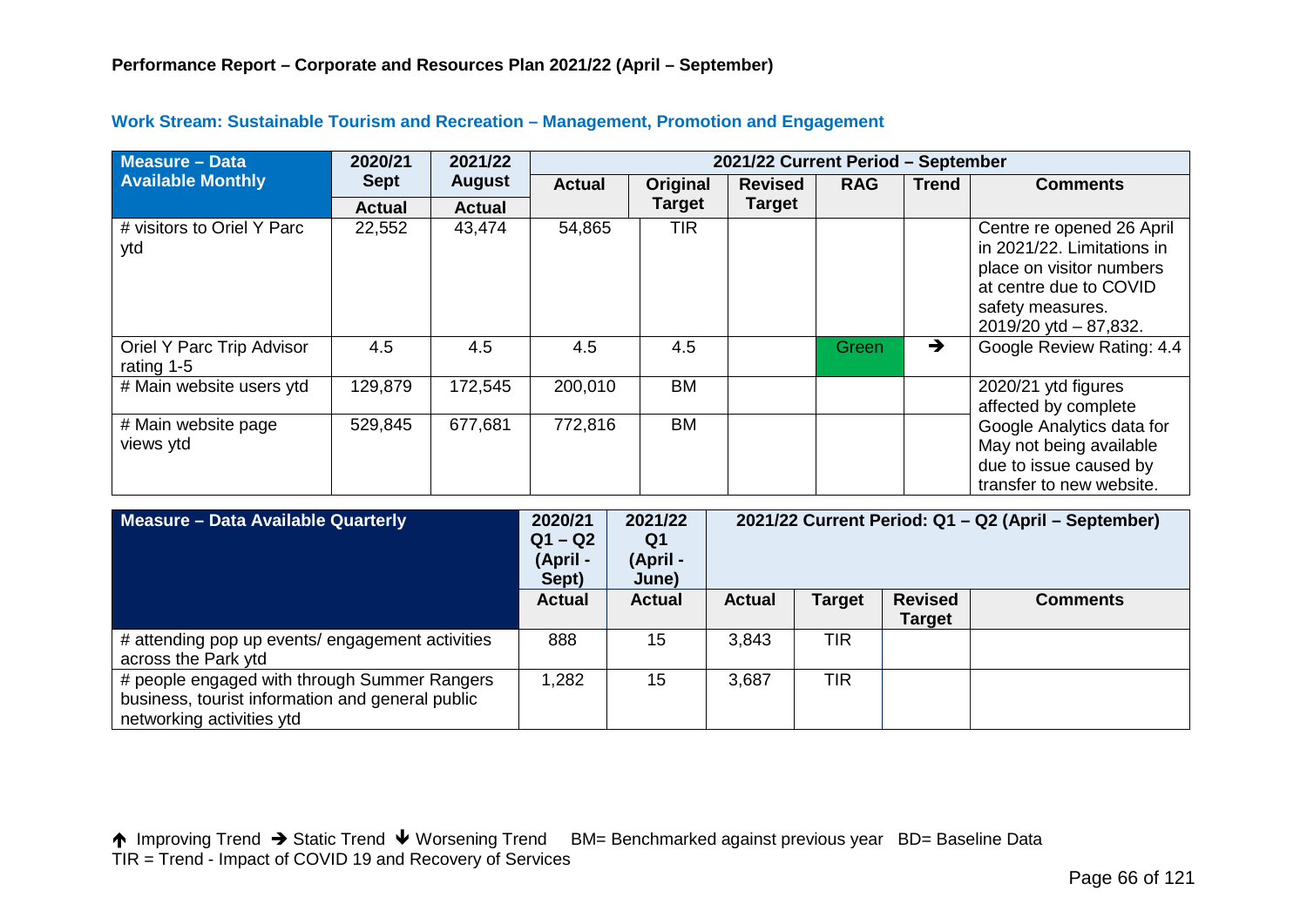**Performance Report – Corporate and Resources Plan 2021/22 (April – September)**

### Work Stream: Sustainable Tourism and Recreation – Management, Promotion and Engagement

| Measure – Data Available Monthly | 2020/21 Sept | 2021/22 August | 2021/22 Current Period – September | | | | | |
|---|---|---|---|---|---|---|---|---|
| | Actual | Actual | Actual | Original Target | Revised Target | RAG | Trend | Comments |
| # visitors to Oriel Y Parc ytd | 22,552 | 43,474 | 54,865 | TIR | | | | Centre re opened 26 April in 2021/22. Limitations in place on visitor numbers at centre due to COVID safety measures. 2019/20 ytd – 87,832. |
| Oriel Y Parc Trip Advisor rating 1-5 | 4.5 | 4.5 | 4.5 | 4.5 | | Green | ➔ | Google Review Rating: 4.4 |
| # Main website users ytd | 129,879 | 172,545 | 200,010 | BM | | | | 2020/21 ytd figures affected by complete Google Analytics data for May not being available due to issue caused by transfer to new website. |
| # Main website page views ytd | 529,845 | 677,681 | 772,816 | BM | | | | |

| Measure – Data Available Quarterly | 2020/21 Q1 – Q2 (April - Sept) | 2021/22 Q1 (April - June) | 2021/22 Current Period: Q1 – Q2 (April – September) | | | |
|---|---|---|---|---|---|---|
| | Actual | Actual | Actual | Target | Revised Target | Comments |
| # attending pop up events/ engagement activities across the Park ytd | 888 | 15 | 3,843 | TIR | | |
| # people engaged with through Summer Rangers business, tourist information and general public networking activities ytd | 1,282 | 15 | 3,687 | TIR | | |

↑ Improving Trend ➔ Static Trend ↓ Worsening Trend BM= Benchmarked against previous year BD= Baseline Data
TIR = Trend - Impact of COVID 19 and Recovery of Services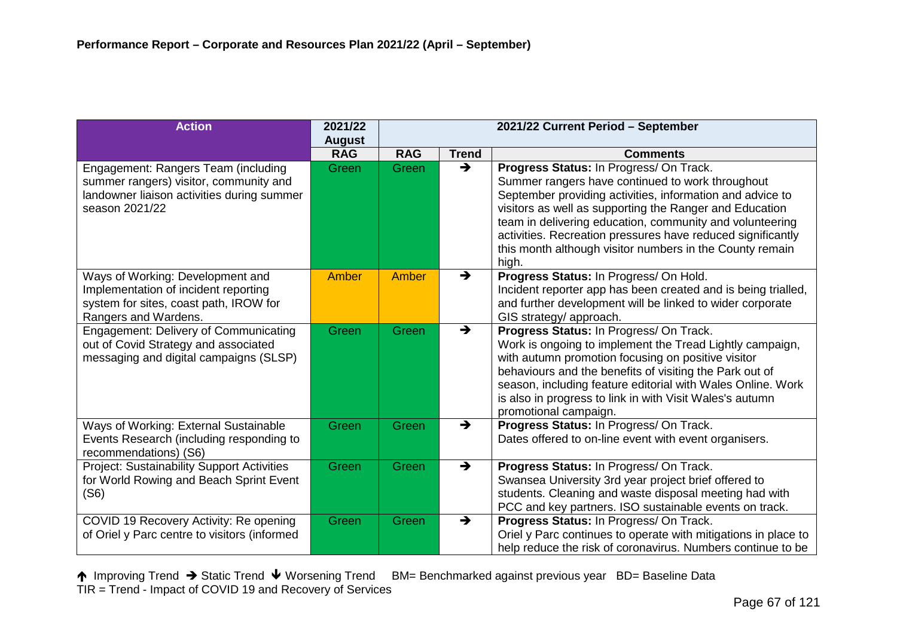**Performance Report – Corporate and Resources Plan 2021/22 (April – September)**

| Action | 2021/22 August | 2021/22 Current Period – September | | |
|---|---|---|---|---|
| | RAG | RAG | Trend | Comments |
| Engagement: Rangers Team (including summer rangers) visitor, community and landowner liaison activities during summer season 2021/22 | Green | Green | → | **Progress Status:** In Progress/ On Track. Summer rangers have continued to work throughout September providing activities, information and advice to visitors as well as supporting the Ranger and Education team in delivering education, community and volunteering activities. Recreation pressures have reduced significantly this month although visitor numbers in the County remain high. |
| Ways of Working: Development and Implementation of incident reporting system for sites, coast path, IROW for Rangers and Wardens. | Amber | Amber | → | **Progress Status:** In Progress/ On Hold. Incident reporter app has been created and is being trialled, and further development will be linked to wider corporate GIS strategy/ approach. |
| Engagement: Delivery of Communicating out of Covid Strategy and associated messaging and digital campaigns (SLSP) | Green | Green | → | **Progress Status:** In Progress/ On Track. Work is ongoing to implement the Tread Lightly campaign, with autumn promotion focusing on positive visitor behaviours and the benefits of visiting the Park out of season, including feature editorial with Wales Online. Work is also in progress to link in with Visit Wales's autumn promotional campaign. |
| Ways of Working: External Sustainable Events Research (including responding to recommendations) (S6) | Green | Green | → | **Progress Status:** In Progress/ On Track. Dates offered to on-line event with event organisers. |
| Project: Sustainability Support Activities for World Rowing and Beach Sprint Event (S6) | Green | Green | → | **Progress Status:** In Progress/ On Track. Swansea University 3rd year project brief offered to students. Cleaning and waste disposal meeting had with PCC and key partners. ISO sustainable events on track. |
| COVID 19 Recovery Activity: Re opening of Oriel y Parc centre to visitors (informed | Green | Green | → | **Progress Status:** In Progress/ On Track. Oriel y Parc continues to operate with mitigations in place to help reduce the risk of coronavirus. Numbers continue to be |

↑ Improving Trend → Static Trend ↓ Worsening Trend BM= Benchmarked against previous year BD= Baseline Data
TIR = Trend - Impact of COVID 19 and Recovery of Services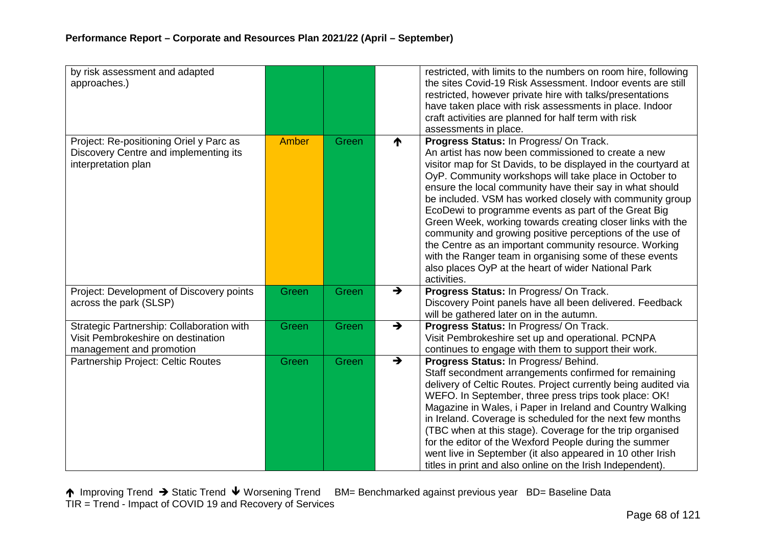## Performance Report – Corporate and Resources Plan 2021/22 (April – September)

| | | | | |
|---|---|---|---|---|
| by risk assessment and adapted approaches.) | | | | restricted, with limits to the numbers on room hire, following the sites Covid-19 Risk Assessment. Indoor events are still restricted, however private hire with talks/presentations have taken place with risk assessments in place. Indoor craft activities are planned for half term with risk assessments in place. |
| Project: Re-positioning Oriel y Parc as Discovery Centre and implementing its interpretation plan | Amber | Green | ↑ | **Progress Status:** In Progress/ On Track. An artist has now been commissioned to create a new visitor map for St Davids, to be displayed in the courtyard at OyP. Community workshops will take place in October to ensure the local community have their say in what should be included. VSM has worked closely with community group EcoDewi to programme events as part of the Great Big Green Week, working towards creating closer links with the community and growing positive perceptions of the use of the Centre as an important community resource. Working with the Ranger team in organising some of these events also places OyP at the heart of wider National Park activities. |
| Project: Development of Discovery points across the park (SLSP) | Green | Green | → | **Progress Status:** In Progress/ On Track. Discovery Point panels have all been delivered. Feedback will be gathered later on in the autumn. |
| Strategic Partnership: Collaboration with Visit Pembrokeshire on destination management and promotion | Green | Green | → | **Progress Status:** In Progress/ On Track. Visit Pembrokeshire set up and operational. PCNPA continues to engage with them to support their work. |
| Partnership Project: Celtic Routes | Green | Green | → | **Progress Status:** In Progress/ Behind. Staff secondment arrangements confirmed for remaining delivery of Celtic Routes. Project currently being audited via WEFO. In September, three press trips took place: OK! Magazine in Wales, i Paper in Ireland and Country Walking in Ireland. Coverage is scheduled for the next few months (TBC when at this stage). Coverage for the trip organised for the editor of the Wexford People during the summer went live in September (it also appeared in 10 other Irish titles in print and also online on the Irish Independent). |

↑ Improving Trend → Static Trend ↓ Worsening Trend BM= Benchmarked against previous year BD= Baseline Data
TIR = Trend - Impact of COVID 19 and Recovery of Services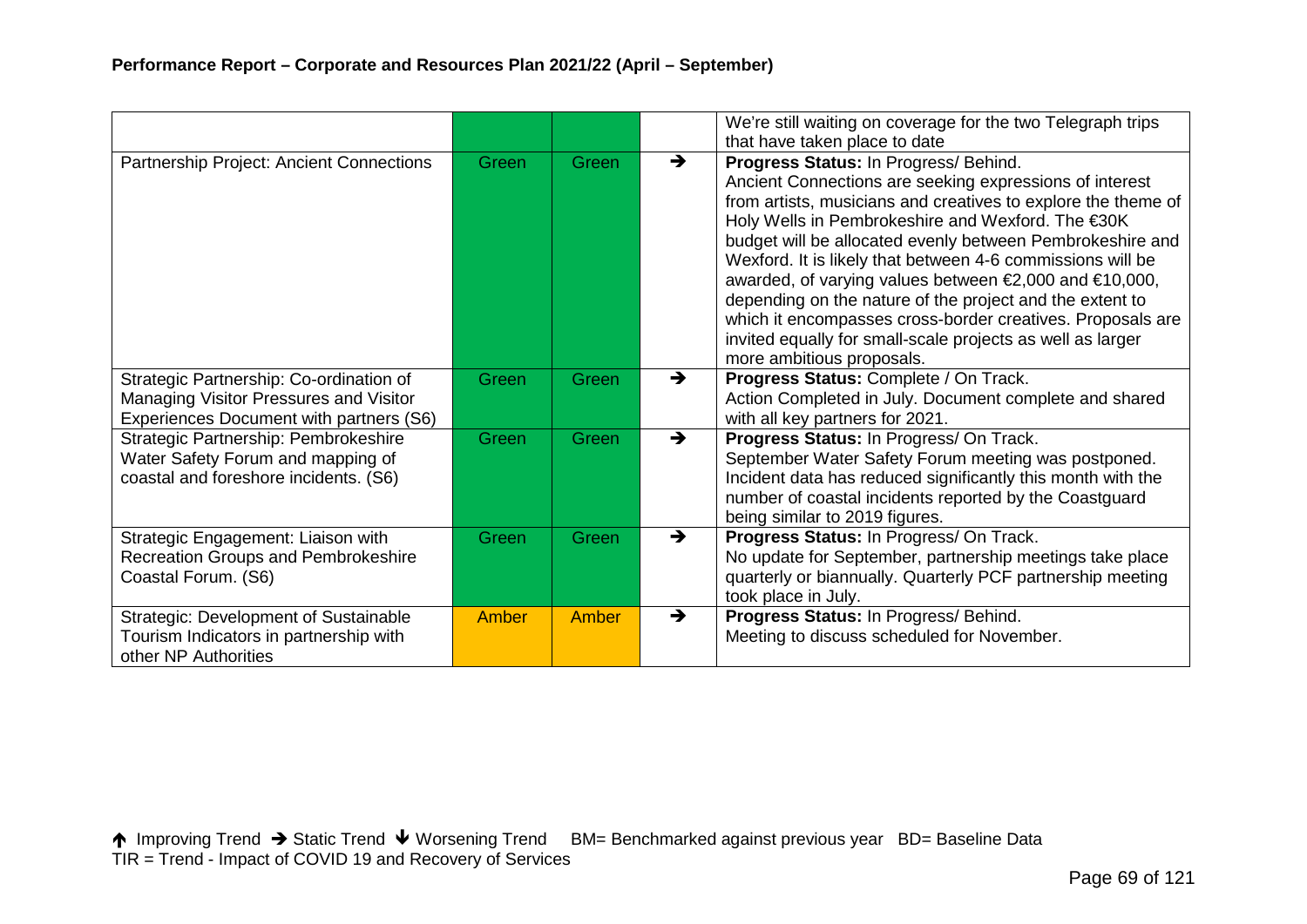|  |  |  |  |  |
|---|---|---|---|---|
|  |  |  |  | We're still waiting on coverage for the two Telegraph trips that have taken place to date |
| Partnership Project: Ancient Connections | Green | Green | → | **Progress Status:** In Progress/ Behind. Ancient Connections are seeking expressions of interest from artists, musicians and creatives to explore the theme of Holy Wells in Pembrokeshire and Wexford. The €30K budget will be allocated evenly between Pembrokeshire and Wexford. It is likely that between 4-6 commissions will be awarded, of varying values between €2,000 and €10,000, depending on the nature of the project and the extent to which it encompasses cross-border creatives. Proposals are invited equally for small-scale projects as well as larger more ambitious proposals. |
| Strategic Partnership: Co-ordination of Managing Visitor Pressures and Visitor Experiences Document with partners (S6) | Green | Green | → | **Progress Status:** Complete / On Track. Action Completed in July. Document complete and shared with all key partners for 2021. |
| Strategic Partnership: Pembrokeshire Water Safety Forum and mapping of coastal and foreshore incidents. (S6) | Green | Green | → | **Progress Status:** In Progress/ On Track. September Water Safety Forum meeting was postponed. Incident data has reduced significantly this month with the number of coastal incidents reported by the Coastguard being similar to 2019 figures. |
| Strategic Engagement: Liaison with Recreation Groups and Pembrokeshire Coastal Forum. (S6) | Green | Green | → | **Progress Status:** In Progress/ On Track. No update for September, partnership meetings take place quarterly or biannually. Quarterly PCF partnership meeting took place in July. |
| Strategic: Development of Sustainable Tourism Indicators in partnership with other NP Authorities | Amber | Amber | → | **Progress Status:** In Progress/ Behind. Meeting to discuss scheduled for November. |

↑ Improving Trend → Static Trend ↓ Worsening Trend BM= Benchmarked against previous year BD= Baseline Data
TIR = Trend - Impact of COVID 19 and Recovery of Services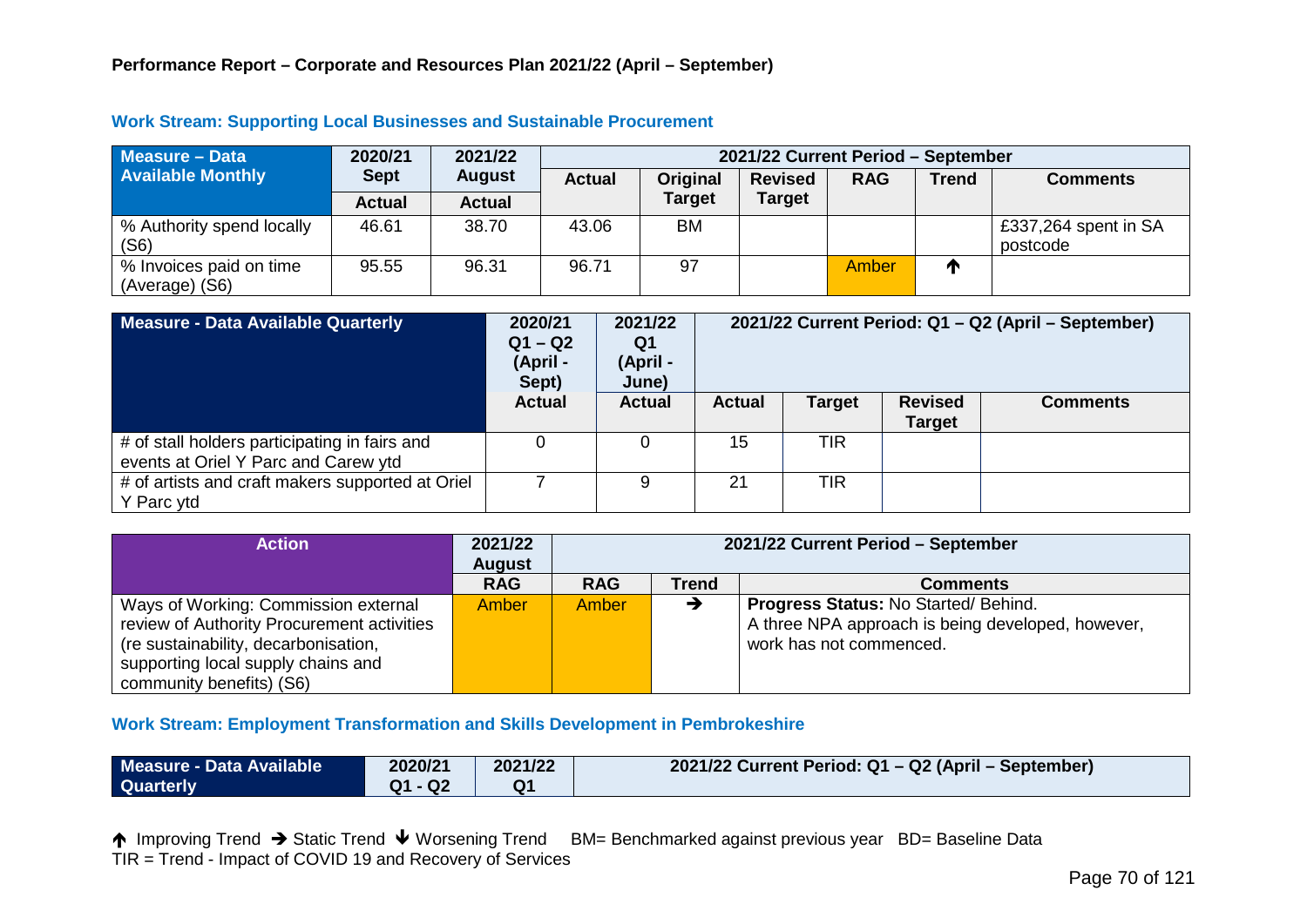**Performance Report – Corporate and Resources Plan 2021/22 (April – September)**

### Work Stream: Supporting Local Businesses and Sustainable Procurement

| Measure – Data Available Monthly | 2020/21 Sept | 2021/22 August | 2021/22 Current Period – September | | | | | |
|---|---|---|---|---|---|---|---|---|
| | Actual | Actual | Actual | Original Target | Revised Target | RAG | Trend | Comments |
| % Authority spend locally (S6) | 46.61 | 38.70 | 43.06 | BM | | | | £337,264 spent in SA postcode |
| % Invoices paid on time (Average) (S6) | 95.55 | 96.31 | 96.71 | 97 | | Amber | ↑ | |

| Measure - Data Available Quarterly | 2020/21 Q1 – Q2 (April - Sept) | 2021/22 Q1 (April - June) | 2021/22 Current Period: Q1 – Q2 (April – September) | | | |
|---|---|---|---|---|---|---|
| | Actual | Actual | Actual | Target | Revised Target | Comments |
| # of stall holders participating in fairs and events at Oriel Y Parc and Carew ytd | 0 | 0 | 15 | TIR | | |
| # of artists and craft makers supported at Oriel Y Parc ytd | 7 | 9 | 21 | TIR | | |

| Action | 2021/22 August | 2021/22 Current Period – September | | |
|---|---|---|---|---|
| | RAG | RAG | Trend | Comments |
| Ways of Working: Commission external review of Authority Procurement activities (re sustainability, decarbonisation, supporting local supply chains and community benefits) (S6) | Amber | Amber | → | **Progress Status:** No Started/ Behind. A three NPA approach is being developed, however, work has not commenced. |

### Work Stream: Employment Transformation and Skills Development in Pembrokeshire

| Measure - Data Available Quarterly | 2020/21 Q1 - Q2 | 2021/22 Q1 | 2021/22 Current Period: Q1 – Q2 (April – September) |
|---|---|---|---|

↑ Improving Trend → Static Trend ↓ Worsening Trend BM= Benchmarked against previous year BD= Baseline Data
TIR = Trend - Impact of COVID 19 and Recovery of Services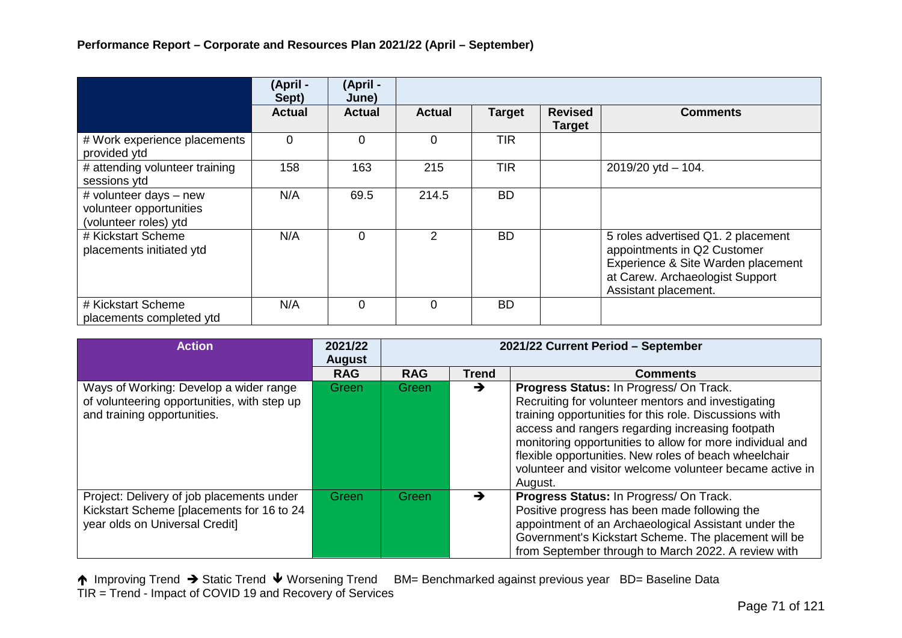**Performance Report – Corporate and Resources Plan 2021/22 (April – September)**

| | (April - Sept) | (April - June) | | | | |
|---|---|---|---|---|---|---|
| | **Actual** | **Actual** | **Actual** | **Target** | **Revised Target** | **Comments** |
| # Work experience placements provided ytd | 0 | 0 | 0 | TIR | | |
| # attending volunteer training sessions ytd | 158 | 163 | 215 | TIR | | 2019/20 ytd – 104. |
| # volunteer days – new volunteer opportunities (volunteer roles) ytd | N/A | 69.5 | 214.5 | BD | | |
| # Kickstart Scheme placements initiated ytd | N/A | 0 | 2 | BD | | 5 roles advertised Q1. 2 placement appointments in Q2 Customer Experience & Site Warden placement at Carew. Archaeologist Support Assistant placement. |
| # Kickstart Scheme placements completed ytd | N/A | 0 | 0 | BD | | |

| **Action** | **2021/22 August** | **2021/22 Current Period – September** | | |
|---|---|---|---|---|
| | **RAG** | **RAG** | **Trend** | **Comments** |
| Ways of Working: Develop a wider range of volunteering opportunities, with step up and training opportunities. | Green | Green | → | **Progress Status:** In Progress/ On Track. Recruiting for volunteer mentors and investigating training opportunities for this role. Discussions with access and rangers regarding increasing footpath monitoring opportunities to allow for more individual and flexible opportunities. New roles of beach wheelchair volunteer and visitor welcome volunteer became active in August. |
| Project: Delivery of job placements under Kickstart Scheme [placements for 16 to 24 year olds on Universal Credit] | Green | Green | → | **Progress Status:** In Progress/ On Track. Positive progress has been made following the appointment of an Archaeological Assistant under the Government's Kickstart Scheme. The placement will be from September through to March 2022. A review with |

↑ Improving Trend → Static Trend ↓ Worsening Trend BM= Benchmarked against previous year BD= Baseline Data
TIR = Trend - Impact of COVID 19 and Recovery of Services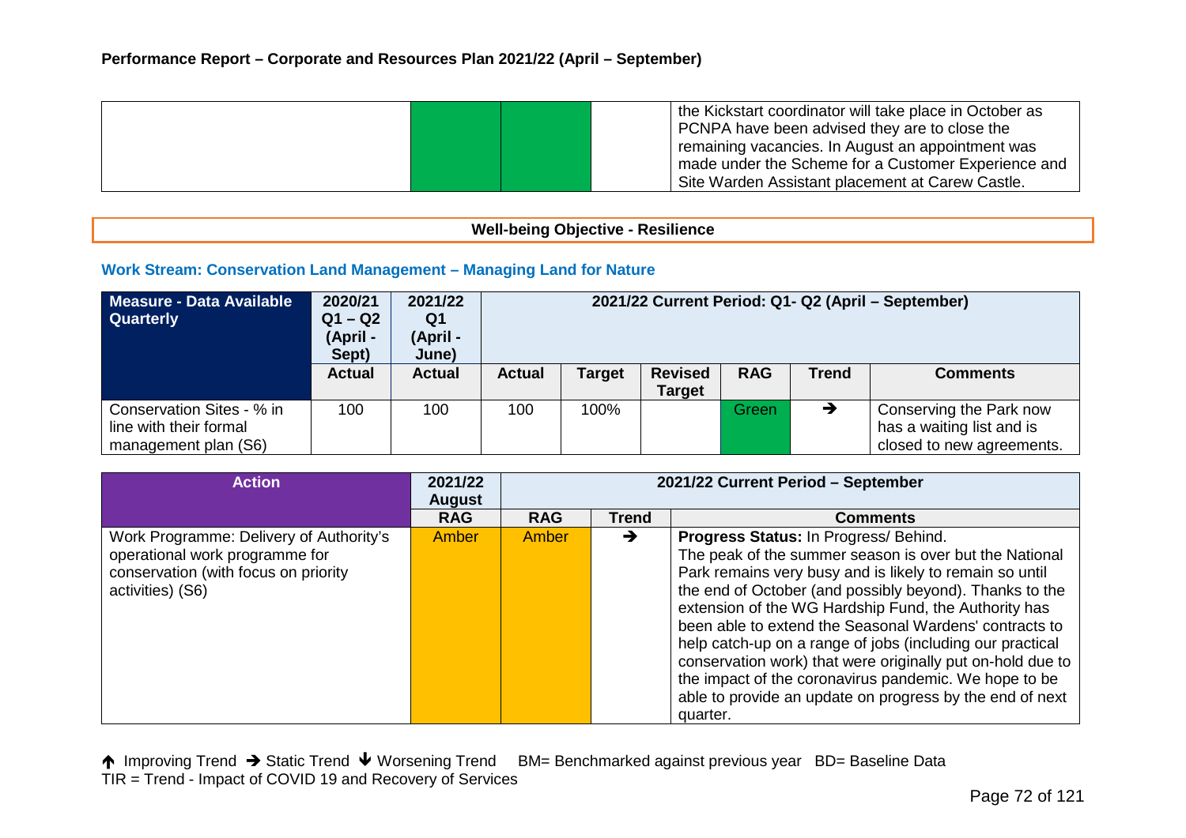| | | | | the Kickstart coordinator will take place in October as PCNPA have been advised they are to close the remaining vacancies. In August an appointment was made under the Scheme for a Customer Experience and Site Warden Assistant placement at Carew Castle. |
|---|---|---|---|---|

**Well-being Objective - Resilience**

### Work Stream: Conservation Land Management – Managing Land for Nature

| Measure - Data Available Quarterly | 2020/21 Q1 – Q2 (April - Sept) | 2021/22 Q1 (April - June) | 2021/22 Current Period: Q1- Q2 (April – September) | | | | | |
|---|---|---|---|---|---|---|---|---|
| | Actual | Actual | Actual | Target | Revised Target | RAG | Trend | Comments |
| Conservation Sites - % in line with their formal management plan (S6) | 100 | 100 | 100 | 100% | | Green | ➔ | Conserving the Park now has a waiting list and is closed to new agreements. |

| Action | 2021/22 August | 2021/22 Current Period – September | | |
|---|---|---|---|---|
| | RAG | RAG | Trend | Comments |
| Work Programme: Delivery of Authority's operational work programme for conservation (with focus on priority activities) (S6) | Amber | Amber | ➔ | **Progress Status:** In Progress/ Behind. The peak of the summer season is over but the National Park remains very busy and is likely to remain so until the end of October (and possibly beyond). Thanks to the extension of the WG Hardship Fund, the Authority has been able to extend the Seasonal Wardens' contracts to help catch-up on a range of jobs (including our practical conservation work) that were originally put on-hold due to the impact of the coronavirus pandemic. We hope to be able to provide an update on progress by the end of next quarter. |

🡑 Improving Trend ➔ Static Trend 🡓 Worsening Trend BM= Benchmarked against previous year BD= Baseline Data
TIR = Trend - Impact of COVID 19 and Recovery of Services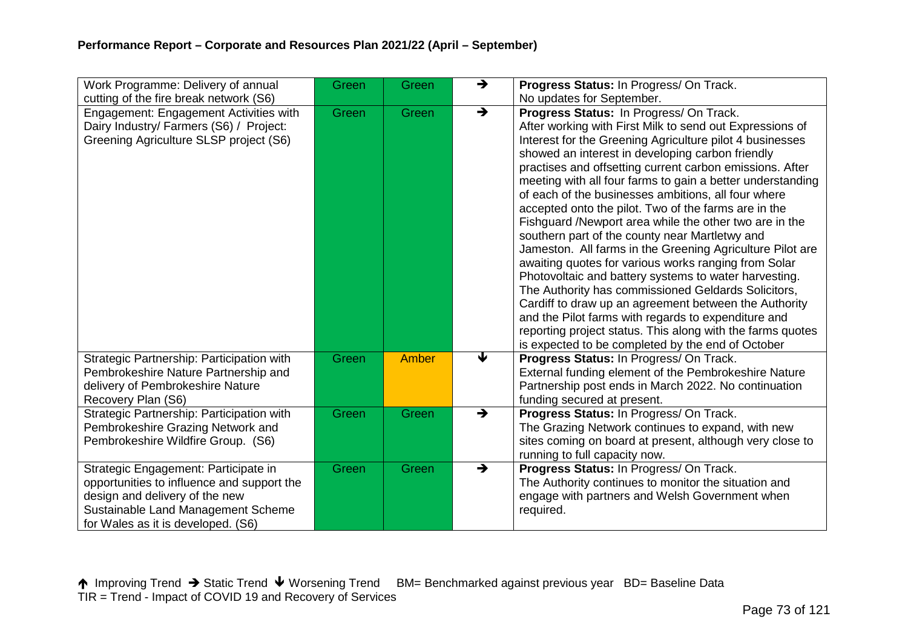**Performance Report – Corporate and Resources Plan 2021/22 (April – September)**

| | | | | |
|---|---|---|---|---|
| Work Programme: Delivery of annual cutting of the fire break network (S6) | Green | Green | ➔ | **Progress Status:** In Progress/ On Track. No updates for September. |
| Engagement: Engagement Activities with Dairy Industry/ Farmers (S6) / Project: Greening Agriculture SLSP project (S6) | Green | Green | ➔ | **Progress Status:** In Progress/ On Track. After working with First Milk to send out Expressions of Interest for the Greening Agriculture pilot 4 businesses showed an interest in developing carbon friendly practises and offsetting current carbon emissions. After meeting with all four farms to gain a better understanding of each of the businesses ambitions, all four where accepted onto the pilot. Two of the farms are in the Fishguard /Newport area while the other two are in the southern part of the county near Martletwy and Jameston. All farms in the Greening Agriculture Pilot are awaiting quotes for various works ranging from Solar Photovoltaic and battery systems to water harvesting. The Authority has commissioned Geldards Solicitors, Cardiff to draw up an agreement between the Authority and the Pilot farms with regards to expenditure and reporting project status. This along with the farms quotes is expected to be completed by the end of October |
| Strategic Partnership: Participation with Pembrokeshire Nature Partnership and delivery of Pembrokeshire Nature Recovery Plan (S6) | Green | Amber | ↓ | **Progress Status:** In Progress/ On Track. External funding element of the Pembrokeshire Nature Partnership post ends in March 2022. No continuation funding secured at present. |
| Strategic Partnership: Participation with Pembrokeshire Grazing Network and Pembrokeshire Wildfire Group. (S6) | Green | Green | ➔ | **Progress Status:** In Progress/ On Track. The Grazing Network continues to expand, with new sites coming on board at present, although very close to running to full capacity now. |
| Strategic Engagement: Participate in opportunities to influence and support the design and delivery of the new Sustainable Land Management Scheme for Wales as it is developed. (S6) | Green | Green | ➔ | **Progress Status:** In Progress/ On Track. The Authority continues to monitor the situation and engage with partners and Welsh Government when required. |

↑ Improving Trend ➔ Static Trend ↓ Worsening Trend BM= Benchmarked against previous year BD= Baseline Data
TIR = Trend - Impact of COVID 19 and Recovery of Services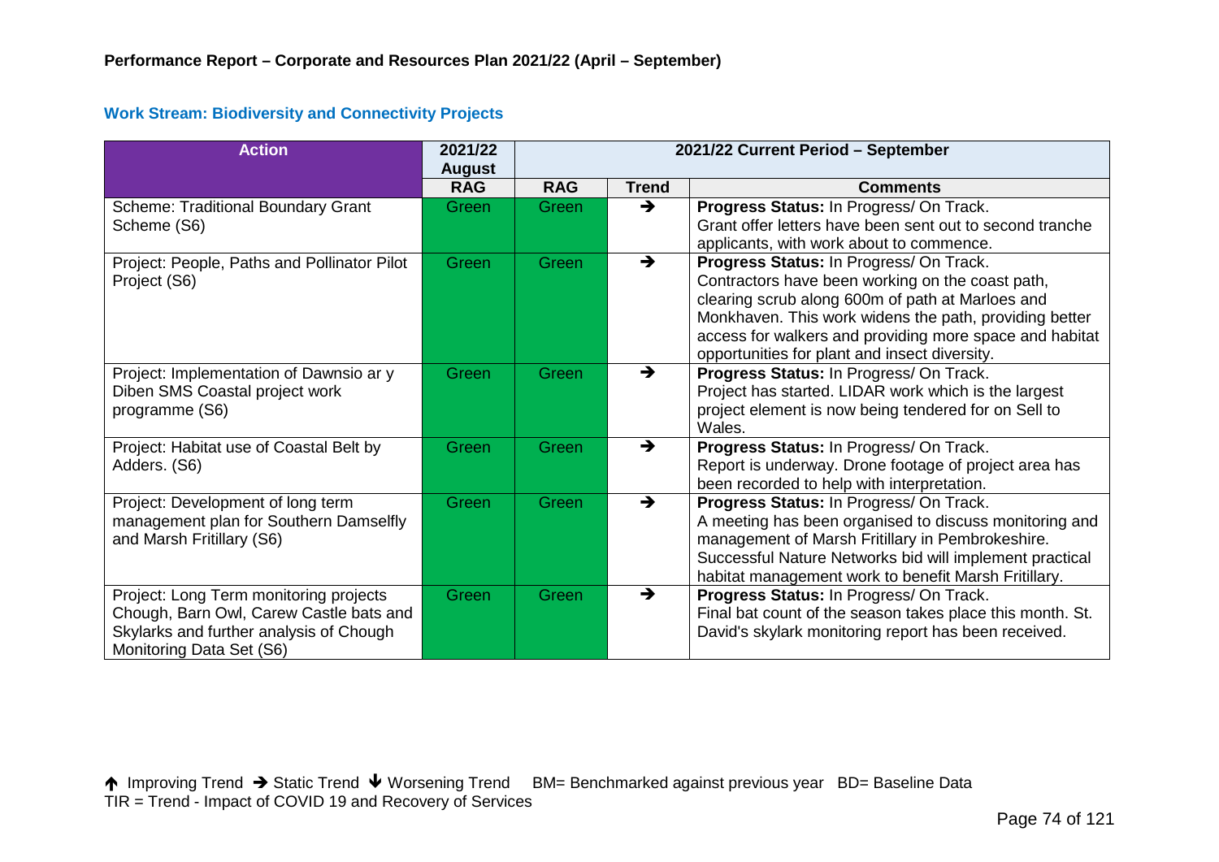## Performance Report – Corporate and Resources Plan 2021/22 (April – September)

### Work Stream: Biodiversity and Connectivity Projects

| Action | 2021/22 August | 2021/22 Current Period – September | | |
|---|---|---|---|---|
| | RAG | RAG | Trend | Comments |
| Scheme: Traditional Boundary Grant Scheme (S6) | Green | Green | → | **Progress Status:** In Progress/ On Track. Grant offer letters have been sent out to second tranche applicants, with work about to commence. |
| Project: People, Paths and Pollinator Pilot Project (S6) | Green | Green | → | **Progress Status:** In Progress/ On Track. Contractors have been working on the coast path, clearing scrub along 600m of path at Marloes and Monkhaven. This work widens the path, providing better access for walkers and providing more space and habitat opportunities for plant and insect diversity. |
| Project: Implementation of Dawnsio ar y Diben SMS Coastal project work programme (S6) | Green | Green | → | **Progress Status:** In Progress/ On Track. Project has started. LIDAR work which is the largest project element is now being tendered for on Sell to Wales. |
| Project: Habitat use of Coastal Belt by Adders. (S6) | Green | Green | → | **Progress Status:** In Progress/ On Track. Report is underway. Drone footage of project area has been recorded to help with interpretation. |
| Project: Development of long term management plan for Southern Damselfly and Marsh Fritillary (S6) | Green | Green | → | **Progress Status:** In Progress/ On Track. A meeting has been organised to discuss monitoring and management of Marsh Fritillary in Pembrokeshire. Successful Nature Networks bid will implement practical habitat management work to benefit Marsh Fritillary. |
| Project: Long Term monitoring projects Chough, Barn Owl, Carew Castle bats and Skylarks and further analysis of Chough Monitoring Data Set (S6) | Green | Green | → | **Progress Status:** In Progress/ On Track. Final bat count of the season takes place this month. St. David's skylark monitoring report has been received. |

↑ Improving Trend → Static Trend ↓ Worsening Trend BM= Benchmarked against previous year BD= Baseline Data
TIR = Trend - Impact of COVID 19 and Recovery of Services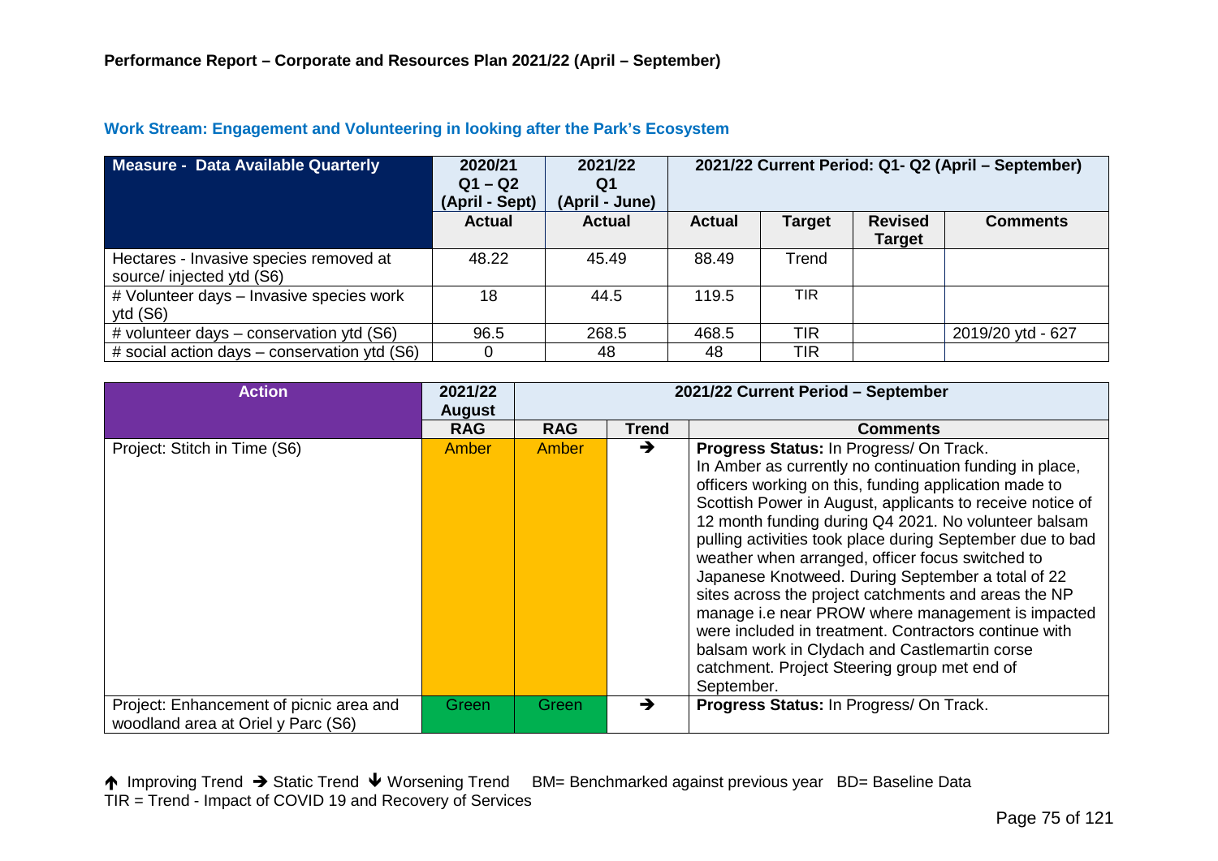**Performance Report – Corporate and Resources Plan 2021/22 (April – September)**

### Work Stream: Engagement and Volunteering in looking after the Park's Ecosystem

| Measure - Data Available Quarterly | 2020/21 Q1 – Q2 (April - Sept) | 2021/22 Q1 (April - June) | 2021/22 Current Period: Q1- Q2 (April – September) | | | |
|---|---|---|---|---|---|---|
| | Actual | Actual | Actual | Target | Revised Target | Comments |
| Hectares - Invasive species removed at source/ injected ytd (S6) | 48.22 | 45.49 | 88.49 | Trend | | |
| # Volunteer days – Invasive species work ytd (S6) | 18 | 44.5 | 119.5 | TIR | | |
| # volunteer days – conservation ytd (S6) | 96.5 | 268.5 | 468.5 | TIR | | 2019/20 ytd - 627 |
| # social action days – conservation ytd (S6) | 0 | 48 | 48 | TIR | | |

| Action | 2021/22 August | 2021/22 Current Period – September | | |
|---|---|---|---|---|
| | RAG | RAG | Trend | Comments |
| Project: Stitch in Time (S6) | Amber | Amber | → | **Progress Status:** In Progress/ On Track. In Amber as currently no continuation funding in place, officers working on this, funding application made to Scottish Power in August, applicants to receive notice of 12 month funding during Q4 2021. No volunteer balsam pulling activities took place during September due to bad weather when arranged, officer focus switched to Japanese Knotweed. During September a total of 22 sites across the project catchments and areas the NP manage i.e near PROW where management is impacted were included in treatment. Contractors continue with balsam work in Clydach and Castlemartin corse catchment. Project Steering group met end of September. |
| Project: Enhancement of picnic area and woodland area at Oriel y Parc (S6) | Green | Green | → | **Progress Status:** In Progress/ On Track. |

↑ Improving Trend → Static Trend ↓ Worsening Trend BM= Benchmarked against previous year BD= Baseline Data
TIR = Trend - Impact of COVID 19 and Recovery of Services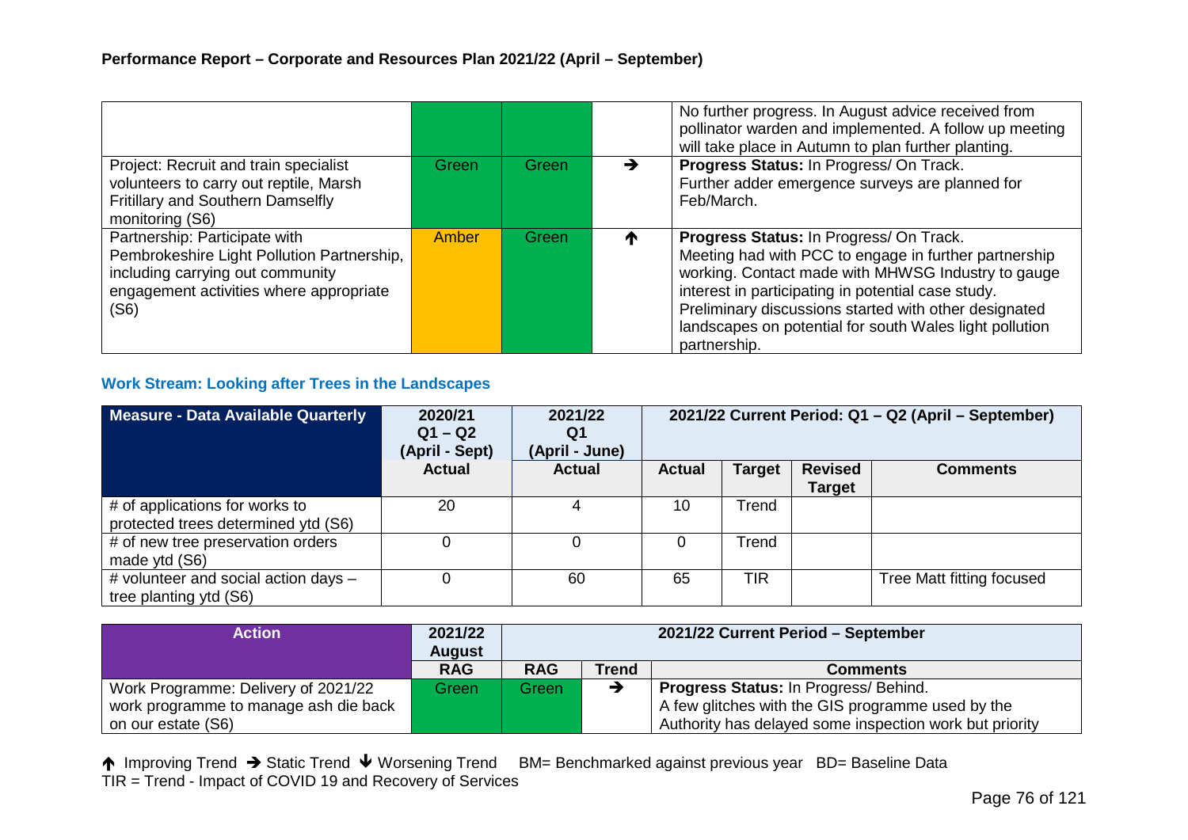| | | | | |
|---|---|---|---|---|
| | | | | No further progress. In August advice received from pollinator warden and implemented. A follow up meeting will take place in Autumn to plan further planting. |
| Project: Recruit and train specialist volunteers to carry out reptile, Marsh Fritillary and Southern Damselfly monitoring (S6) | Green | Green | ➔ | **Progress Status:** In Progress/ On Track. Further adder emergence surveys are planned for Feb/March. |
| Partnership: Participate with Pembrokeshire Light Pollution Partnership, including carrying out community engagement activities where appropriate (S6) | Amber | Green | ↑ | **Progress Status:** In Progress/ On Track. Meeting had with PCC to engage in further partnership working. Contact made with MHWSG Industry to gauge interest in participating in potential case study. Preliminary discussions started with other designated landscapes on potential for south Wales light pollution partnership. |

### Work Stream: Looking after Trees in the Landscapes

| Measure - Data Available Quarterly | 2020/21 Q1 – Q2 (April - Sept) | 2021/22 Q1 (April - June) | 2021/22 Current Period: Q1 – Q2 (April – September) | | | |
|---|---|---|---|---|---|---|
| | Actual | Actual | Actual | Target | Revised Target | Comments |
| # of applications for works to protected trees determined ytd (S6) | 20 | 4 | 10 | Trend | | |
| # of new tree preservation orders made ytd (S6) | 0 | 0 | 0 | Trend | | |
| # volunteer and social action days – tree planting ytd (S6) | 0 | 60 | 65 | TIR | | Tree Matt fitting focused |

| Action | 2021/22 August | 2021/22 Current Period – September | | |
|---|---|---|---|---|
| | RAG | RAG | Trend | Comments |
| Work Programme: Delivery of 2021/22 work programme to manage ash die back on our estate (S6) | Green | Green | ➔ | **Progress Status:** In Progress/ Behind. A few glitches with the GIS programme used by the Authority has delayed some inspection work but priority |

↑ Improving Trend ➔ Static Trend ↓ Worsening Trend BM= Benchmarked against previous year BD= Baseline Data
TIR = Trend - Impact of COVID 19 and Recovery of Services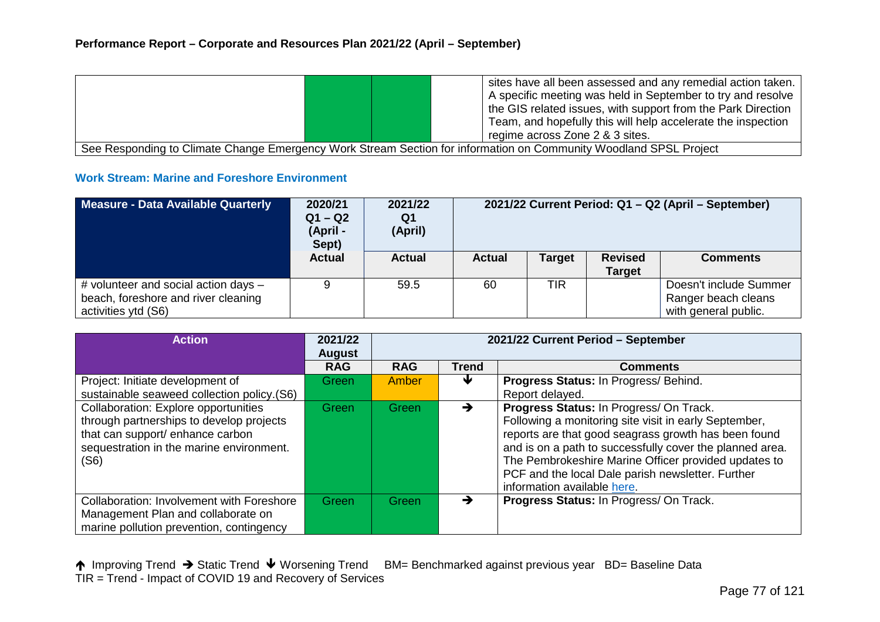| | | | | |
|---|---|---|---|---|
| | Green | Green | | sites have all been assessed and any remedial action taken. A specific meeting was held in September to try and resolve the GIS related issues, with support from the Park Direction Team, and hopefully this will help accelerate the inspection regime across Zone 2 & 3 sites. |
| See Responding to Climate Change Emergency Work Stream Section for information on Community Woodland SPSL Project | | | | |

### Work Stream: Marine and Foreshore Environment

| Measure - Data Available Quarterly | 2020/21 Q1 – Q2 (April - Sept) | 2021/22 Q1 (April) | 2021/22 Current Period: Q1 – Q2 (April – September) | | | |
|---|---|---|---|---|---|---|
| | Actual | Actual | Actual | Target | Revised Target | Comments |
| # volunteer and social action days – beach, foreshore and river cleaning activities ytd (S6) | 9 | 59.5 | 60 | TIR | | Doesn't include Summer Ranger beach cleans with general public. |

| Action | 2021/22 August | 2021/22 Current Period – September | | |
|---|---|---|---|---|
| | RAG | RAG | Trend | Comments |
| Project: Initiate development of sustainable seaweed collection policy.(S6) | Green | Amber | ↓ | **Progress Status:** In Progress/ Behind. Report delayed. |
| Collaboration: Explore opportunities through partnerships to develop projects that can support/ enhance carbon sequestration in the marine environment. (S6) | Green | Green | → | **Progress Status:** In Progress/ On Track. Following a monitoring site visit in early September, reports are that good seagrass growth has been found and is on a path to successfully cover the planned area. The Pembrokeshire Marine Officer provided updates to PCF and the local Dale parish newsletter. Further information available here. |
| Collaboration: Involvement with Foreshore Management Plan and collaborate on marine pollution prevention, contingency | Green | Green | → | **Progress Status:** In Progress/ On Track. |

↑ Improving Trend → Static Trend ↓ Worsening Trend BM= Benchmarked against previous year BD= Baseline Data
TIR = Trend - Impact of COVID 19 and Recovery of Services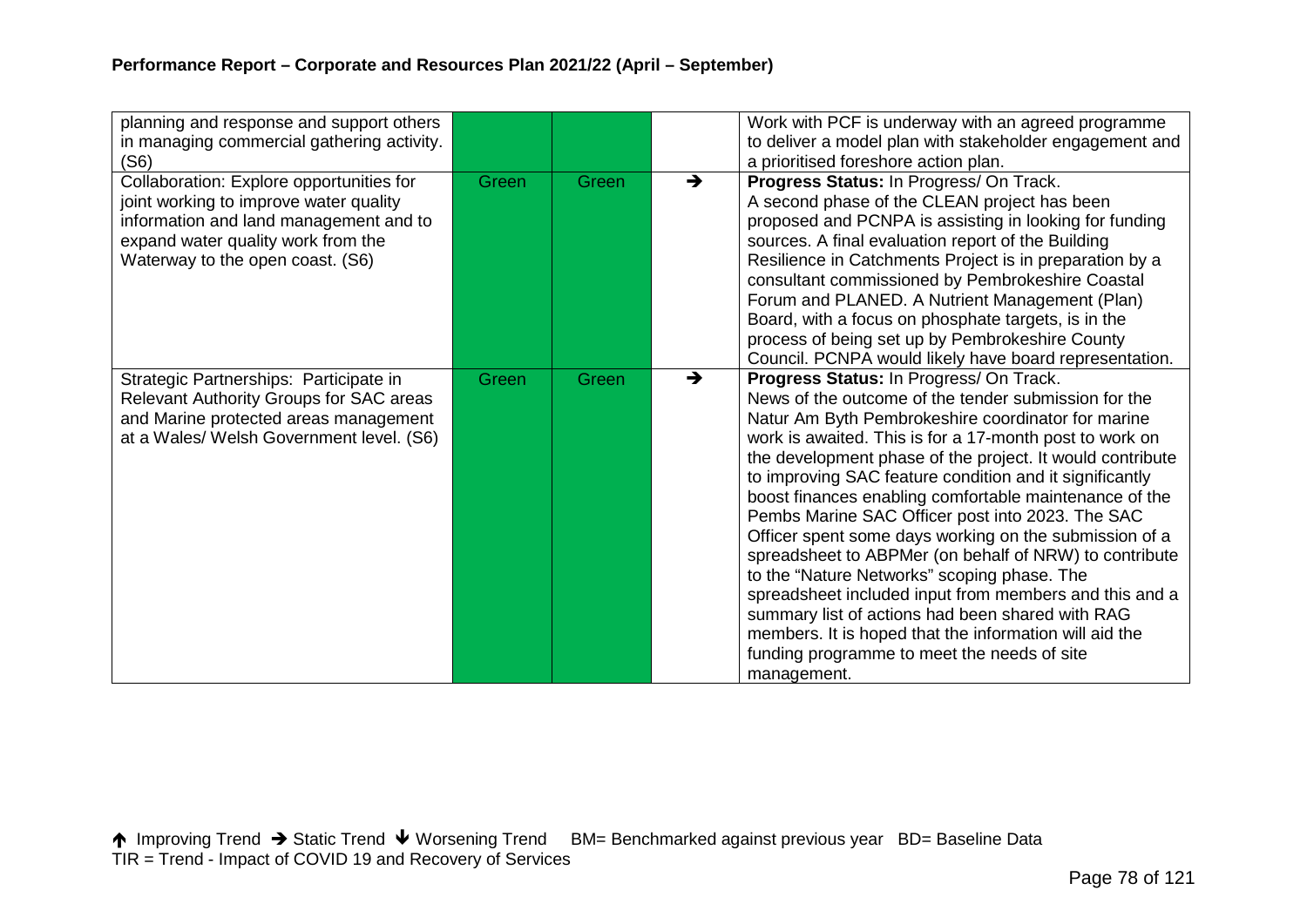| | | | | |
|---|---|---|---|---|
| planning and response and support others in managing commercial gathering activity. (S6) | | | | Work with PCF is underway with an agreed programme to deliver a model plan with stakeholder engagement and a prioritised foreshore action plan. |
| Collaboration: Explore opportunities for joint working to improve water quality information and land management and to expand water quality work from the Waterway to the open coast. (S6) | Green | Green | ➔ | **Progress Status:** In Progress/ On Track. A second phase of the CLEAN project has been proposed and PCNPA is assisting in looking for funding sources. A final evaluation report of the Building Resilience in Catchments Project is in preparation by a consultant commissioned by Pembrokeshire Coastal Forum and PLANED. A Nutrient Management (Plan) Board, with a focus on phosphate targets, is in the process of being set up by Pembrokeshire County Council. PCNPA would likely have board representation. |
| Strategic Partnerships: Participate in Relevant Authority Groups for SAC areas and Marine protected areas management at a Wales/ Welsh Government level. (S6) | Green | Green | ➔ | **Progress Status:** In Progress/ On Track. News of the outcome of the tender submission for the Natur Am Byth Pembrokeshire coordinator for marine work is awaited. This is for a 17-month post to work on the development phase of the project. It would contribute to improving SAC feature condition and it significantly boost finances enabling comfortable maintenance of the Pembs Marine SAC Officer post into 2023. The SAC Officer spent some days working on the submission of a spreadsheet to ABPMer (on behalf of NRW) to contribute to the "Nature Networks" scoping phase. The spreadsheet included input from members and this and a summary list of actions had been shared with RAG members. It is hoped that the information will aid the funding programme to meet the needs of site management. |

🡅 Improving Trend ➔ Static Trend 🡇 Worsening Trend BM= Benchmarked against previous year BD= Baseline Data
TIR = Trend - Impact of COVID 19 and Recovery of Services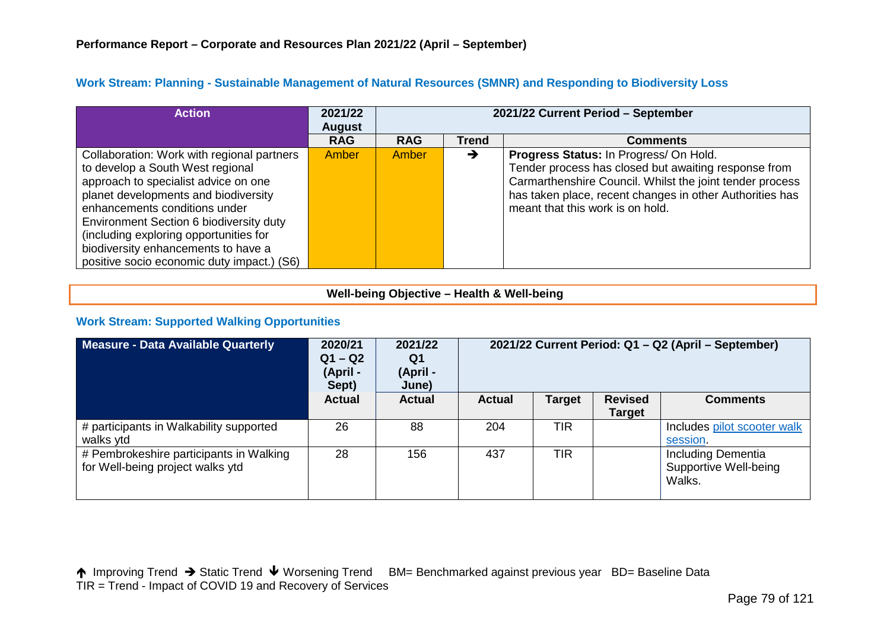**Performance Report – Corporate and Resources Plan 2021/22 (April – September)**

### Work Stream: Planning - Sustainable Management of Natural Resources (SMNR) and Responding to Biodiversity Loss

| Action | 2021/22 August | 2021/22 Current Period – September | | |
|---|---|---|---|---|
| | RAG | RAG | Trend | Comments |
| Collaboration: Work with regional partners to develop a South West regional approach to specialist advice on one planet developments and biodiversity enhancements conditions under Environment Section 6 biodiversity duty (including exploring opportunities for biodiversity enhancements to have a positive socio economic duty impact.) (S6) | Amber | Amber | → | **Progress Status:** In Progress/ On Hold. Tender process has closed but awaiting response from Carmarthenshire Council. Whilst the joint tender process has taken place, recent changes in other Authorities has meant that this work is on hold. |

**Well-being Objective – Health & Well-being**

### Work Stream: Supported Walking Opportunities

| Measure - Data Available Quarterly | 2020/21 Q1 – Q2 (April - Sept) | 2021/22 Q1 (April - June) | 2021/22 Current Period: Q1 – Q2 (April – September) | | | |
|---|---|---|---|---|---|---|
| | Actual | Actual | Actual | Target | Revised Target | Comments |
| # participants in Walkability supported walks ytd | 26 | 88 | 204 | TIR | | Includes pilot scooter walk session. |
| # Pembrokeshire participants in Walking for Well-being project walks ytd | 28 | 156 | 437 | TIR | | Including Dementia Supportive Well-being Walks. |

↑ Improving Trend → Static Trend ↓ Worsening Trend BM= Benchmarked against previous year BD= Baseline Data
TIR = Trend - Impact of COVID 19 and Recovery of Services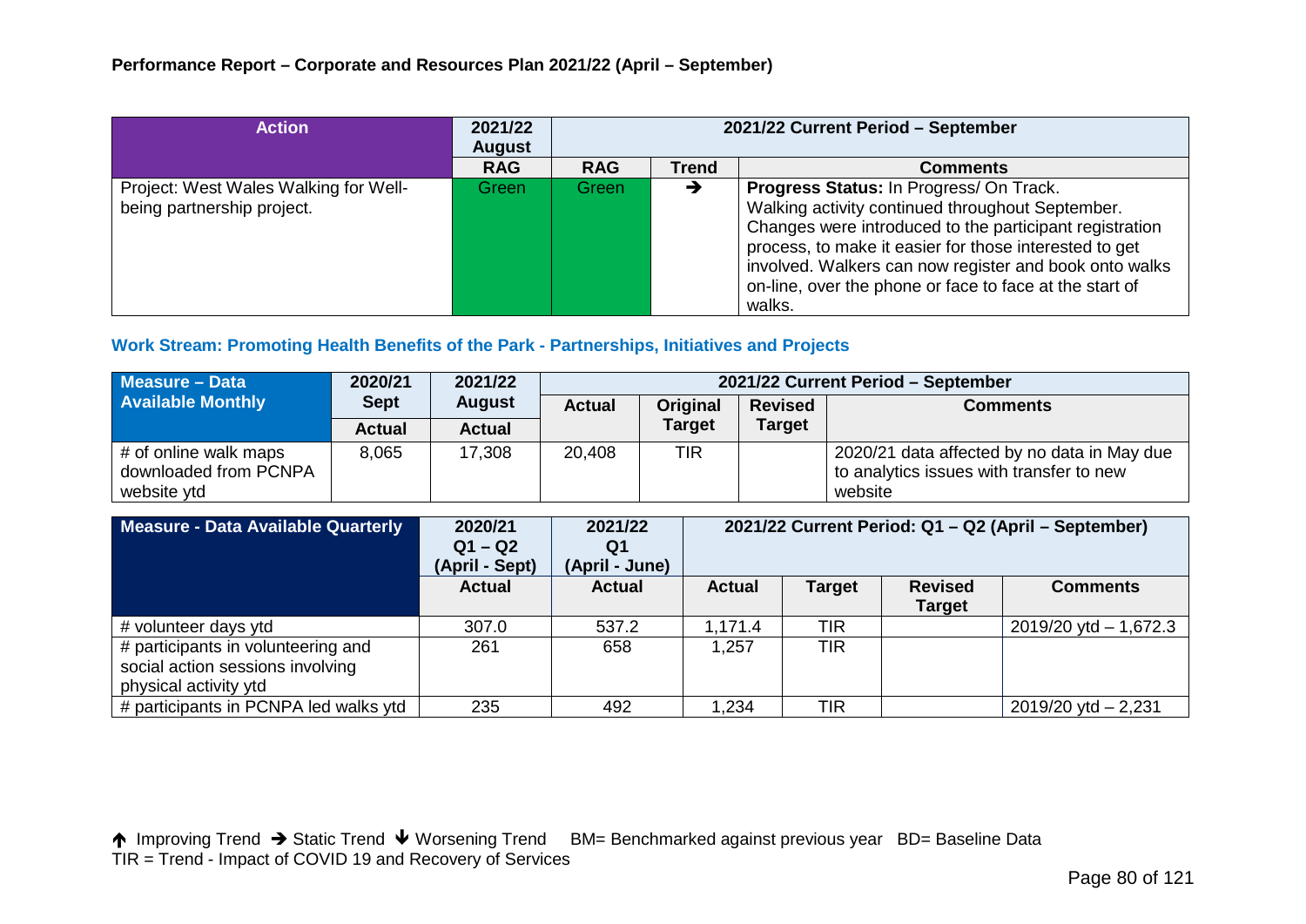**Performance Report – Corporate and Resources Plan 2021/22 (April – September)**

| Action | 2021/22 August | 2021/22 Current Period – September | | |
|---|---|---|---|---|
| | RAG | RAG | Trend | Comments |
| Project: West Wales Walking for Well-being partnership project. | Green | Green | ➔ | **Progress Status:** In Progress/ On Track. Walking activity continued throughout September. Changes were introduced to the participant registration process, to make it easier for those interested to get involved. Walkers can now register and book onto walks on-line, over the phone or face to face at the start of walks. |

### Work Stream: Promoting Health Benefits of the Park - Partnerships, Initiatives and Projects

| Measure – Data Available Monthly | 2020/21 Sept | 2021/22 August | 2021/22 Current Period – September | | | |
|---|---|---|---|---|---|---|
| | Actual | Actual | Actual | Original Target | Revised Target | Comments |
| # of online walk maps downloaded from PCNPA website ytd | 8,065 | 17,308 | 20,408 | TIR | | 2020/21 data affected by no data in May due to analytics issues with transfer to new website |

| Measure - Data Available Quarterly | 2020/21 Q1 – Q2 (April - Sept) | 2021/22 Q1 (April - June) | 2021/22 Current Period: Q1 – Q2 (April – September) | | | |
|---|---|---|---|---|---|---|
| | Actual | Actual | Actual | Target | Revised Target | Comments |
| # volunteer days ytd | 307.0 | 537.2 | 1,171.4 | TIR | | 2019/20 ytd – 1,672.3 |
| # participants in volunteering and social action sessions involving physical activity ytd | 261 | 658 | 1,257 | TIR | | |
| # participants in PCNPA led walks ytd | 235 | 492 | 1,234 | TIR | | 2019/20 ytd – 2,231 |

🡑 Improving Trend ➔ Static Trend 🡓 Worsening Trend BM= Benchmarked against previous year BD= Baseline Data
TIR = Trend - Impact of COVID 19 and Recovery of Services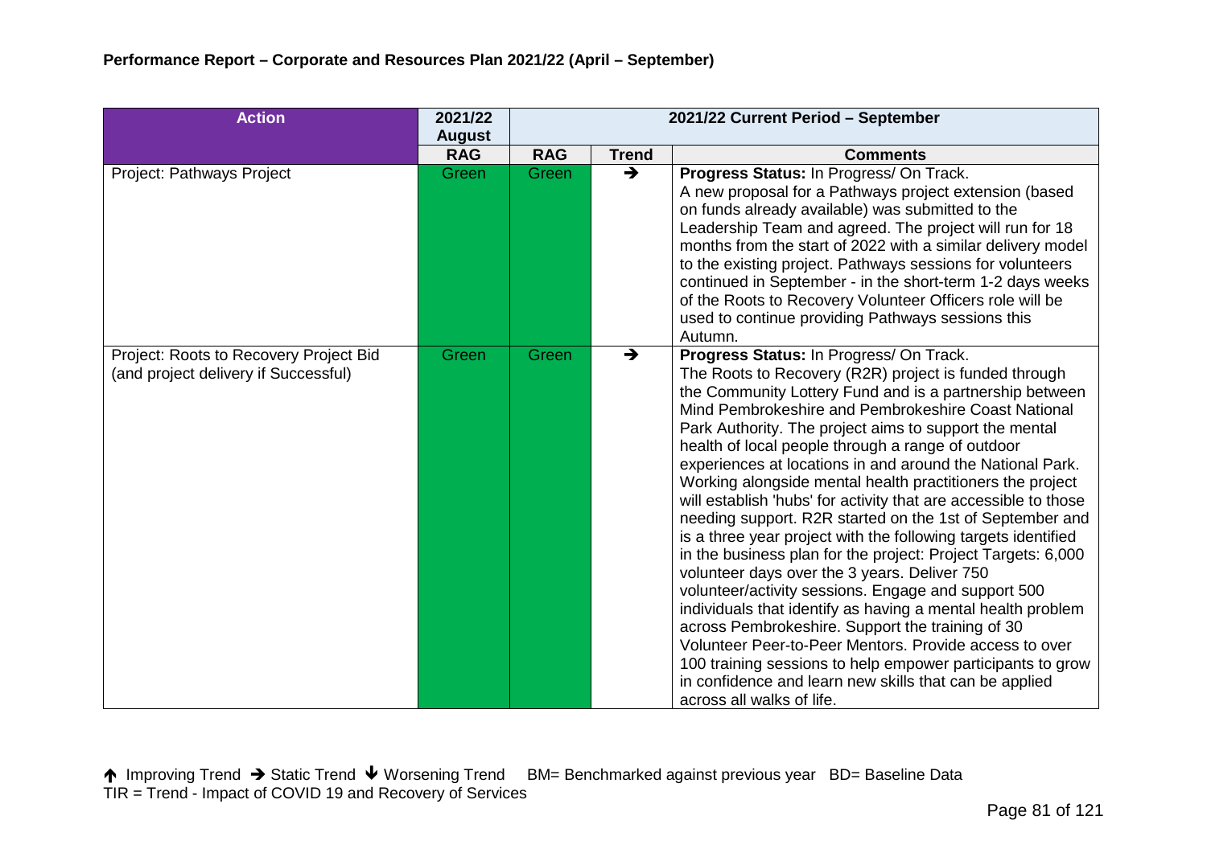**Performance Report – Corporate and Resources Plan 2021/22 (April – September)**

| Action | 2021/22 August | 2021/22 Current Period – September | | |
|---|---|---|---|---|
| | RAG | RAG | Trend | Comments |
| Project: Pathways Project | Green | Green | → | **Progress Status:** In Progress/ On Track. A new proposal for a Pathways project extension (based on funds already available) was submitted to the Leadership Team and agreed. The project will run for 18 months from the start of 2022 with a similar delivery model to the existing project. Pathways sessions for volunteers continued in September - in the short-term 1-2 days weeks of the Roots to Recovery Volunteer Officers role will be used to continue providing Pathways sessions this Autumn. |
| Project: Roots to Recovery Project Bid (and project delivery if Successful) | Green | Green | → | **Progress Status:** In Progress/ On Track. The Roots to Recovery (R2R) project is funded through the Community Lottery Fund and is a partnership between Mind Pembrokeshire and Pembrokeshire Coast National Park Authority. The project aims to support the mental health of local people through a range of outdoor experiences at locations in and around the National Park. Working alongside mental health practitioners the project will establish 'hubs' for activity that are accessible to those needing support. R2R started on the 1st of September and is a three year project with the following targets identified in the business plan for the project: Project Targets: 6,000 volunteer days over the 3 years. Deliver 750 volunteer/activity sessions. Engage and support 500 individuals that identify as having a mental health problem across Pembrokeshire. Support the training of 30 Volunteer Peer-to-Peer Mentors. Provide access to over 100 training sessions to help empower participants to grow in confidence and learn new skills that can be applied across all walks of life. |

↑ Improving Trend → Static Trend ↓ Worsening Trend BM= Benchmarked against previous year BD= Baseline Data
TIR = Trend - Impact of COVID 19 and Recovery of Services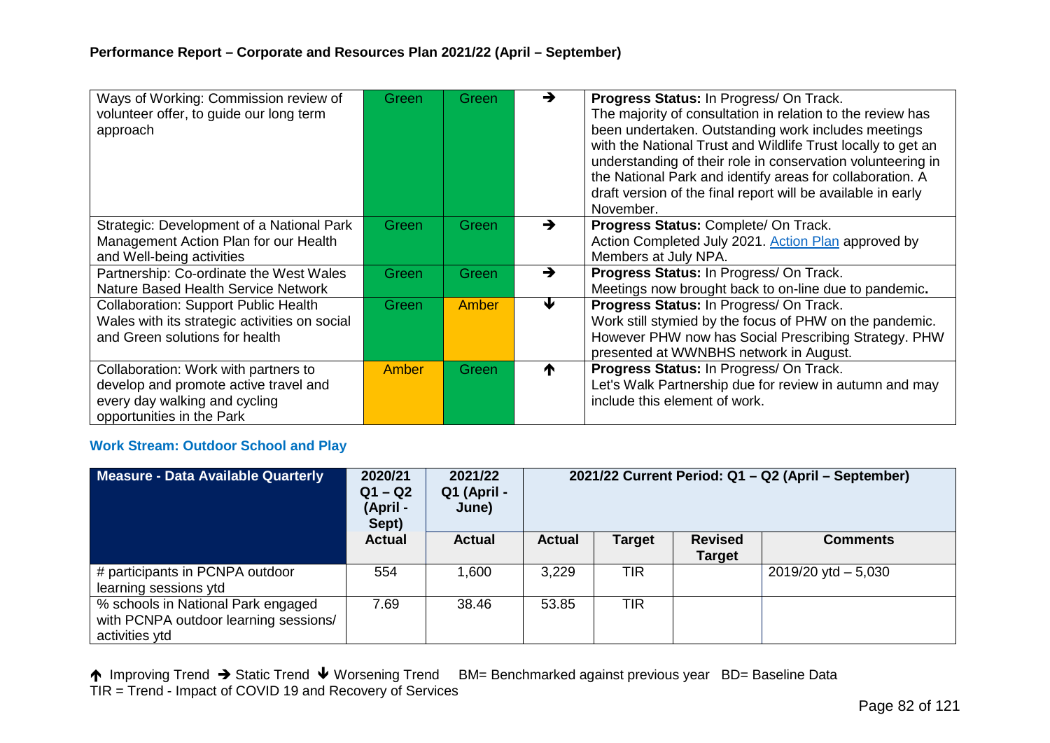## Performance Report – Corporate and Resources Plan 2021/22 (April – September)

| | | | | |
|---|---|---|---|---|
| Ways of Working: Commission review of volunteer offer, to guide our long term approach | Green | Green | → | **Progress Status:** In Progress/ On Track. The majority of consultation in relation to the review has been undertaken. Outstanding work includes meetings with the National Trust and Wildlife Trust locally to get an understanding of their role in conservation volunteering in the National Park and identify areas for collaboration. A draft version of the final report will be available in early November. |
| Strategic: Development of a National Park Management Action Plan for our Health and Well-being activities | Green | Green | → | **Progress Status:** Complete/ On Track. Action Completed July 2021. Action Plan approved by Members at July NPA. |
| Partnership: Co-ordinate the West Wales Nature Based Health Service Network | Green | Green | → | **Progress Status:** In Progress/ On Track. Meetings now brought back to on-line due to pandemic**.** |
| Collaboration: Support Public Health Wales with its strategic activities on social and Green solutions for health | Green | Amber | ↓ | **Progress Status:** In Progress/ On Track. Work still stymied by the focus of PHW on the pandemic. However PHW now has Social Prescribing Strategy. PHW presented at WWNBHS network in August. |
| Collaboration: Work with partners to develop and promote active travel and every day walking and cycling opportunities in the Park | Amber | Green | ↑ | **Progress Status:** In Progress/ On Track. Let's Walk Partnership due for review in autumn and may include this element of work. |

### Work Stream: Outdoor School and Play

| Measure - Data Available Quarterly | 2020/21 Q1 – Q2 (April - Sept) | 2021/22 Q1 (April - June) | 2021/22 Current Period: Q1 – Q2 (April – September) | | | |
|---|---|---|---|---|---|---|
| | Actual | Actual | Actual | Target | Revised Target | Comments |
| # participants in PCNPA outdoor learning sessions ytd | 554 | 1,600 | 3,229 | TIR | | 2019/20 ytd – 5,030 |
| % schools in National Park engaged with PCNPA outdoor learning sessions/ activities ytd | 7.69 | 38.46 | 53.85 | TIR | | |

↑ Improving Trend → Static Trend ↓ Worsening Trend BM= Benchmarked against previous year BD= Baseline Data
TIR = Trend - Impact of COVID 19 and Recovery of Services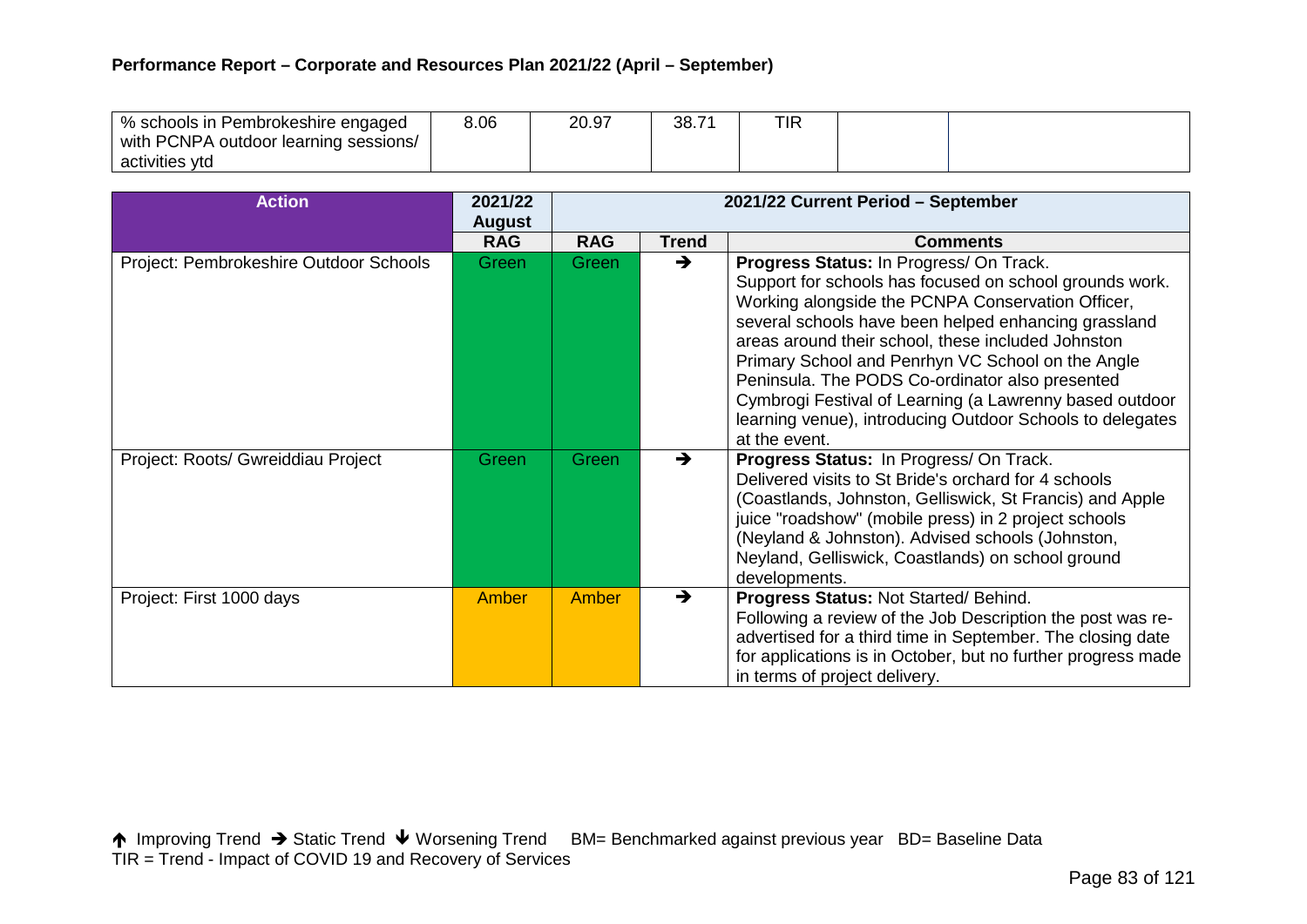## Performance Report – Corporate and Resources Plan 2021/22 (April – September)

| % schools in Pembrokeshire engaged with PCNPA outdoor learning sessions/ activities ytd | 8.06 | 20.97 | 38.71 | TIR | | |
|---|---|---|---|---|---|---|

| Action | 2021/22 August | 2021/22 Current Period – September | | |
|---|---|---|---|---|
| | RAG | RAG | Trend | Comments |
| Project: Pembrokeshire Outdoor Schools | Green | Green | → | **Progress Status:** In Progress/ On Track. Support for schools has focused on school grounds work. Working alongside the PCNPA Conservation Officer, several schools have been helped enhancing grassland areas around their school, these included Johnston Primary School and Penrhyn VC School on the Angle Peninsula. The PODS Co-ordinator also presented Cymbrogi Festival of Learning (a Lawrenny based outdoor learning venue), introducing Outdoor Schools to delegates at the event. |
| Project: Roots/ Gwreiddiau Project | Green | Green | → | **Progress Status:** In Progress/ On Track. Delivered visits to St Bride's orchard for 4 schools (Coastlands, Johnston, Gelliswick, St Francis) and Apple juice "roadshow" (mobile press) in 2 project schools (Neyland & Johnston). Advised schools (Johnston, Neyland, Gelliswick, Coastlands) on school ground developments. |
| Project: First 1000 days | Amber | Amber | → | **Progress Status:** Not Started/ Behind. Following a review of the Job Description the post was re-advertised for a third time in September. The closing date for applications is in October, but no further progress made in terms of project delivery. |

↑ Improving Trend → Static Trend ↓ Worsening Trend BM= Benchmarked against previous year BD= Baseline Data
TIR = Trend - Impact of COVID 19 and Recovery of Services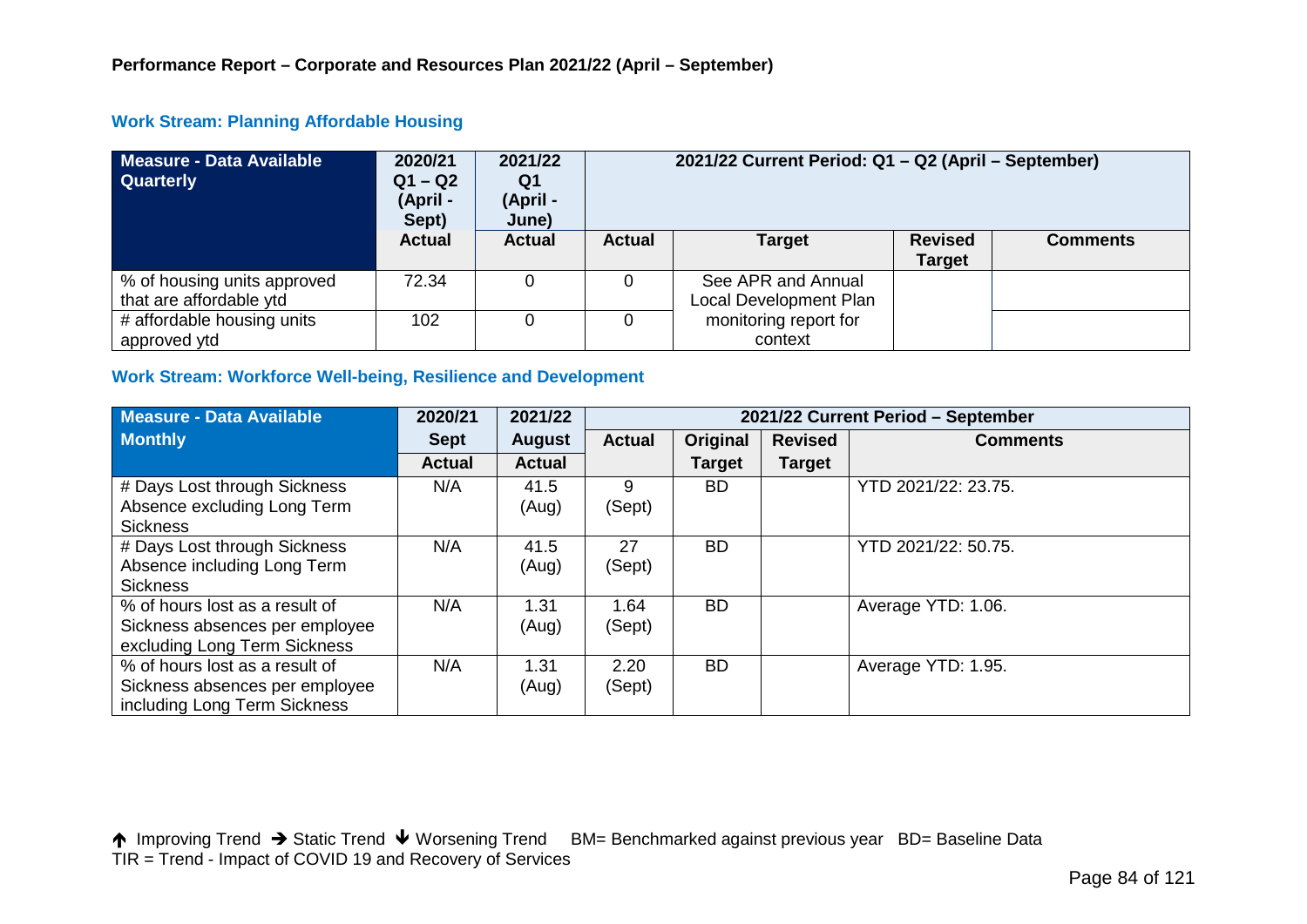**Performance Report – Corporate and Resources Plan 2021/22 (April – September)**

### Work Stream: Planning Affordable Housing

| Measure - Data Available Quarterly | 2020/21 Q1 – Q2 (April - Sept) | 2021/22 Q1 (April - June) | 2021/22 Current Period: Q1 – Q2 (April – September) | | | |
|---|---|---|---|---|---|---|
| | Actual | Actual | Actual | Target | Revised Target | Comments |
| % of housing units approved that are affordable ytd | 72.34 | 0 | 0 | See APR and Annual Local Development Plan monitoring report for context | | |
| # affordable housing units approved ytd | 102 | 0 | 0 | | | |

### Work Stream: Workforce Well-being, Resilience and Development

| Measure - Data Available Monthly | 2020/21 Sept | 2021/22 August | 2021/22 Current Period – September | | | |
|---|---|---|---|---|---|---|
| | Actual | Actual | Actual | Original Target | Revised Target | Comments |
| # Days Lost through Sickness Absence excluding Long Term Sickness | N/A | 41.5 (Aug) | 9 (Sept) | BD | | YTD 2021/22: 23.75. |
| # Days Lost through Sickness Absence including Long Term Sickness | N/A | 41.5 (Aug) | 27 (Sept) | BD | | YTD 2021/22: 50.75. |
| % of hours lost as a result of Sickness absences per employee excluding Long Term Sickness | N/A | 1.31 (Aug) | 1.64 (Sept) | BD | | Average YTD: 1.06. |
| % of hours lost as a result of Sickness absences per employee including Long Term Sickness | N/A | 1.31 (Aug) | 2.20 (Sept) | BD | | Average YTD: 1.95. |

↑ Improving Trend → Static Trend ↓ Worsening Trend BM= Benchmarked against previous year BD= Baseline Data
TIR = Trend - Impact of COVID 19 and Recovery of Services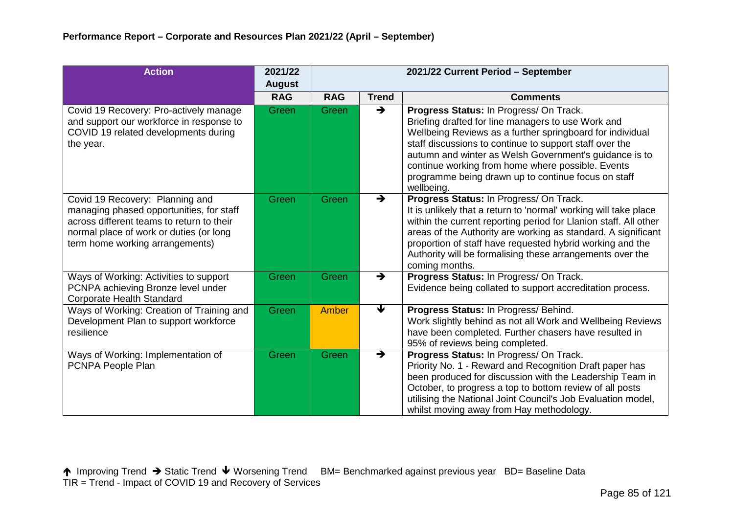**Performance Report – Corporate and Resources Plan 2021/22 (April – September)**

| Action | 2021/22 August | 2021/22 Current Period – September | | |
|---|---|---|---|---|
| | RAG | RAG | Trend | Comments |
| Covid 19 Recovery: Pro-actively manage and support our workforce in response to COVID 19 related developments during the year. | Green | Green | → | **Progress Status:** In Progress/ On Track. Briefing drafted for line managers to use Work and Wellbeing Reviews as a further springboard for individual staff discussions to continue to support staff over the autumn and winter as Welsh Government's guidance is to continue working from home where possible. Events programme being drawn up to continue focus on staff wellbeing. |
| Covid 19 Recovery: Planning and managing phased opportunities, for staff across different teams to return to their normal place of work or duties (or long term home working arrangements) | Green | Green | → | **Progress Status:** In Progress/ On Track. It is unlikely that a return to 'normal' working will take place within the current reporting period for Llanion staff. All other areas of the Authority are working as standard. A significant proportion of staff have requested hybrid working and the Authority will be formalising these arrangements over the coming months. |
| Ways of Working: Activities to support PCNPA achieving Bronze level under Corporate Health Standard | Green | Green | → | **Progress Status:** In Progress/ On Track. Evidence being collated to support accreditation process. |
| Ways of Working: Creation of Training and Development Plan to support workforce resilience | Green | Amber | ↓ | **Progress Status:** In Progress/ Behind. Work slightly behind as not all Work and Wellbeing Reviews have been completed. Further chasers have resulted in 95% of reviews being completed. |
| Ways of Working: Implementation of PCNPA People Plan | Green | Green | → | **Progress Status:** In Progress/ On Track. Priority No. 1 - Reward and Recognition Draft paper has been produced for discussion with the Leadership Team in October, to progress a top to bottom review of all posts utilising the National Joint Council's Job Evaluation model, whilst moving away from Hay methodology. |

↑ Improving Trend → Static Trend ↓ Worsening Trend BM= Benchmarked against previous year BD= Baseline Data
TIR = Trend - Impact of COVID 19 and Recovery of Services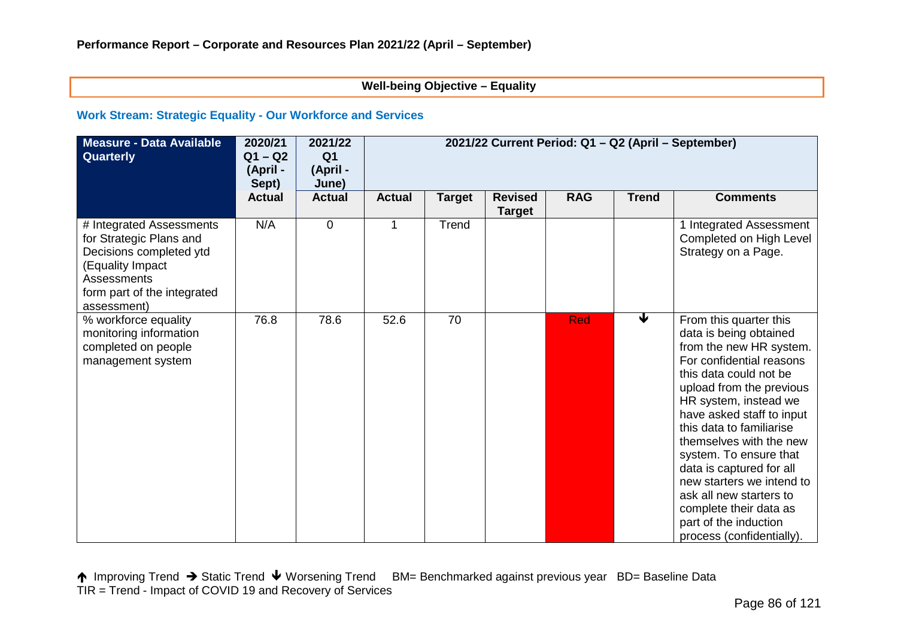**Performance Report – Corporate and Resources Plan 2021/22 (April – September)**

## Well-being Objective – Equality

### Work Stream: Strategic Equality - Our Workforce and Services

| Measure - Data Available Quarterly | 2020/21 Q1 – Q2 (April - Sept) | 2021/22 Q1 (April - June) | 2021/22 Current Period: Q1 – Q2 (April – September) | | | | | |
|---|---|---|---|---|---|---|---|---|
| | Actual | Actual | Actual | Target | Revised Target | RAG | Trend | Comments |
| # Integrated Assessments for Strategic Plans and Decisions completed ytd (Equality Impact Assessments form part of the integrated assessment) | N/A | 0 | 1 | Trend | | | | 1 Integrated Assessment Completed on High Level Strategy on a Page. |
| % workforce equality monitoring information completed on people management system | 76.8 | 78.6 | 52.6 | 70 | | Red | ↓ | From this quarter this data is being obtained from the new HR system. For confidential reasons this data could not be upload from the previous HR system, instead we have asked staff to input this data to familiarise themselves with the new system. To ensure that data is captured for all new starters we intend to ask all new starters to complete their data as part of the induction process (confidentially). |

↑ Improving Trend → Static Trend ↓ Worsening Trend BM= Benchmarked against previous year BD= Baseline Data
TIR = Trend - Impact of COVID 19 and Recovery of Services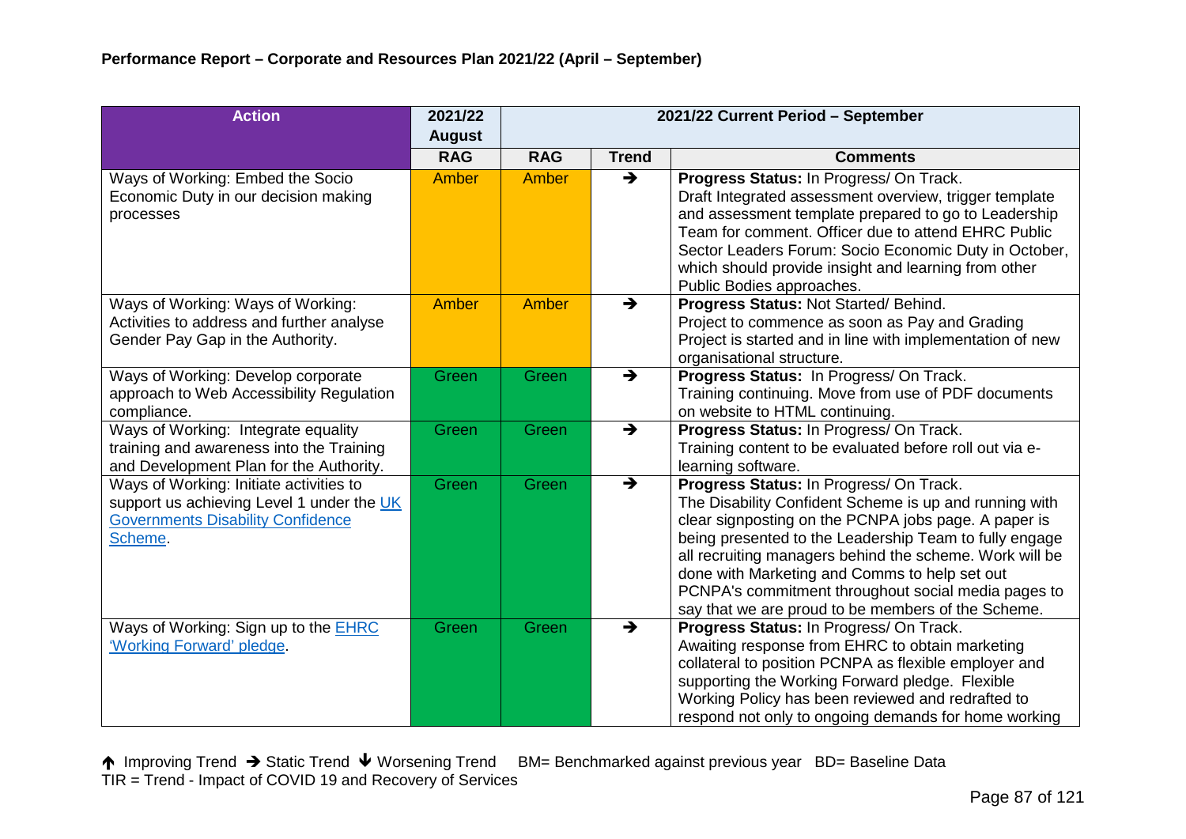**Performance Report – Corporate and Resources Plan 2021/22 (April – September)**

| Action | 2021/22 August | 2021/22 Current Period – September | | |
|---|---|---|---|---|
| | RAG | RAG | Trend | Comments |
| Ways of Working: Embed the Socio Economic Duty in our decision making processes | Amber | Amber | → | **Progress Status:** In Progress/ On Track. Draft Integrated assessment overview, trigger template and assessment template prepared to go to Leadership Team for comment. Officer due to attend EHRC Public Sector Leaders Forum: Socio Economic Duty in October, which should provide insight and learning from other Public Bodies approaches. |
| Ways of Working: Ways of Working: Activities to address and further analyse Gender Pay Gap in the Authority. | Amber | Amber | → | **Progress Status:** Not Started/ Behind. Project to commence as soon as Pay and Grading Project is started and in line with implementation of new organisational structure. |
| Ways of Working: Develop corporate approach to Web Accessibility Regulation compliance. | Green | Green | → | **Progress Status:** In Progress/ On Track. Training continuing. Move from use of PDF documents on website to HTML continuing. |
| Ways of Working: Integrate equality training and awareness into the Training and Development Plan for the Authority. | Green | Green | → | **Progress Status:** In Progress/ On Track. Training content to be evaluated before roll out via e-learning software. |
| Ways of Working: Initiate activities to support us achieving Level 1 under the UK Governments Disability Confidence Scheme. | Green | Green | → | **Progress Status:** In Progress/ On Track. The Disability Confident Scheme is up and running with clear signposting on the PCNPA jobs page. A paper is being presented to the Leadership Team to fully engage all recruiting managers behind the scheme. Work will be done with Marketing and Comms to help set out PCNPA's commitment throughout social media pages to say that we are proud to be members of the Scheme. |
| Ways of Working: Sign up to the EHRC 'Working Forward' pledge. | Green | Green | → | **Progress Status:** In Progress/ On Track. Awaiting response from EHRC to obtain marketing collateral to position PCNPA as flexible employer and supporting the Working Forward pledge. Flexible Working Policy has been reviewed and redrafted to respond not only to ongoing demands for home working |

↑ Improving Trend → Static Trend ↓ Worsening Trend BM= Benchmarked against previous year BD= Baseline Data
TIR = Trend - Impact of COVID 19 and Recovery of Services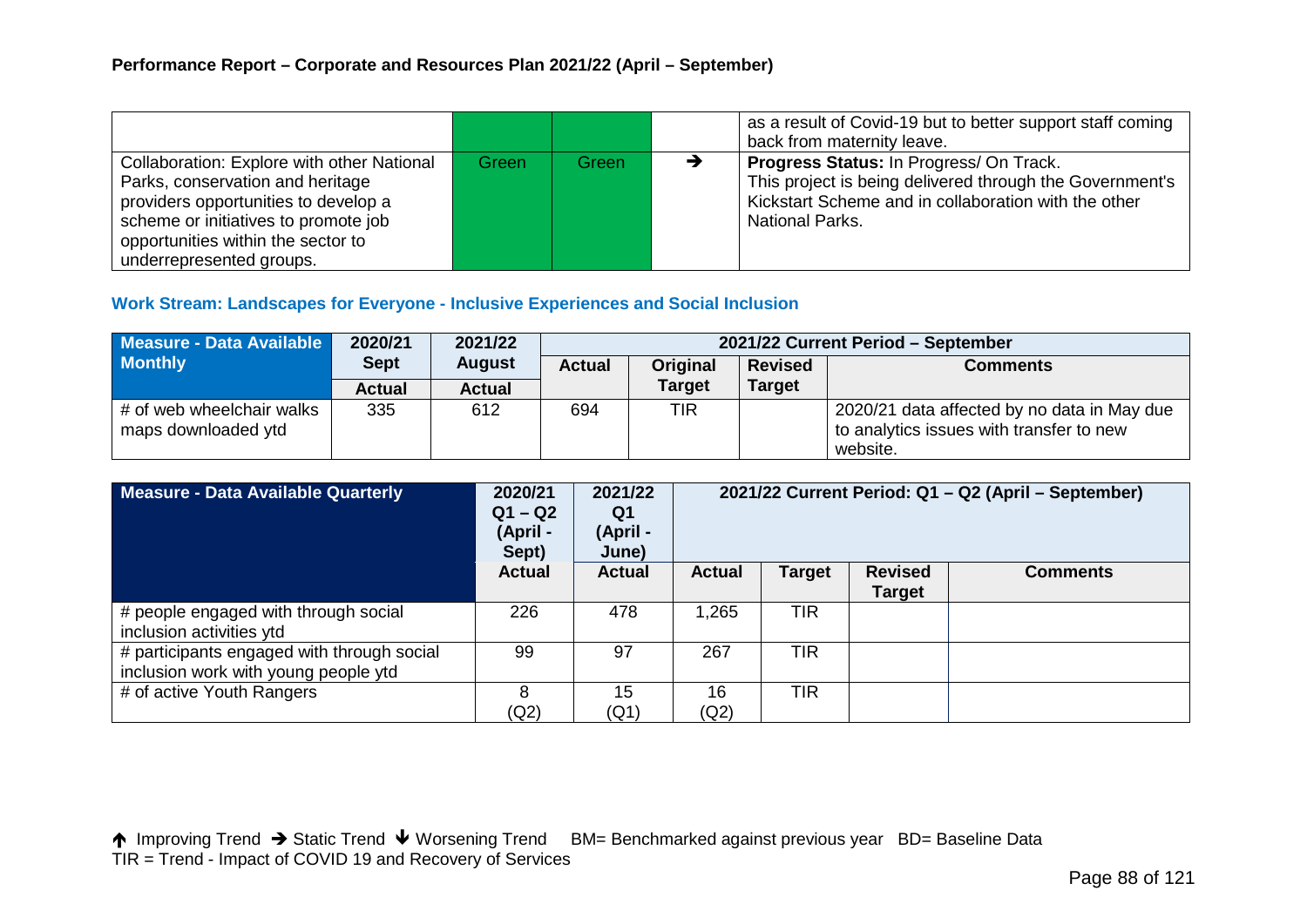**Performance Report – Corporate and Resources Plan 2021/22 (April – September)**

| | | | | |
|---|---|---|---|---|
| | | | | as a result of Covid-19 but to better support staff coming back from maternity leave. |
| Collaboration: Explore with other National Parks, conservation and heritage providers opportunities to develop a scheme or initiatives to promote job opportunities within the sector to underrepresented groups. | Green | Green | ➔ | **Progress Status:** In Progress/ On Track. This project is being delivered through the Government's Kickstart Scheme and in collaboration with the other National Parks. |

### Work Stream: Landscapes for Everyone - Inclusive Experiences and Social Inclusion

| Measure - Data Available Monthly | 2020/21 Sept | 2021/22 August | 2021/22 Current Period – September | | | |
|---|---|---|---|---|---|---|
| | Actual | Actual | Actual | Original Target | Revised Target | Comments |
| # of web wheelchair walks maps downloaded ytd | 335 | 612 | 694 | TIR | | 2020/21 data affected by no data in May due to analytics issues with transfer to new website. |

| Measure - Data Available Quarterly | 2020/21 Q1 – Q2 (April - Sept) | 2021/22 Q1 (April - June) | 2021/22 Current Period: Q1 – Q2 (April – September) | | | |
|---|---|---|---|---|---|---|
| | Actual | Actual | Actual | Target | Revised Target | Comments |
| # people engaged with through social inclusion activities ytd | 226 | 478 | 1,265 | TIR | | |
| # participants engaged with through social inclusion work with young people ytd | 99 | 97 | 267 | TIR | | |
| # of active Youth Rangers | 8 (Q2) | 15 (Q1) | 16 (Q2) | TIR | | |

🡑 Improving Trend ➔ Static Trend 🡓 Worsening Trend BM= Benchmarked against previous year BD= Baseline Data
TIR = Trend - Impact of COVID 19 and Recovery of Services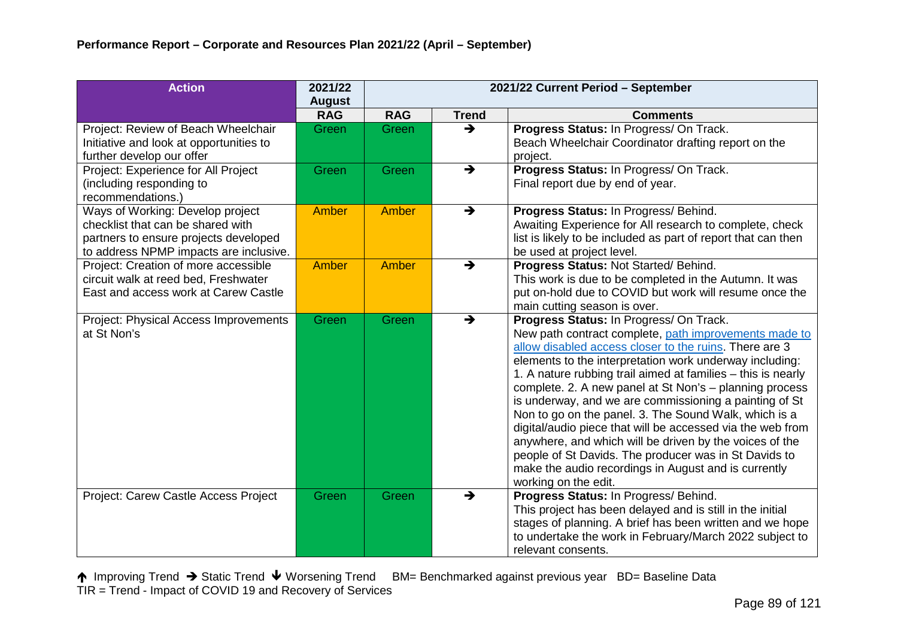**Performance Report – Corporate and Resources Plan 2021/22 (April – September)**

| Action | 2021/22 August | 2021/22 Current Period – September | | |
|---|---|---|---|---|
| | RAG | RAG | Trend | Comments |
| Project: Review of Beach Wheelchair Initiative and look at opportunities to further develop our offer | Green | Green | → | **Progress Status:** In Progress/ On Track. Beach Wheelchair Coordinator drafting report on the project. |
| Project: Experience for All Project (including responding to recommendations.) | Green | Green | → | **Progress Status:** In Progress/ On Track. Final report due by end of year. |
| Ways of Working: Develop project checklist that can be shared with partners to ensure projects developed to address NPMP impacts are inclusive. | Amber | Amber | → | **Progress Status:** In Progress/ Behind. Awaiting Experience for All research to complete, check list is likely to be included as part of report that can then be used at project level. |
| Project: Creation of more accessible circuit walk at reed bed, Freshwater East and access work at Carew Castle | Amber | Amber | → | **Progress Status:** Not Started/ Behind. This work is due to be completed in the Autumn. It was put on-hold due to COVID but work will resume once the main cutting season is over. |
| Project: Physical Access Improvements at St Non's | Green | Green | → | **Progress Status:** In Progress/ On Track. New path contract complete, path improvements made to allow disabled access closer to the ruins. There are 3 elements to the interpretation work underway including: 1. A nature rubbing trail aimed at families – this is nearly complete. 2. A new panel at St Non's – planning process is underway, and we are commissioning a painting of St Non to go on the panel. 3. The Sound Walk, which is a digital/audio piece that will be accessed via the web from anywhere, and which will be driven by the voices of the people of St Davids. The producer was in St Davids to make the audio recordings in August and is currently working on the edit. |
| Project: Carew Castle Access Project | Green | Green | → | **Progress Status:** In Progress/ Behind. This project has been delayed and is still in the initial stages of planning. A brief has been written and we hope to undertake the work in February/March 2022 subject to relevant consents. |

↑ Improving Trend → Static Trend ↓ Worsening Trend BM= Benchmarked against previous year BD= Baseline Data
TIR = Trend - Impact of COVID 19 and Recovery of Services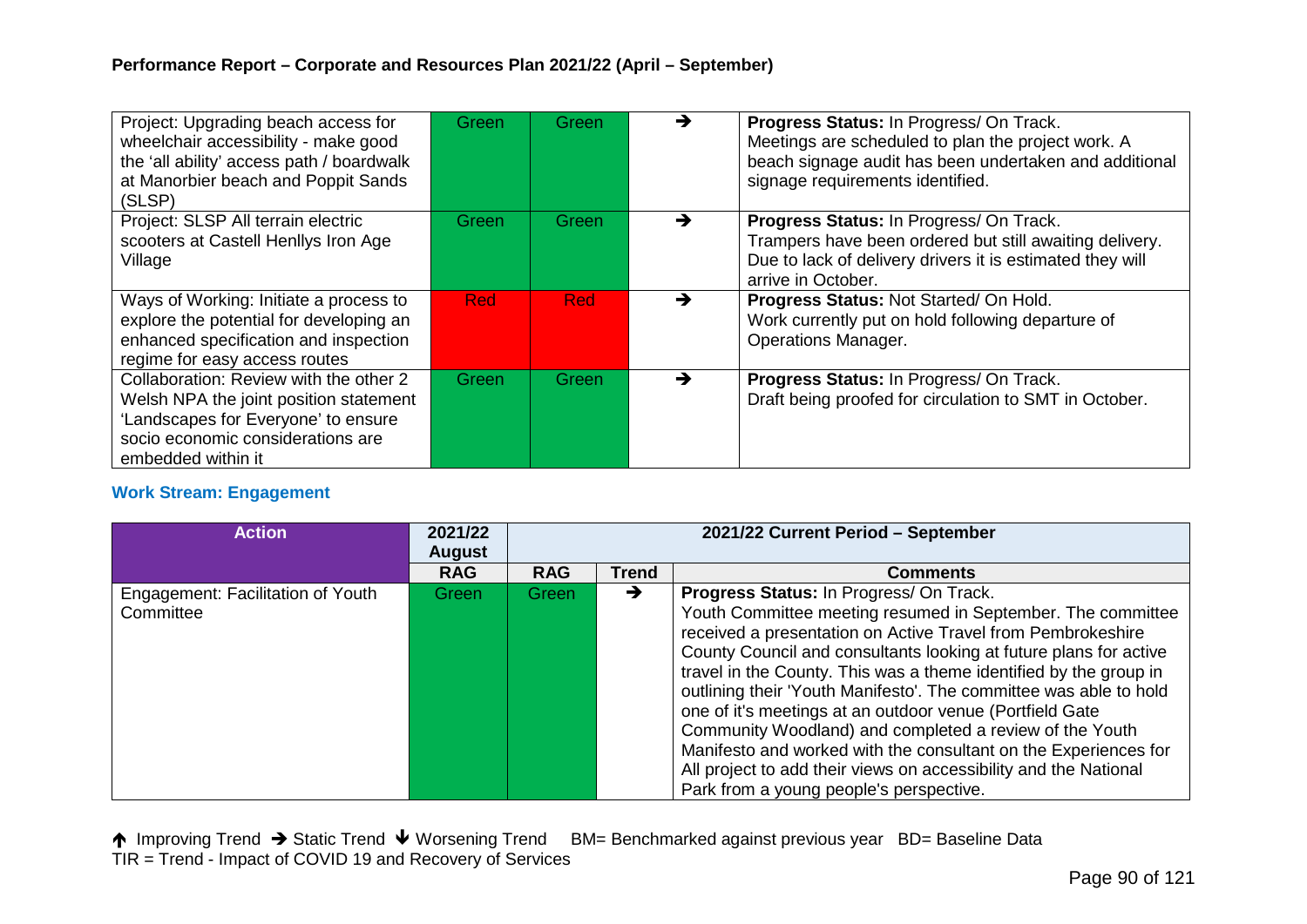**Performance Report – Corporate and Resources Plan 2021/22 (April – September)**

| | | | | |
|---|---|---|---|---|
| Project: Upgrading beach access for wheelchair accessibility - make good the 'all ability' access path / boardwalk at Manorbier beach and Poppit Sands (SLSP) | Green | Green | ➔ | **Progress Status:** In Progress/ On Track. Meetings are scheduled to plan the project work. A beach signage audit has been undertaken and additional signage requirements identified. |
| Project: SLSP All terrain electric scooters at Castell Henllys Iron Age Village | Green | Green | ➔ | **Progress Status:** In Progress/ On Track. Trampers have been ordered but still awaiting delivery. Due to lack of delivery drivers it is estimated they will arrive in October. |
| Ways of Working: Initiate a process to explore the potential for developing an enhanced specification and inspection regime for easy access routes | Red | Red | ➔ | **Progress Status:** Not Started/ On Hold. Work currently put on hold following departure of Operations Manager. |
| Collaboration: Review with the other 2 Welsh NPA the joint position statement 'Landscapes for Everyone' to ensure socio economic considerations are embedded within it | Green | Green | ➔ | **Progress Status:** In Progress/ On Track. Draft being proofed for circulation to SMT in October. |

### Work Stream: Engagement

| Action | 2021/22 August | 2021/22 Current Period – September | | |
|---|---|---|---|---|
| | RAG | RAG | Trend | Comments |
| Engagement: Facilitation of Youth Committee | Green | Green | ➔ | **Progress Status:** In Progress/ On Track. Youth Committee meeting resumed in September. The committee received a presentation on Active Travel from Pembrokeshire County Council and consultants looking at future plans for active travel in the County. This was a theme identified by the group in outlining their 'Youth Manifesto'. The committee was able to hold one of it's meetings at an outdoor venue (Portfield Gate Community Woodland) and completed a review of the Youth Manifesto and worked with the consultant on the Experiences for All project to add their views on accessibility and the National Park from a young people's perspective. |

🡹 Improving Trend ➔ Static Trend 🡻 Worsening Trend BM= Benchmarked against previous year BD= Baseline Data
TIR = Trend - Impact of COVID 19 and Recovery of Services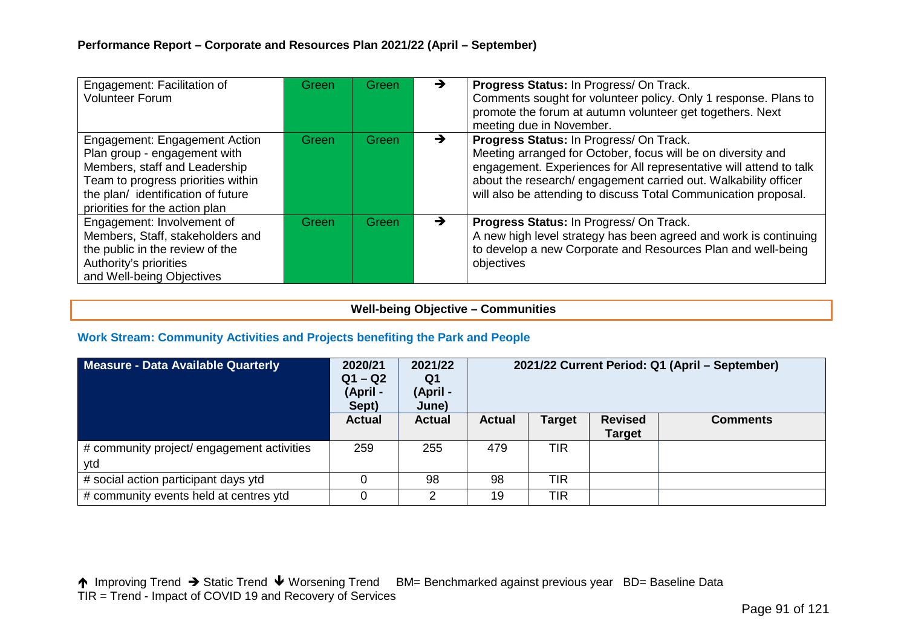**Performance Report – Corporate and Resources Plan 2021/22 (April – September)**

| | | | | |
|---|---|---|---|---|
| Engagement: Facilitation of Volunteer Forum | Green | Green | → | **Progress Status:** In Progress/ On Track.<br>Comments sought for volunteer policy. Only 1 response. Plans to promote the forum at autumn volunteer get togethers. Next meeting due in November. |
| Engagement: Engagement Action Plan group - engagement with Members, staff and Leadership Team to progress priorities within the plan/ identification of future priorities for the action plan | Green | Green | → | **Progress Status:** In Progress/ On Track.<br>Meeting arranged for October, focus will be on diversity and engagement. Experiences for All representative will attend to talk about the research/ engagement carried out. Walkability officer will also be attending to discuss Total Communication proposal. |
| Engagement: Involvement of Members, Staff, stakeholders and the public in the review of the Authority's priorities and Well-being Objectives | Green | Green | → | **Progress Status:** In Progress/ On Track.<br>A new high level strategy has been agreed and work is continuing to develop a new Corporate and Resources Plan and well-being objectives |

**Well-being Objective – Communities**

### Work Stream: Community Activities and Projects benefiting the Park and People

| Measure - Data Available Quarterly | 2020/21 Q1 – Q2 (April - Sept) | 2021/22 Q1 (April - June) | 2021/22 Current Period: Q1 (April – September) | | | |
|---|---|---|---|---|---|---|
| | Actual | Actual | Actual | Target | Revised Target | Comments |
| # community project/ engagement activities ytd | 259 | 255 | 479 | TIR | | |
| # social action participant days ytd | 0 | 98 | 98 | TIR | | |
| # community events held at centres ytd | 0 | 2 | 19 | TIR | | |

↑ Improving Trend → Static Trend ↓ Worsening Trend    BM= Benchmarked against previous year   BD= Baseline Data
TIR = Trend - Impact of COVID 19 and Recovery of Services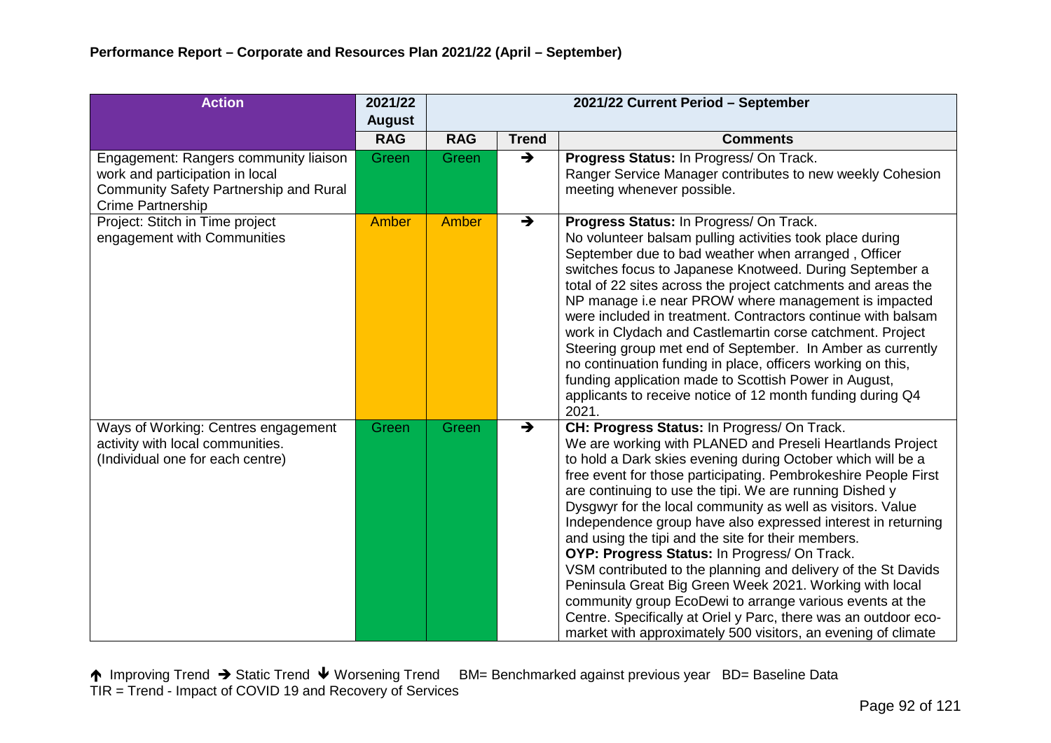**Performance Report – Corporate and Resources Plan 2021/22 (April – September)**

| Action | 2021/22 August | 2021/22 Current Period – September | | |
|---|---|---|---|---|
| | RAG | RAG | Trend | Comments |
| Engagement: Rangers community liaison work and participation in local Community Safety Partnership and Rural Crime Partnership | Green | Green | → | **Progress Status:** In Progress/ On Track. Ranger Service Manager contributes to new weekly Cohesion meeting whenever possible. |
| Project: Stitch in Time project engagement with Communities | Amber | Amber | → | **Progress Status:** In Progress/ On Track. No volunteer balsam pulling activities took place during September due to bad weather when arranged , Officer switches focus to Japanese Knotweed. During September a total of 22 sites across the project catchments and areas the NP manage i.e near PROW where management is impacted were included in treatment. Contractors continue with balsam work in Clydach and Castlemartin corse catchment. Project Steering group met end of September. In Amber as currently no continuation funding in place, officers working on this, funding application made to Scottish Power in August, applicants to receive notice of 12 month funding during Q4 2021. |
| Ways of Working: Centres engagement activity with local communities. (Individual one for each centre) | Green | Green | → | **CH: Progress Status:** In Progress/ On Track. We are working with PLANED and Preseli Heartlands Project to hold a Dark skies evening during October which will be a free event for those participating. Pembrokeshire People First are continuing to use the tipi. We are running Dished y Dysgwyr for the local community as well as visitors. Value Independence group have also expressed interest in returning and using the tipi and the site for their members. **OYP: Progress Status:** In Progress/ On Track. VSM contributed to the planning and delivery of the St Davids Peninsula Great Big Green Week 2021. Working with local community group EcoDewi to arrange various events at the Centre. Specifically at Oriel y Parc, there was an outdoor eco-market with approximately 500 visitors, an evening of climate |

↑ Improving Trend → Static Trend ↓ Worsening Trend BM= Benchmarked against previous year BD= Baseline Data
TIR = Trend - Impact of COVID 19 and Recovery of Services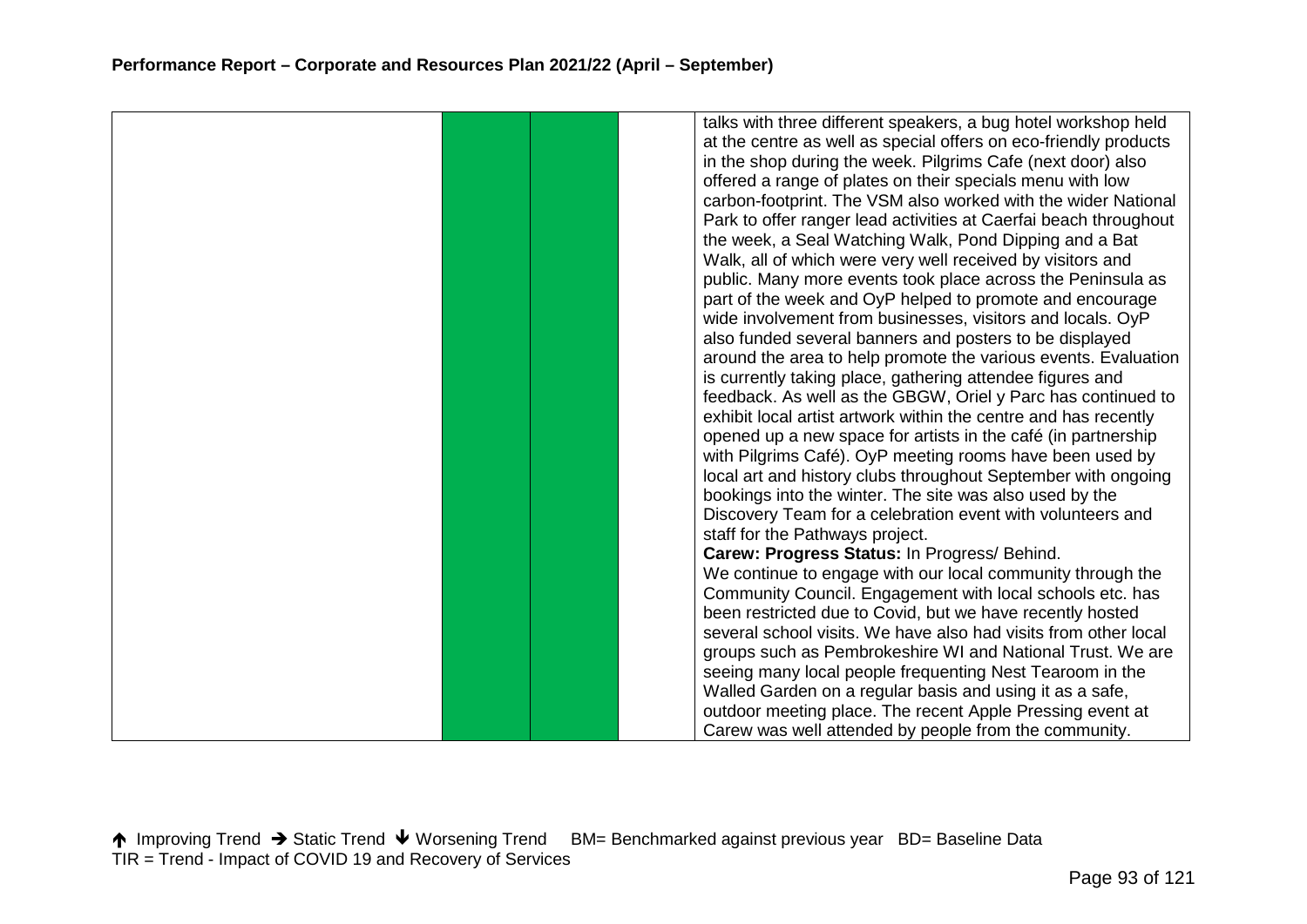| | | | | |
|---|---|---|---|---|
| | | | | talks with three different speakers, a bug hotel workshop held at the centre as well as special offers on eco-friendly products in the shop during the week. Pilgrims Cafe (next door) also offered a range of plates on their specials menu with low carbon-footprint. The VSM also worked with the wider National Park to offer ranger lead activities at Caerfai beach throughout the week, a Seal Watching Walk, Pond Dipping and a Bat Walk, all of which were very well received by visitors and public. Many more events took place across the Peninsula as part of the week and OyP helped to promote and encourage wide involvement from businesses, visitors and locals. OyP also funded several banners and posters to be displayed around the area to help promote the various events. Evaluation is currently taking place, gathering attendee figures and feedback. As well as the GBGW, Oriel y Parc has continued to exhibit local artist artwork within the centre and has recently opened up a new space for artists in the café (in partnership with Pilgrims Café). OyP meeting rooms have been used by local art and history clubs throughout September with ongoing bookings into the winter. The site was also used by the Discovery Team for a celebration event with volunteers and staff for the Pathways project.<br>**Carew: Progress Status:** In Progress/ Behind.<br>We continue to engage with our local community through the Community Council. Engagement with local schools etc. has been restricted due to Covid, but we have recently hosted several school visits. We have also had visits from other local groups such as Pembrokeshire WI and National Trust. We are seeing many local people frequenting Nest Tearoom in the Walled Garden on a regular basis and using it as a safe, outdoor meeting place. The recent Apple Pressing event at Carew was well attended by people from the community. |

↑ Improving Trend → Static Trend ↓ Worsening Trend BM= Benchmarked against previous year BD= Baseline Data
TIR = Trend - Impact of COVID 19 and Recovery of Services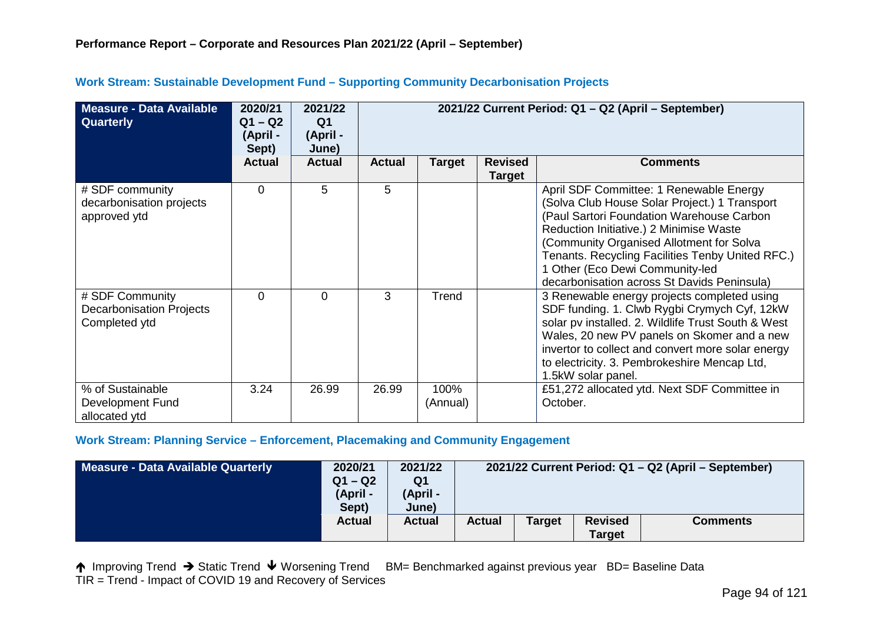**Performance Report – Corporate and Resources Plan 2021/22 (April – September)**

### Work Stream: Sustainable Development Fund – Supporting Community Decarbonisation Projects

| Measure - Data Available Quarterly | 2020/21 Q1 – Q2 (April - Sept) | 2021/22 Q1 (April - June) | 2021/22 Current Period: Q1 – Q2 (April – September) | | | |
|---|---|---|---|---|---|---|
| | Actual | Actual | Actual | Target | Revised Target | Comments |
| # SDF community decarbonisation projects approved ytd | 0 | 5 | 5 | | | April SDF Committee: 1 Renewable Energy (Solva Club House Solar Project.) 1 Transport (Paul Sartori Foundation Warehouse Carbon Reduction Initiative.) 2 Minimise Waste (Community Organised Allotment for Solva Tenants. Recycling Facilities Tenby United RFC.) 1 Other (Eco Dewi Community-led decarbonisation across St Davids Peninsula) |
| # SDF Community Decarbonisation Projects Completed ytd | 0 | 0 | 3 | Trend | | 3 Renewable energy projects completed using SDF funding. 1. Clwb Rygbi Crymych Cyf, 12kW solar pv installed. 2. Wildlife Trust South & West Wales, 20 new PV panels on Skomer and a new invertor to collect and convert more solar energy to electricity. 3. Pembrokeshire Mencap Ltd, 1.5kW solar panel. |
| % of Sustainable Development Fund allocated ytd | 3.24 | 26.99 | 26.99 | 100% (Annual) | | £51,272 allocated ytd. Next SDF Committee in October. |

### Work Stream: Planning Service – Enforcement, Placemaking and Community Engagement

| Measure - Data Available Quarterly | 2020/21 Q1 – Q2 (April - Sept) | 2021/22 Q1 (April - June) | 2021/22 Current Period: Q1 – Q2 (April – September) | | | |
|---|---|---|---|---|---|---|
| | Actual | Actual | Actual | Target | Revised Target | Comments |

↑ Improving Trend → Static Trend ↓ Worsening Trend BM= Benchmarked against previous year BD= Baseline Data
TIR = Trend - Impact of COVID 19 and Recovery of Services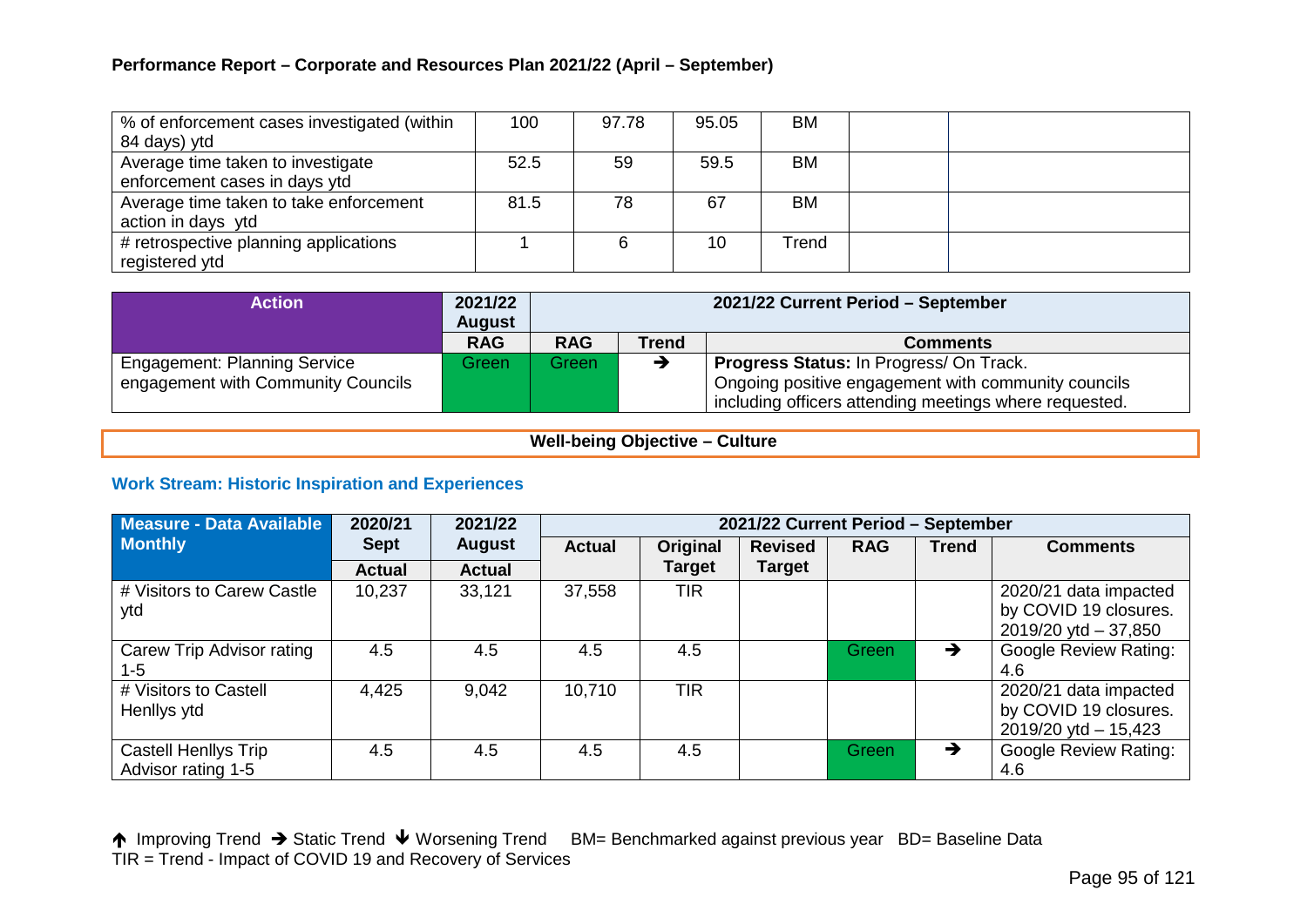**Performance Report – Corporate and Resources Plan 2021/22 (April – September)**

| | | | | | | |
|---|---|---|---|---|---|---|
| % of enforcement cases investigated (within 84 days) ytd | 100 | 97.78 | 95.05 | BM | | |
| Average time taken to investigate enforcement cases in days ytd | 52.5 | 59 | 59.5 | BM | | |
| Average time taken to take enforcement action in days ytd | 81.5 | 78 | 67 | BM | | |
| # retrospective planning applications registered ytd | 1 | 6 | 10 | Trend | | |

| Action | 2021/22 August | 2021/22 Current Period – September | | |
|---|---|---|---|---|
| | RAG | RAG | Trend | Comments |
| Engagement: Planning Service engagement with Community Councils | Green | Green | → | **Progress Status:** In Progress/ On Track. Ongoing positive engagement with community councils including officers attending meetings where requested. |

**Well-being Objective – Culture**

### Work Stream: Historic Inspiration and Experiences

| Measure - Data Available Monthly | 2020/21 Sept | 2021/22 August | 2021/22 Current Period – September | | | | | |
|---|---|---|---|---|---|---|---|---|
| | Actual | Actual | Actual | Original Target | Revised Target | RAG | Trend | Comments |
| # Visitors to Carew Castle ytd | 10,237 | 33,121 | 37,558 | TIR | | | | 2020/21 data impacted by COVID 19 closures. 2019/20 ytd – 37,850 |
| Carew Trip Advisor rating 1-5 | 4.5 | 4.5 | 4.5 | 4.5 | | Green | → | Google Review Rating: 4.6 |
| # Visitors to Castell Henllys ytd | 4,425 | 9,042 | 10,710 | TIR | | | | 2020/21 data impacted by COVID 19 closures. 2019/20 ytd – 15,423 |
| Castell Henllys Trip Advisor rating 1-5 | 4.5 | 4.5 | 4.5 | 4.5 | | Green | → | Google Review Rating: 4.6 |

↑ Improving Trend → Static Trend ↓ Worsening Trend BM= Benchmarked against previous year BD= Baseline Data
TIR = Trend - Impact of COVID 19 and Recovery of Services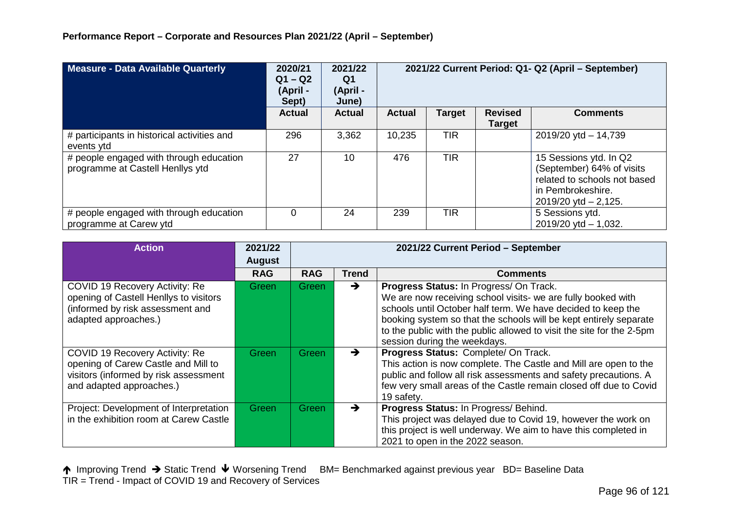**Performance Report – Corporate and Resources Plan 2021/22 (April – September)**

| Measure - Data Available Quarterly | 2020/21 Q1 – Q2 (April - Sept) | 2021/22 Q1 (April - June) | 2021/22 Current Period: Q1- Q2 (April – September) | | | |
|---|---|---|---|---|---|---|
| | Actual | Actual | Actual | Target | Revised Target | Comments |
| # participants in historical activities and events ytd | 296 | 3,362 | 10,235 | TIR | | 2019/20 ytd – 14,739 |
| # people engaged with through education programme at Castell Henllys ytd | 27 | 10 | 476 | TIR | | 15 Sessions ytd. In Q2 (September) 64% of visits related to schools not based in Pembrokeshire. 2019/20 ytd – 2,125. |
| # people engaged with through education programme at Carew ytd | 0 | 24 | 239 | TIR | | 5 Sessions ytd. 2019/20 ytd – 1,032. |

| Action | 2021/22 August | 2021/22 Current Period – September | | |
|---|---|---|---|---|
| | RAG | RAG | Trend | Comments |
| COVID 19 Recovery Activity: Re opening of Castell Henllys to visitors (informed by risk assessment and adapted approaches.) | Green | Green | ➔ | **Progress Status:** In Progress/ On Track. We are now receiving school visits- we are fully booked with schools until October half term. We have decided to keep the booking system so that the schools will be kept entirely separate to the public with the public allowed to visit the site for the 2-5pm session during the weekdays. |
| COVID 19 Recovery Activity: Re opening of Carew Castle and Mill to visitors (informed by risk assessment and adapted approaches.) | Green | Green | ➔ | **Progress Status:** Complete/ On Track. This action is now complete. The Castle and Mill are open to the public and follow all risk assessments and safety precautions. A few very small areas of the Castle remain closed off due to Covid 19 safety. |
| Project: Development of Interpretation in the exhibition room at Carew Castle | Green | Green | ➔ | **Progress Status:** In Progress/ Behind. This project was delayed due to Covid 19, however the work on this project is well underway. We aim to have this completed in 2021 to open in the 2022 season. |

🡡 Improving Trend ➔ Static Trend 🡣 Worsening Trend BM= Benchmarked against previous year BD= Baseline Data
TIR = Trend - Impact of COVID 19 and Recovery of Services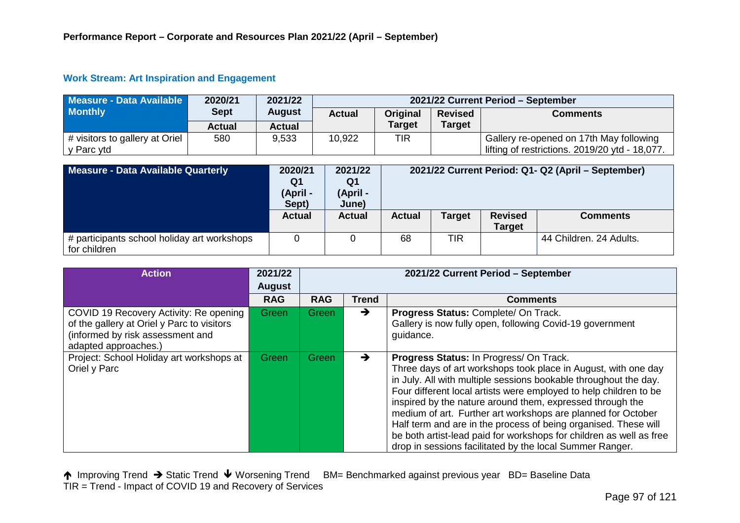**Performance Report – Corporate and Resources Plan 2021/22 (April – September)**

### Work Stream: Art Inspiration and Engagement

| Measure - Data Available Monthly | 2020/21 Sept | 2021/22 August | 2021/22 Current Period – September | | | |
|---|---|---|---|---|---|---|
| | Actual | Actual | Actual | Original Target | Revised Target | Comments |
| # visitors to gallery at Oriel y Parc ytd | 580 | 9,533 | 10,922 | TIR | | Gallery re-opened on 17th May following lifting of restrictions. 2019/20 ytd - 18,077. |

| Measure - Data Available Quarterly | 2020/21 Q1 (April - Sept) | 2021/22 Q1 (April - June) | 2021/22 Current Period: Q1- Q2 (April – September) | | | |
|---|---|---|---|---|---|---|
| | Actual | Actual | Actual | Target | Revised Target | Comments |
| # participants school holiday art workshops for children | 0 | 0 | 68 | TIR | | 44 Children. 24 Adults. |

| Action | 2021/22 August | 2021/22 Current Period – September | | |
|---|---|---|---|---|
| | RAG | RAG | Trend | Comments |
| COVID 19 Recovery Activity: Re opening of the gallery at Oriel y Parc to visitors (informed by risk assessment and adapted approaches.) | Green | Green | ➔ | **Progress Status:** Complete/ On Track. Gallery is now fully open, following Covid-19 government guidance. |
| Project: School Holiday art workshops at Oriel y Parc | Green | Green | ➔ | **Progress Status:** In Progress/ On Track. Three days of art workshops took place in August, with one day in July. All with multiple sessions bookable throughout the day. Four different local artists were employed to help children to be inspired by the nature around them, expressed through the medium of art. Further art workshops are planned for October Half term and are in the process of being organised. These will be both artist-lead paid for workshops for children as well as free drop in sessions facilitated by the local Summer Ranger. |

↑ Improving Trend ➔ Static Trend ↓ Worsening Trend BM= Benchmarked against previous year BD= Baseline Data
TIR = Trend - Impact of COVID 19 and Recovery of Services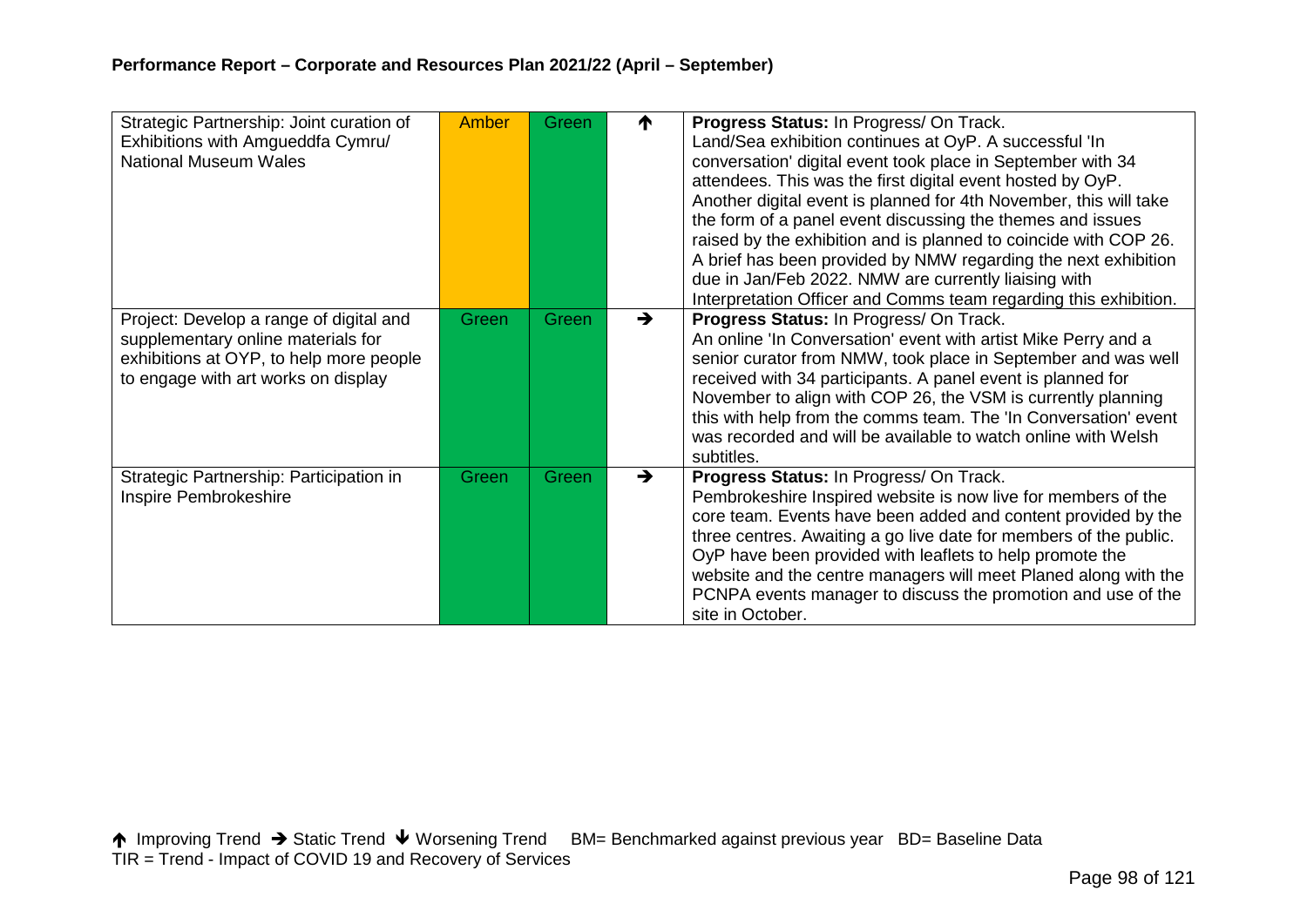## Performance Report – Corporate and Resources Plan 2021/22 (April – September)

| | | | | |
|---|---|---|---|---|
| Strategic Partnership: Joint curation of Exhibitions with Amgueddfa Cymru/ National Museum Wales | Amber | Green | ↑ | **Progress Status:** In Progress/ On Track. Land/Sea exhibition continues at OyP. A successful 'In conversation' digital event took place in September with 34 attendees. This was the first digital event hosted by OyP. Another digital event is planned for 4th November, this will take the form of a panel event discussing the themes and issues raised by the exhibition and is planned to coincide with COP 26. A brief has been provided by NMW regarding the next exhibition due in Jan/Feb 2022. NMW are currently liaising with Interpretation Officer and Comms team regarding this exhibition. |
| Project: Develop a range of digital and supplementary online materials for exhibitions at OYP, to help more people to engage with art works on display | Green | Green | → | **Progress Status:** In Progress/ On Track. An online 'In Conversation' event with artist Mike Perry and a senior curator from NMW, took place in September and was well received with 34 participants. A panel event is planned for November to align with COP 26, the VSM is currently planning this with help from the comms team. The 'In Conversation' event was recorded and will be available to watch online with Welsh subtitles. |
| Strategic Partnership: Participation in Inspire Pembrokeshire | Green | Green | → | **Progress Status:** In Progress/ On Track. Pembrokeshire Inspired website is now live for members of the core team. Events have been added and content provided by the three centres. Awaiting a go live date for members of the public. OyP have been provided with leaflets to help promote the website and the centre managers will meet Planed along with the PCNPA events manager to discuss the promotion and use of the site in October. |

↑ Improving Trend → Static Trend ↓ Worsening Trend BM= Benchmarked against previous year BD= Baseline Data
TIR = Trend - Impact of COVID 19 and Recovery of Services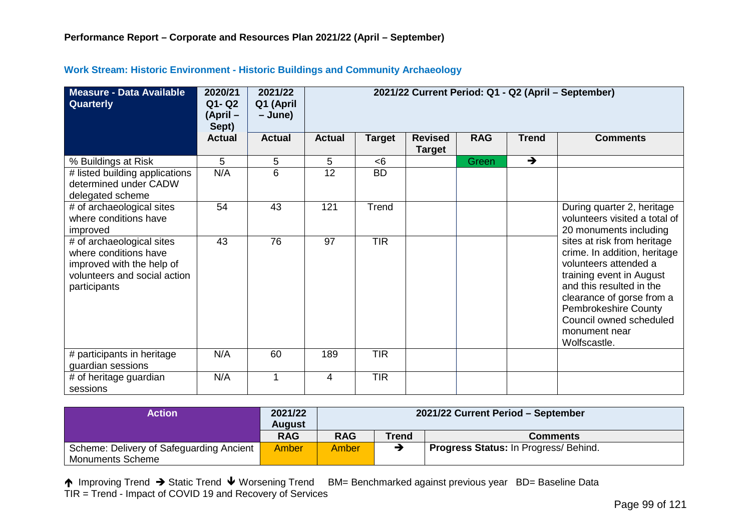**Performance Report – Corporate and Resources Plan 2021/22 (April – September)**

**Work Stream: Historic Environment - Historic Buildings and Community Archaeology**

| Measure - Data Available Quarterly | 2020/21 Q1- Q2 (April – Sept) | 2021/22 Q1 (April – June) | 2021/22 Current Period: Q1 - Q2 (April – September) | | | | | |
|---|---|---|---|---|---|---|---|---|
| | Actual | Actual | Actual | Target | Revised Target | RAG | Trend | Comments |
| % Buildings at Risk | 5 | 5 | 5 | <6 | | Green | → | |
| # listed building applications determined under CADW delegated scheme | N/A | 6 | 12 | BD | | | | |
| # of archaeological sites where conditions have improved | 54 | 43 | 121 | Trend | | | | During quarter 2, heritage volunteers visited a total of 20 monuments including sites at risk from heritage crime. In addition, heritage volunteers attended a training event in August and this resulted in the clearance of gorse from a Pembrokeshire County Council owned scheduled monument near Wolfscastle. |
| # of archaeological sites where conditions have improved with the help of volunteers and social action participants | 43 | 76 | 97 | TIR | | | | |
| # participants in heritage guardian sessions | N/A | 60 | 189 | TIR | | | | |
| # of heritage guardian sessions | N/A | 1 | 4 | TIR | | | | |

| Action | 2021/22 August | 2021/22 Current Period – September | | |
|---|---|---|---|---|
| | RAG | RAG | Trend | Comments |
| Scheme: Delivery of Safeguarding Ancient Monuments Scheme | Amber | Amber | → | **Progress Status:** In Progress/ Behind. |

↑ Improving Trend → Static Trend ↓ Worsening Trend BM= Benchmarked against previous year BD= Baseline Data
TIR = Trend - Impact of COVID 19 and Recovery of Services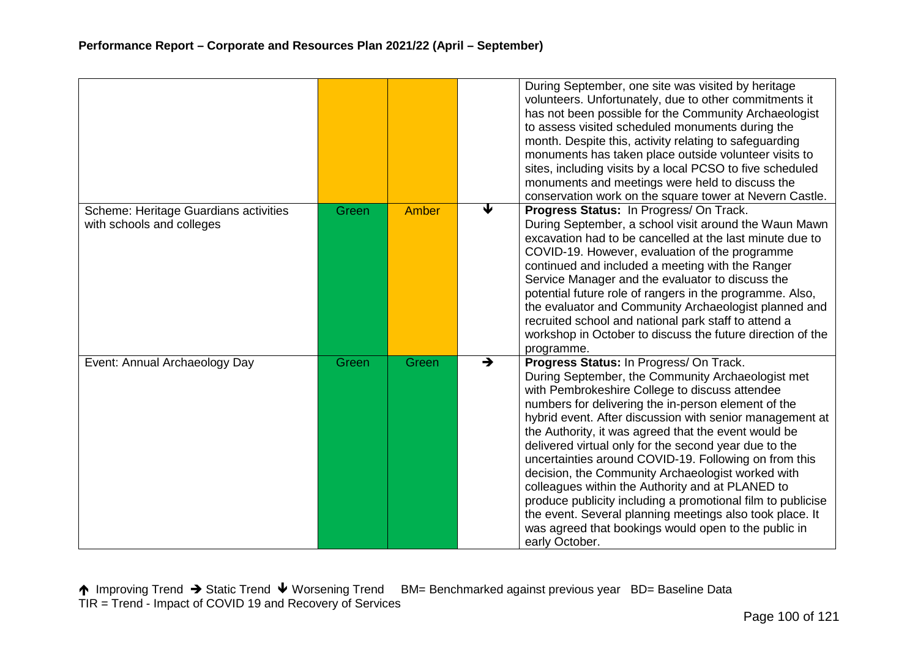| | | | | |
|---|---|---|---|---|
| | Amber | Amber | | During September, one site was visited by heritage volunteers. Unfortunately, due to other commitments it has not been possible for the Community Archaeologist to assess visited scheduled monuments during the month. Despite this, activity relating to safeguarding monuments has taken place outside volunteer visits to sites, including visits by a local PCSO to five scheduled monuments and meetings were held to discuss the conservation work on the square tower at Nevern Castle. |
| Scheme: Heritage Guardians activities with schools and colleges | Green | Amber | ↓ | **Progress Status:** In Progress/ On Track. During September, a school visit around the Waun Mawn excavation had to be cancelled at the last minute due to COVID-19. However, evaluation of the programme continued and included a meeting with the Ranger Service Manager and the evaluator to discuss the potential future role of rangers in the programme. Also, the evaluator and Community Archaeologist planned and recruited school and national park staff to attend a workshop in October to discuss the future direction of the programme. |
| Event: Annual Archaeology Day | Green | Green | → | **Progress Status:** In Progress/ On Track. During September, the Community Archaeologist met with Pembrokeshire College to discuss attendee numbers for delivering the in-person element of the hybrid event. After discussion with senior management at the Authority, it was agreed that the event would be delivered virtual only for the second year due to the uncertainties around COVID-19. Following on from this decision, the Community Archaeologist worked with colleagues within the Authority and at PLANED to produce publicity including a promotional film to publicise the event. Several planning meetings also took place. It was agreed that bookings would open to the public in early October. |

↑ Improving Trend → Static Trend ↓ Worsening Trend BM= Benchmarked against previous year BD= Baseline Data
TIR = Trend - Impact of COVID 19 and Recovery of Services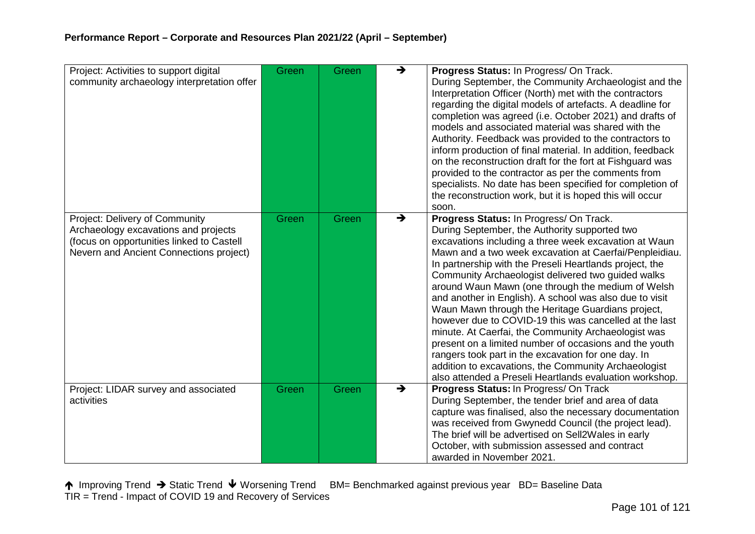| Project | | | | |
|---|---|---|---|---|
| Project: Activities to support digital community archaeology interpretation offer | Green | Green | → | **Progress Status:** In Progress/ On Track. During September, the Community Archaeologist and the Interpretation Officer (North) met with the contractors regarding the digital models of artefacts. A deadline for completion was agreed (i.e. October 2021) and drafts of models and associated material was shared with the Authority. Feedback was provided to the contractors to inform production of final material. In addition, feedback on the reconstruction draft for the fort at Fishguard was provided to the contractor as per the comments from specialists. No date has been specified for completion of the reconstruction work, but it is hoped this will occur soon. |
| Project: Delivery of Community Archaeology excavations and projects (focus on opportunities linked to Castell Nevern and Ancient Connections project) | Green | Green | → | **Progress Status:** In Progress/ On Track. During September, the Authority supported two excavations including a three week excavation at Waun Mawn and a two week excavation at Caerfai/Penpleidiau. In partnership with the Preseli Heartlands project, the Community Archaeologist delivered two guided walks around Waun Mawn (one through the medium of Welsh and another in English). A school was also due to visit Waun Mawn through the Heritage Guardians project, however due to COVID-19 this was cancelled at the last minute. At Caerfai, the Community Archaeologist was present on a limited number of occasions and the youth rangers took part in the excavation for one day. In addition to excavations, the Community Archaeologist also attended a Preseli Heartlands evaluation workshop. |
| Project: LIDAR survey and associated activities | Green | Green | → | **Progress Status:** In Progress/ On Track During September, the tender brief and area of data capture was finalised, also the necessary documentation was received from Gwynedd Council (the project lead). The brief will be advertised on Sell2Wales in early October, with submission assessed and contract awarded in November 2021. |

↑ Improving Trend → Static Trend ↓ Worsening Trend BM= Benchmarked against previous year BD= Baseline Data
TIR = Trend - Impact of COVID 19 and Recovery of Services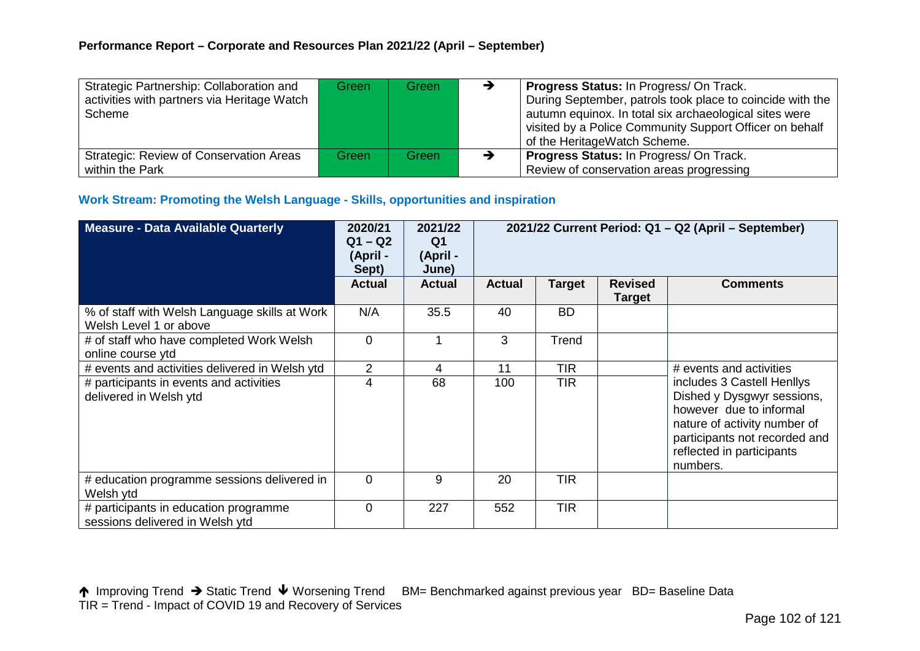## Performance Report – Corporate and Resources Plan 2021/22 (April – September)

| | | | | |
|---|---|---|---|---|
| Strategic Partnership: Collaboration and activities with partners via Heritage Watch Scheme | Green | Green | ➔ | **Progress Status:** In Progress/ On Track. During September, patrols took place to coincide with the autumn equinox. In total six archaeological sites were visited by a Police Community Support Officer on behalf of the HeritageWatch Scheme. |
| Strategic: Review of Conservation Areas within the Park | Green | Green | ➔ | **Progress Status:** In Progress/ On Track. Review of conservation areas progressing |

### Work Stream: Promoting the Welsh Language - Skills, opportunities and inspiration

| Measure - Data Available Quarterly | 2020/21 Q1 – Q2 (April - Sept) | 2021/22 Q1 (April - June) | 2021/22 Current Period: Q1 – Q2 (April – September) | | | |
|---|---|---|---|---|---|---|
| | Actual | Actual | Actual | Target | Revised Target | Comments |
| % of staff with Welsh Language skills at Work Welsh Level 1 or above | N/A | 35.5 | 40 | BD | | |
| # of staff who have completed Work Welsh online course ytd | 0 | 1 | 3 | Trend | | |
| # events and activities delivered in Welsh ytd | 2 | 4 | 11 | TIR | | # events and activities includes 3 Castell Henllys Dished y Dysgwyr sessions, however due to informal nature of activity number of participants not recorded and reflected in participants numbers. |
| # participants in events and activities delivered in Welsh ytd | 4 | 68 | 100 | TIR | | |
| # education programme sessions delivered in Welsh ytd | 0 | 9 | 20 | TIR | | |
| # participants in education programme sessions delivered in Welsh ytd | 0 | 227 | 552 | TIR | | |

🡅 Improving Trend ➔ Static Trend 🡇 Worsening Trend BM= Benchmarked against previous year BD= Baseline Data
TIR = Trend - Impact of COVID 19 and Recovery of Services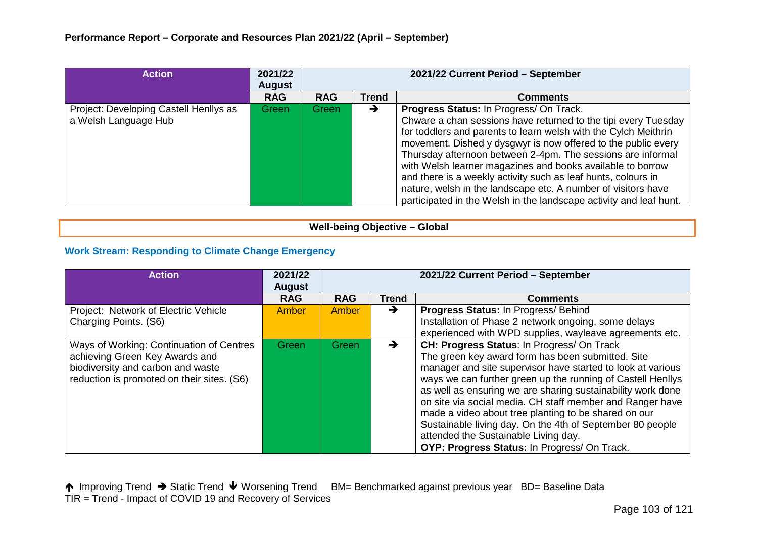**Performance Report – Corporate and Resources Plan 2021/22 (April – September)**

| Action | 2021/22 August | 2021/22 Current Period – September | | |
|---|---|---|---|---|
| | RAG | RAG | Trend | Comments |
| Project: Developing Castell Henllys as a Welsh Language Hub | Green | Green | → | **Progress Status:** In Progress/ On Track. Chware a chan sessions have returned to the tipi every Tuesday for toddlers and parents to learn welsh with the Cylch Meithrin movement. Dished y dysgwyr is now offered to the public every Thursday afternoon between 2-4pm. The sessions are informal with Welsh learner magazines and books available to borrow and there is a weekly activity such as leaf hunts, colours in nature, welsh in the landscape etc. A number of visitors have participated in the Welsh in the landscape activity and leaf hunt. |

**Well-being Objective – Global**

### Work Stream: Responding to Climate Change Emergency

| Action | 2021/22 August | 2021/22 Current Period – September | | |
|---|---|---|---|---|
| | RAG | RAG | Trend | Comments |
| Project: Network of Electric Vehicle Charging Points. (S6) | Amber | Amber | → | **Progress Status:** In Progress/ Behind Installation of Phase 2 network ongoing, some delays experienced with WPD supplies, wayleave agreements etc. |
| Ways of Working: Continuation of Centres achieving Green Key Awards and biodiversity and carbon and waste reduction is promoted on their sites. (S6) | Green | Green | → | **CH: Progress Status**: In Progress/ On Track The green key award form has been submitted. Site manager and site supervisor have started to look at various ways we can further green up the running of Castell Henllys as well as ensuring we are sharing sustainability work done on site via social media. CH staff member and Ranger have made a video about tree planting to be shared on our Sustainable living day. On the 4th of September 80 people attended the Sustainable Living day. **OYP: Progress Status:** In Progress/ On Track. |

↑ Improving Trend → Static Trend ↓ Worsening Trend BM= Benchmarked against previous year BD= Baseline Data
TIR = Trend - Impact of COVID 19 and Recovery of Services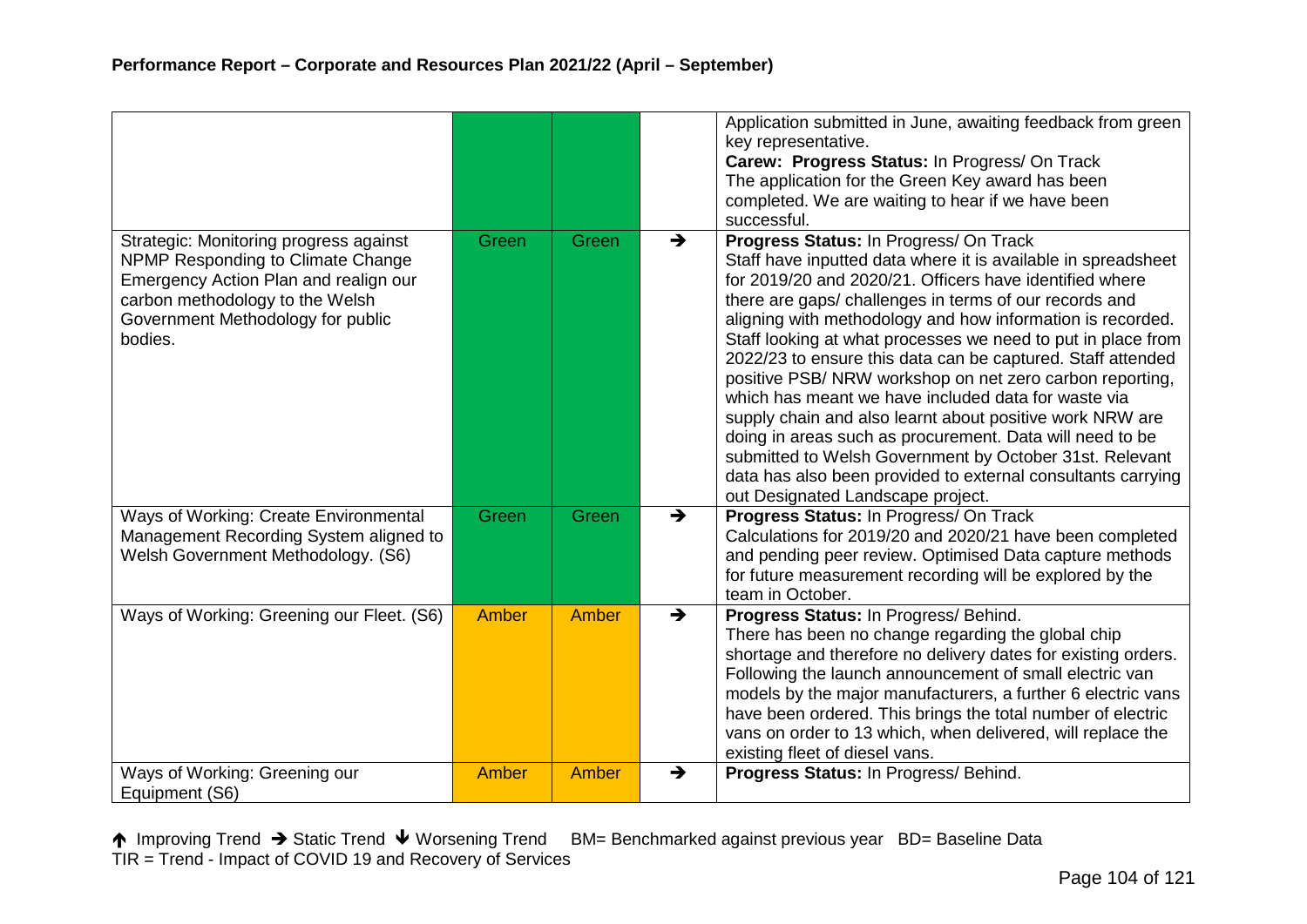## Performance Report – Corporate and Resources Plan 2021/22 (April – September)

| | | | | |
|---|---|---|---|---|
| | | | | Application submitted in June, awaiting feedback from green key representative.<br>**Carew: Progress Status:** In Progress/ On Track<br>The application for the Green Key award has been completed. We are waiting to hear if we have been successful. |
| Strategic: Monitoring progress against NPMP Responding to Climate Change Emergency Action Plan and realign our carbon methodology to the Welsh Government Methodology for public bodies. | Green | Green | → | **Progress Status:** In Progress/ On Track<br>Staff have inputted data where it is available in spreadsheet for 2019/20 and 2020/21. Officers have identified where there are gaps/ challenges in terms of our records and aligning with methodology and how information is recorded. Staff looking at what processes we need to put in place from 2022/23 to ensure this data can be captured. Staff attended positive PSB/ NRW workshop on net zero carbon reporting, which has meant we have included data for waste via supply chain and also learnt about positive work NRW are doing in areas such as procurement. Data will need to be submitted to Welsh Government by October 31st. Relevant data has also been provided to external consultants carrying out Designated Landscape project. |
| Ways of Working: Create Environmental Management Recording System aligned to Welsh Government Methodology. (S6) | Green | Green | → | **Progress Status:** In Progress/ On Track<br>Calculations for 2019/20 and 2020/21 have been completed and pending peer review. Optimised Data capture methods for future measurement recording will be explored by the team in October. |
| Ways of Working: Greening our Fleet. (S6) | Amber | Amber | → | **Progress Status:** In Progress/ Behind.<br>There has been no change regarding the global chip shortage and therefore no delivery dates for existing orders. Following the launch announcement of small electric van models by the major manufacturers, a further 6 electric vans have been ordered. This brings the total number of electric vans on order to 13 which, when delivered, will replace the existing fleet of diesel vans. |
| Ways of Working: Greening our Equipment (S6) | Amber | Amber | → | **Progress Status:** In Progress/ Behind. |

↑ Improving Trend → Static Trend ↓ Worsening Trend BM= Benchmarked against previous year BD= Baseline Data
TIR = Trend - Impact of COVID 19 and Recovery of Services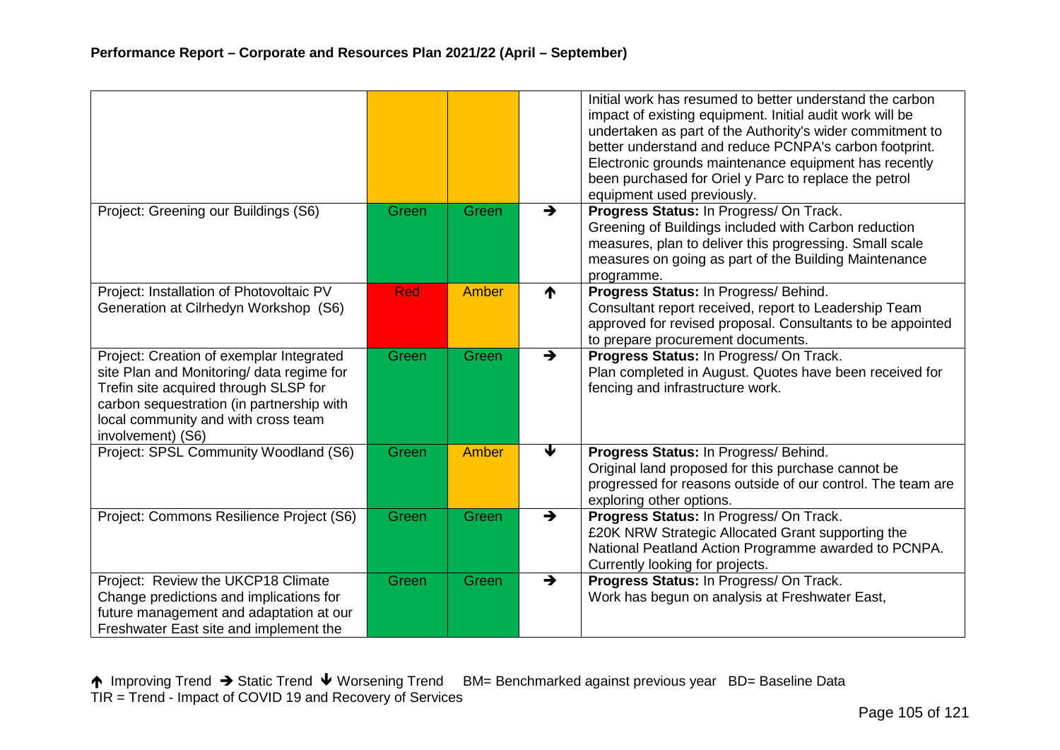## Performance Report – Corporate and Resources Plan 2021/22 (April – September)

| | | | | |
|---|---|---|---|---|
| | | | | Initial work has resumed to better understand the carbon impact of existing equipment. Initial audit work will be undertaken as part of the Authority's wider commitment to better understand and reduce PCNPA's carbon footprint. Electronic grounds maintenance equipment has recently been purchased for Oriel y Parc to replace the petrol equipment used previously. |
| Project: Greening our Buildings (S6) | Green | Green | → | **Progress Status:** In Progress/ On Track. Greening of Buildings included with Carbon reduction measures, plan to deliver this progressing. Small scale measures on going as part of the Building Maintenance programme. |
| Project: Installation of Photovoltaic PV Generation at Cilrhedyn Workshop (S6) | Red | Amber | ↑ | **Progress Status:** In Progress/ Behind. Consultant report received, report to Leadership Team approved for revised proposal. Consultants to be appointed to prepare procurement documents. |
| Project: Creation of exemplar Integrated site Plan and Monitoring/ data regime for Trefin site acquired through SLSP for carbon sequestration (in partnership with local community and with cross team involvement) (S6) | Green | Green | → | **Progress Status:** In Progress/ On Track. Plan completed in August. Quotes have been received for fencing and infrastructure work. |
| Project: SPSL Community Woodland (S6) | Green | Amber | ↓ | **Progress Status:** In Progress/ Behind. Original land proposed for this purchase cannot be progressed for reasons outside of our control. The team are exploring other options. |
| Project: Commons Resilience Project (S6) | Green | Green | → | **Progress Status:** In Progress/ On Track. £20K NRW Strategic Allocated Grant supporting the National Peatland Action Programme awarded to PCNPA. Currently looking for projects. |
| Project: Review the UKCP18 Climate Change predictions and implications for future management and adaptation at our Freshwater East site and implement the | Green | Green | → | **Progress Status:** In Progress/ On Track. Work has begun on analysis at Freshwater East, |

↑ Improving Trend → Static Trend ↓ Worsening Trend BM= Benchmarked against previous year BD= Baseline Data
TIR = Trend - Impact of COVID 19 and Recovery of Services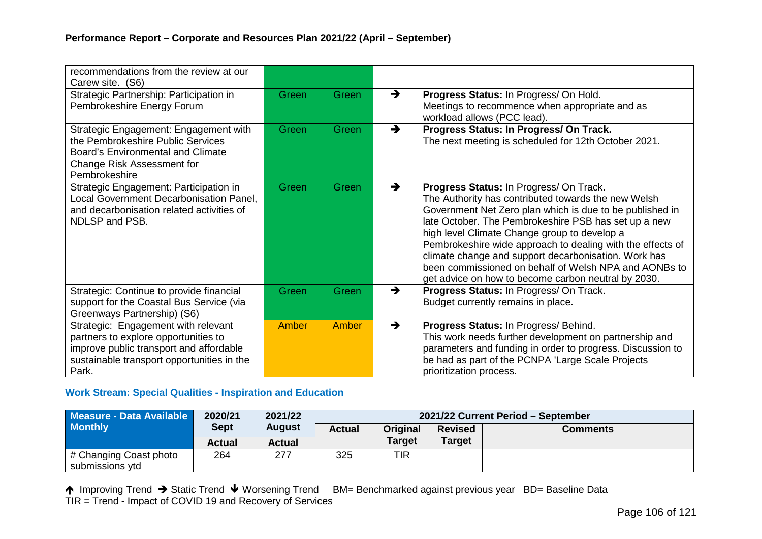## Performance Report – Corporate and Resources Plan 2021/22 (April – September)

| | | | | |
|---|---|---|---|---|
| recommendations from the review at our Carew site. (S6) | | | | |
| Strategic Partnership: Participation in Pembrokeshire Energy Forum | Green | Green | → | **Progress Status:** In Progress/ On Hold. Meetings to recommence when appropriate and as workload allows (PCC lead). |
| Strategic Engagement: Engagement with the Pembrokeshire Public Services Board's Environmental and Climate Change Risk Assessment for Pembrokeshire | Green | Green | → | **Progress Status: In Progress/ On Track.** The next meeting is scheduled for 12th October 2021. |
| Strategic Engagement: Participation in Local Government Decarbonisation Panel, and decarbonisation related activities of NDLSP and PSB. | Green | Green | → | **Progress Status:** In Progress/ On Track. The Authority has contributed towards the new Welsh Government Net Zero plan which is due to be published in late October. The Pembrokeshire PSB has set up a new high level Climate Change group to develop a Pembrokeshire wide approach to dealing with the effects of climate change and support decarbonisation. Work has been commissioned on behalf of Welsh NPA and AONBs to get advice on how to become carbon neutral by 2030. |
| Strategic: Continue to provide financial support for the Coastal Bus Service (via Greenways Partnership) (S6) | Green | Green | → | **Progress Status:** In Progress/ On Track. Budget currently remains in place. |
| Strategic: Engagement with relevant partners to explore opportunities to improve public transport and affordable sustainable transport opportunities in the Park. | Amber | Amber | → | **Progress Status:** In Progress/ Behind. This work needs further development on partnership and parameters and funding in order to progress. Discussion to be had as part of the PCNPA 'Large Scale Projects prioritization process. |

### Work Stream: Special Qualities - Inspiration and Education

| Measure - Data Available Monthly | 2020/21 Sept Actual | 2021/22 August Actual | 2021/22 Current Period – September | | | |
|---|---|---|---|---|---|---|
| | | | Actual | Original Target | Revised Target | Comments |
| # Changing Coast photo submissions ytd | 264 | 277 | 325 | TIR | | |

↑ Improving Trend → Static Trend ↓ Worsening Trend BM= Benchmarked against previous year BD= Baseline Data
TIR = Trend - Impact of COVID 19 and Recovery of Services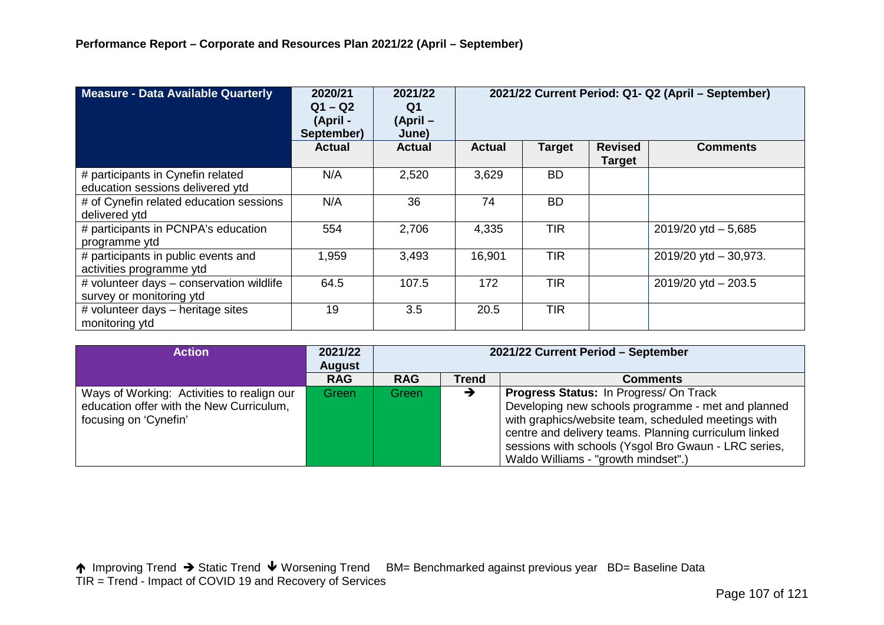**Performance Report – Corporate and Resources Plan 2021/22 (April – September)**

| Measure - Data Available Quarterly | 2020/21 Q1 – Q2 (April - September) | 2021/22 Q1 (April – June) | 2021/22 Current Period: Q1- Q2 (April – September) | | | |
|---|---|---|---|---|---|---|
| | Actual | Actual | Actual | Target | Revised Target | Comments |
| # participants in Cynefin related education sessions delivered ytd | N/A | 2,520 | 3,629 | BD | | |
| # of Cynefin related education sessions delivered ytd | N/A | 36 | 74 | BD | | |
| # participants in PCNPA's education programme ytd | 554 | 2,706 | 4,335 | TIR | | 2019/20 ytd – 5,685 |
| # participants in public events and activities programme ytd | 1,959 | 3,493 | 16,901 | TIR | | 2019/20 ytd – 30,973. |
| # volunteer days – conservation wildlife survey or monitoring ytd | 64.5 | 107.5 | 172 | TIR | | 2019/20 ytd – 203.5 |
| # volunteer days – heritage sites monitoring ytd | 19 | 3.5 | 20.5 | TIR | | |

| Action | 2021/22 August | 2021/22 Current Period – September | | |
|---|---|---|---|---|
| | RAG | RAG | Trend | Comments |
| Ways of Working: Activities to realign our education offer with the New Curriculum, focusing on 'Cynefin' | Green | Green | → | **Progress Status:** In Progress/ On Track Developing new schools programme - met and planned with graphics/website team, scheduled meetings with centre and delivery teams. Planning curriculum linked sessions with schools (Ysgol Bro Gwaun - LRC series, Waldo Williams - "growth mindset".) |

↑ Improving Trend → Static Trend ↓ Worsening Trend BM= Benchmarked against previous year BD= Baseline Data
TIR = Trend - Impact of COVID 19 and Recovery of Services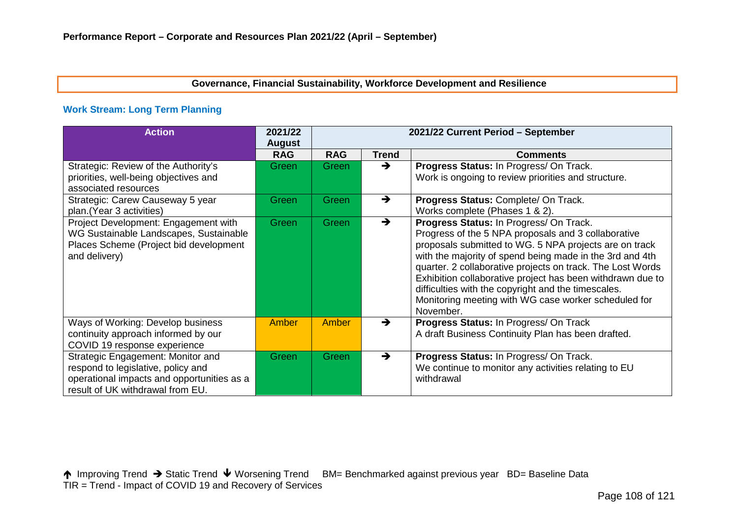**Performance Report – Corporate and Resources Plan 2021/22 (April – September)**

## Governance, Financial Sustainability, Workforce Development and Resilience

### Work Stream: Long Term Planning

| Action | 2021/22 August | 2021/22 Current Period – September | | |
|---|---|---|---|---|
| | RAG | RAG | Trend | Comments |
| Strategic: Review of the Authority's priorities, well-being objectives and associated resources | Green | Green | → | **Progress Status:** In Progress/ On Track. Work is ongoing to review priorities and structure. |
| Strategic: Carew Causeway 5 year plan.(Year 3 activities) | Green | Green | → | **Progress Status:** Complete/ On Track. Works complete (Phases 1 & 2). |
| Project Development: Engagement with WG Sustainable Landscapes, Sustainable Places Scheme (Project bid development and delivery) | Green | Green | → | **Progress Status:** In Progress/ On Track. Progress of the 5 NPA proposals and 3 collaborative proposals submitted to WG. 5 NPA projects are on track with the majority of spend being made in the 3rd and 4th quarter. 2 collaborative projects on track. The Lost Words Exhibition collaborative project has been withdrawn due to difficulties with the copyright and the timescales. Monitoring meeting with WG case worker scheduled for November. |
| Ways of Working: Develop business continuity approach informed by our COVID 19 response experience | Amber | Amber | → | **Progress Status:** In Progress/ On Track A draft Business Continuity Plan has been drafted. |
| Strategic Engagement: Monitor and respond to legislative, policy and operational impacts and opportunities as a result of UK withdrawal from EU. | Green | Green | → | **Progress Status:** In Progress/ On Track. We continue to monitor any activities relating to EU withdrawal |

↑ Improving Trend → Static Trend ↓ Worsening Trend BM= Benchmarked against previous year BD= Baseline Data
TIR = Trend - Impact of COVID 19 and Recovery of Services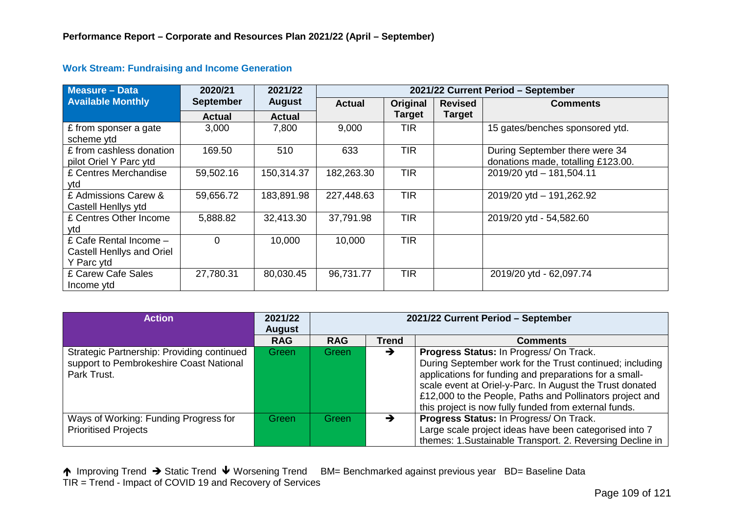**Performance Report – Corporate and Resources Plan 2021/22 (April – September)**

### Work Stream: Fundraising and Income Generation

| Measure – Data Available Monthly | 2020/21 September | 2021/22 August | 2021/22 Current Period – September | | | |
|---|---|---|---|---|---|---|
| | Actual | Actual | Actual | Original Target | Revised Target | Comments |
| £ from sponser a gate scheme ytd | 3,000 | 7,800 | 9,000 | TIR | | 15 gates/benches sponsored ytd. |
| £ from cashless donation pilot Oriel Y Parc ytd | 169.50 | 510 | 633 | TIR | | During September there were 34 donations made, totalling £123.00. |
| £ Centres Merchandise ytd | 59,502.16 | 150,314.37 | 182,263.30 | TIR | | 2019/20 ytd – 181,504.11 |
| £ Admissions Carew & Castell Henllys ytd | 59,656.72 | 183,891.98 | 227,448.63 | TIR | | 2019/20 ytd – 191,262.92 |
| £ Centres Other Income ytd | 5,888.82 | 32,413.30 | 37,791.98 | TIR | | 2019/20 ytd - 54,582.60 |
| £ Cafe Rental Income – Castell Henllys and Oriel Y Parc ytd | 0 | 10,000 | 10,000 | TIR | | |
| £ Carew Cafe Sales Income ytd | 27,780.31 | 80,030.45 | 96,731.77 | TIR | | 2019/20 ytd - 62,097.74 |

| Action | 2021/22 August | 2021/22 Current Period – September | | |
|---|---|---|---|---|
| | RAG | RAG | Trend | Comments |
| Strategic Partnership: Providing continued support to Pembrokeshire Coast National Park Trust. | Green | Green | → | **Progress Status:** In Progress/ On Track. During September work for the Trust continued; including applications for funding and preparations for a small-scale event at Oriel-y-Parc. In August the Trust donated £12,000 to the People, Paths and Pollinators project and this project is now fully funded from external funds. |
| Ways of Working: Funding Progress for Prioritised Projects | Green | Green | → | **Progress Status:** In Progress/ On Track. Large scale project ideas have been categorised into 7 themes: 1.Sustainable Transport. 2. Reversing Decline in |

↑ Improving Trend → Static Trend ↓ Worsening Trend BM= Benchmarked against previous year BD= Baseline Data
TIR = Trend - Impact of COVID 19 and Recovery of Services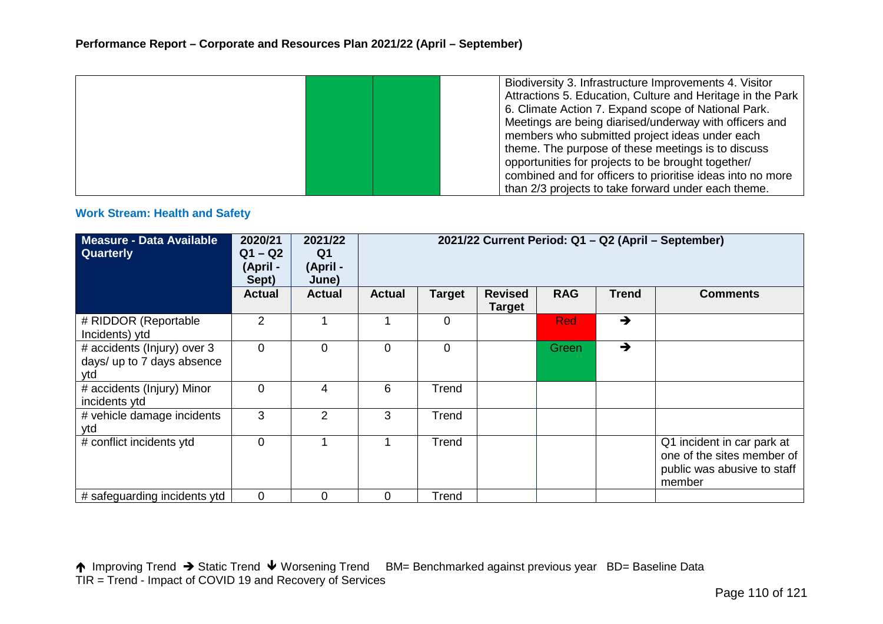## Performance Report – Corporate and Resources Plan 2021/22 (April – September)

| | | | | |
|---|---|---|---|---|
| | | | | Biodiversity 3. Infrastructure Improvements 4. Visitor Attractions 5. Education, Culture and Heritage in the Park 6. Climate Action 7. Expand scope of National Park. Meetings are being diarised/underway with officers and members who submitted project ideas under each theme. The purpose of these meetings is to discuss opportunities for projects to be brought together/ combined and for officers to prioritise ideas into no more than 2/3 projects to take forward under each theme. |

### Work Stream: Health and Safety

| Measure - Data Available Quarterly | 2020/21 Q1 – Q2 (April - Sept) | 2021/22 Q1 (April - June) | 2021/22 Current Period: Q1 – Q2 (April – September) | | | | | |
|---|---|---|---|---|---|---|---|---|
| | Actual | Actual | Actual | Target | Revised Target | RAG | Trend | Comments |
| # RIDDOR (Reportable Incidents) ytd | 2 | 1 | 1 | 0 | | Red | ➔ | |
| # accidents (Injury) over 3 days/ up to 7 days absence ytd | 0 | 0 | 0 | 0 | | Green | ➔ | |
| # accidents (Injury) Minor incidents ytd | 0 | 4 | 6 | Trend | | | | |
| # vehicle damage incidents ytd | 3 | 2 | 3 | Trend | | | | |
| # conflict incidents ytd | 0 | 1 | 1 | Trend | | | | Q1 incident in car park at one of the sites member of public was abusive to staff member |
| # safeguarding incidents ytd | 0 | 0 | 0 | Trend | | | | |

🡑 Improving Trend ➔ Static Trend 🡓 Worsening Trend BM= Benchmarked against previous year BD= Baseline Data
TIR = Trend - Impact of COVID 19 and Recovery of Services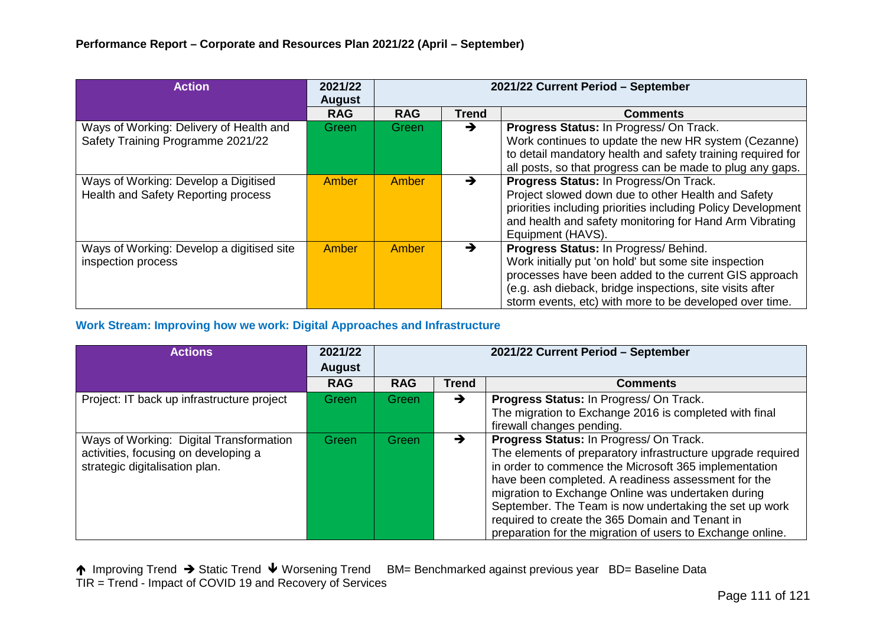**Performance Report – Corporate and Resources Plan 2021/22 (April – September)**

| Action | 2021/22 August | 2021/22 Current Period – September | | |
|---|---|---|---|---|
| | RAG | RAG | Trend | Comments |
| Ways of Working: Delivery of Health and Safety Training Programme 2021/22 | Green | Green | ➔ | **Progress Status:** In Progress/ On Track. Work continues to update the new HR system (Cezanne) to detail mandatory health and safety training required for all posts, so that progress can be made to plug any gaps. |
| Ways of Working: Develop a Digitised Health and Safety Reporting process | Amber | Amber | ➔ | **Progress Status:** In Progress/On Track. Project slowed down due to other Health and Safety priorities including priorities including Policy Development and health and safety monitoring for Hand Arm Vibrating Equipment (HAVS). |
| Ways of Working: Develop a digitised site inspection process | Amber | Amber | ➔ | **Progress Status:** In Progress/ Behind. Work initially put 'on hold' but some site inspection processes have been added to the current GIS approach (e.g. ash dieback, bridge inspections, site visits after storm events, etc) with more to be developed over time. |

**Work Stream: Improving how we work: Digital Approaches and Infrastructure**

| Actions | 2021/22 August | 2021/22 Current Period – September | | |
|---|---|---|---|---|
| | RAG | RAG | Trend | Comments |
| Project: IT back up infrastructure project | Green | Green | ➔ | **Progress Status:** In Progress/ On Track. The migration to Exchange 2016 is completed with final firewall changes pending. |
| Ways of Working: Digital Transformation activities, focusing on developing a strategic digitalisation plan. | Green | Green | ➔ | **Progress Status:** In Progress/ On Track. The elements of preparatory infrastructure upgrade required in order to commence the Microsoft 365 implementation have been completed. A readiness assessment for the migration to Exchange Online was undertaken during September. The Team is now undertaking the set up work required to create the 365 Domain and Tenant in preparation for the migration of users to Exchange online. |

↑ Improving Trend ➔ Static Trend ↓ Worsening Trend BM= Benchmarked against previous year BD= Baseline Data
TIR = Trend - Impact of COVID 19 and Recovery of Services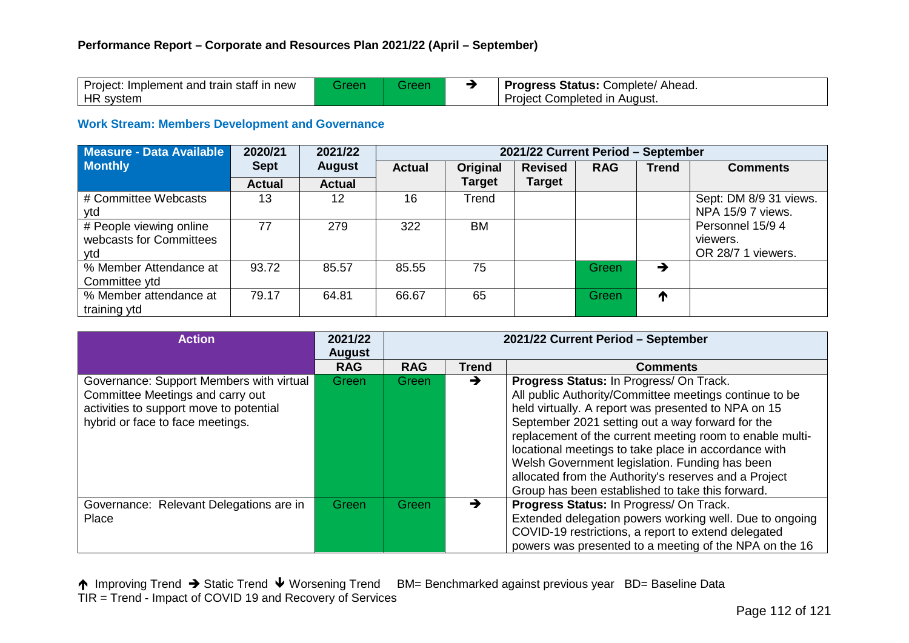**Performance Report – Corporate and Resources Plan 2021/22 (April – September)**

| Project: Implement and train staff in new HR system | Green | Green | → | **Progress Status:** Complete/ Ahead. Project Completed in August. |
|---|---|---|---|---|

### Work Stream: Members Development and Governance

| Measure - Data Available Monthly | 2020/21 Sept | 2021/22 August | 2021/22 Current Period – September | | | | | |
|---|---|---|---|---|---|---|---|---|
| | Actual | Actual | Actual | Original Target | Revised Target | RAG | Trend | Comments |
| # Committee Webcasts ytd | 13 | 12 | 16 | Trend | | | | Sept: DM 8/9 31 views. NPA 15/9 7 views. Personnel 15/9 4 viewers. OR 28/7 1 viewers. |
| # People viewing online webcasts for Committees ytd | 77 | 279 | 322 | BM | | | | |
| % Member Attendance at Committee ytd | 93.72 | 85.57 | 85.55 | 75 | | Green | → | |
| % Member attendance at training ytd | 79.17 | 64.81 | 66.67 | 65 | | Green | ↑ | |

| Action | 2021/22 August | 2021/22 Current Period – September | | |
|---|---|---|---|---|
| | RAG | RAG | Trend | Comments |
| Governance: Support Members with virtual Committee Meetings and carry out activities to support move to potential hybrid or face to face meetings. | Green | Green | → | **Progress Status:** In Progress/ On Track. All public Authority/Committee meetings continue to be held virtually. A report was presented to NPA on 15 September 2021 setting out a way forward for the replacement of the current meeting room to enable multi-locational meetings to take place in accordance with Welsh Government legislation. Funding has been allocated from the Authority's reserves and a Project Group has been established to take this forward. |
| Governance: Relevant Delegations are in Place | Green | Green | → | **Progress Status:** In Progress/ On Track. Extended delegation powers working well. Due to ongoing COVID-19 restrictions, a report to extend delegated powers was presented to a meeting of the NPA on the 16 |

↑ Improving Trend → Static Trend ↓ Worsening Trend BM= Benchmarked against previous year BD= Baseline Data
TIR = Trend - Impact of COVID 19 and Recovery of Services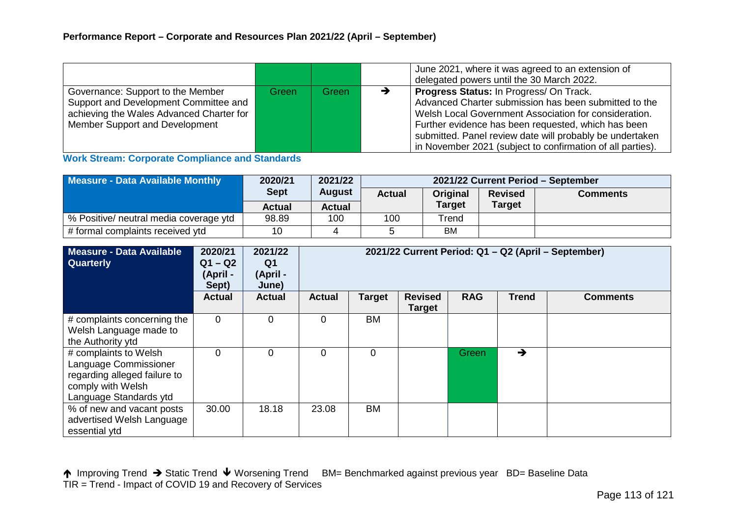**Performance Report – Corporate and Resources Plan 2021/22 (April – September)**

| | | | | |
|---|---|---|---|---|
| | Green | Green | | June 2021, where it was agreed to an extension of delegated powers until the 30 March 2022. |
| Governance: Support to the Member Support and Development Committee and achieving the Wales Advanced Charter for Member Support and Development | Green | Green | ➔ | **Progress Status:** In Progress/ On Track. Advanced Charter submission has been submitted to the Welsh Local Government Association for consideration. Further evidence has been requested, which has been submitted. Panel review date will probably be undertaken in November 2021 (subject to confirmation of all parties). |

### Work Stream: Corporate Compliance and Standards

| Measure - Data Available Monthly | 2020/21 Sept | 2021/22 August | 2021/22 Current Period – September | | | |
|---|---|---|---|---|---|---|
| | Actual | Actual | Actual | Original Target | Revised Target | Comments |
| % Positive/ neutral media coverage ytd | 98.89 | 100 | 100 | Trend | | |
| # formal complaints received ytd | 10 | 4 | 5 | BM | | |

| Measure - Data Available Quarterly | 2020/21 Q1 – Q2 (April - Sept) | 2021/22 Q1 (April - June) | 2021/22 Current Period: Q1 – Q2 (April – September) | | | | | |
|---|---|---|---|---|---|---|---|---|
| | Actual | Actual | Actual | Target | Revised Target | RAG | Trend | Comments |
| # complaints concerning the Welsh Language made to the Authority ytd | 0 | 0 | 0 | BM | | | | |
| # complaints to Welsh Language Commissioner regarding alleged failure to comply with Welsh Language Standards ytd | 0 | 0 | 0 | 0 | | Green | ➔ | |
| % of new and vacant posts advertised Welsh Language essential ytd | 30.00 | 18.18 | 23.08 | BM | | | | |

🡅 Improving Trend ➔ Static Trend 🡇 Worsening Trend BM= Benchmarked against previous year BD= Baseline Data
TIR = Trend - Impact of COVID 19 and Recovery of Services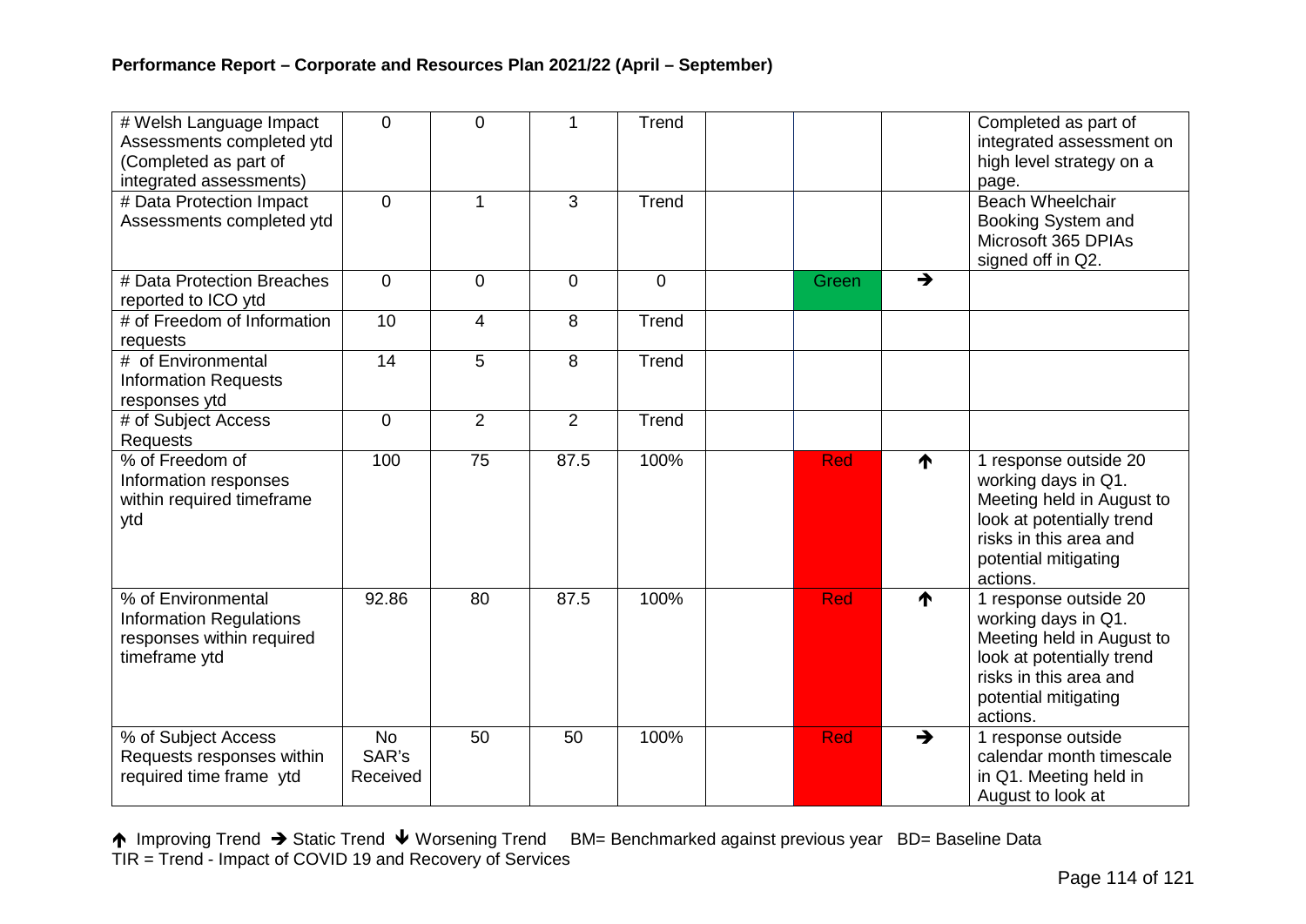**Performance Report – Corporate and Resources Plan 2021/22 (April – September)**

| | | | | | | | | |
|---|---|---|---|---|---|---|---|---|
| # Welsh Language Impact Assessments completed ytd (Completed as part of integrated assessments) | 0 | 0 | 1 | Trend | | | | Completed as part of integrated assessment on high level strategy on a page. |
| # Data Protection Impact Assessments completed ytd | 0 | 1 | 3 | Trend | | | | Beach Wheelchair Booking System and Microsoft 365 DPIAs signed off in Q2. |
| # Data Protection Breaches reported to ICO ytd | 0 | 0 | 0 | 0 | | Green | ➔ | |
| # of Freedom of Information requests | 10 | 4 | 8 | Trend | | | | |
| # of Environmental Information Requests responses ytd | 14 | 5 | 8 | Trend | | | | |
| # of Subject Access Requests | 0 | 2 | 2 | Trend | | | | |
| % of Freedom of Information responses within required timeframe ytd | 100 | 75 | 87.5 | 100% | | Red | ↑ | 1 response outside 20 working days in Q1. Meeting held in August to look at potentially trend risks in this area and potential mitigating actions. |
| % of Environmental Information Regulations responses within required timeframe ytd | 92.86 | 80 | 87.5 | 100% | | Red | ↑ | 1 response outside 20 working days in Q1. Meeting held in August to look at potentially trend risks in this area and potential mitigating actions. |
| % of Subject Access Requests responses within required time frame ytd | No SAR's Received | 50 | 50 | 100% | | Red | ➔ | 1 response outside calendar month timescale in Q1. Meeting held in August to look at |

↑ Improving Trend ➔ Static Trend ↓ Worsening Trend BM= Benchmarked against previous year BD= Baseline Data
TIR = Trend - Impact of COVID 19 and Recovery of Services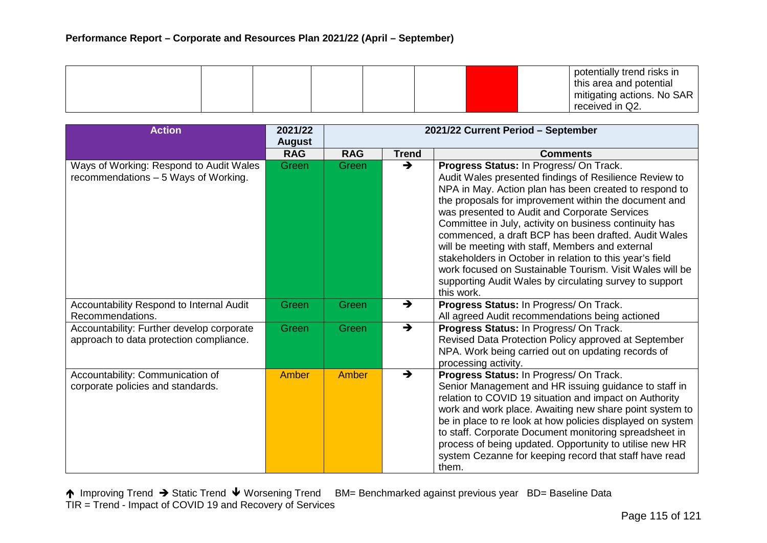**Performance Report – Corporate and Resources Plan 2021/22 (April – September)**

| | | | | | | | | |
|---|---|---|---|---|---|---|---|---|
| | | | | | | | | potentially trend risks in this area and potential mitigating actions. No SAR received in Q2. |

| Action | 2021/22 August | 2021/22 Current Period – September | | |
|---|---|---|---|---|
| | RAG | RAG | Trend | Comments |
| Ways of Working: Respond to Audit Wales recommendations – 5 Ways of Working. | Green | Green | → | **Progress Status:** In Progress/ On Track. Audit Wales presented findings of Resilience Review to NPA in May. Action plan has been created to respond to the proposals for improvement within the document and was presented to Audit and Corporate Services Committee in July, activity on business continuity has commenced, a draft BCP has been drafted. Audit Wales will be meeting with staff, Members and external stakeholders in October in relation to this year's field work focused on Sustainable Tourism. Visit Wales will be supporting Audit Wales by circulating survey to support this work. |
| Accountability Respond to Internal Audit Recommendations. | Green | Green | → | **Progress Status:** In Progress/ On Track. All agreed Audit recommendations being actioned |
| Accountability: Further develop corporate approach to data protection compliance. | Green | Green | → | **Progress Status:** In Progress/ On Track. Revised Data Protection Policy approved at September NPA. Work being carried out on updating records of processing activity. |
| Accountability: Communication of corporate policies and standards. | Amber | Amber | → | **Progress Status:** In Progress/ On Track. Senior Management and HR issuing guidance to staff in relation to COVID 19 situation and impact on Authority work and work place. Awaiting new share point system to be in place to re look at how policies displayed on system to staff. Corporate Document monitoring spreadsheet in process of being updated. Opportunity to utilise new HR system Cezanne for keeping record that staff have read them. |

↑ Improving Trend → Static Trend ↓ Worsening Trend BM= Benchmarked against previous year BD= Baseline Data
TIR = Trend - Impact of COVID 19 and Recovery of Services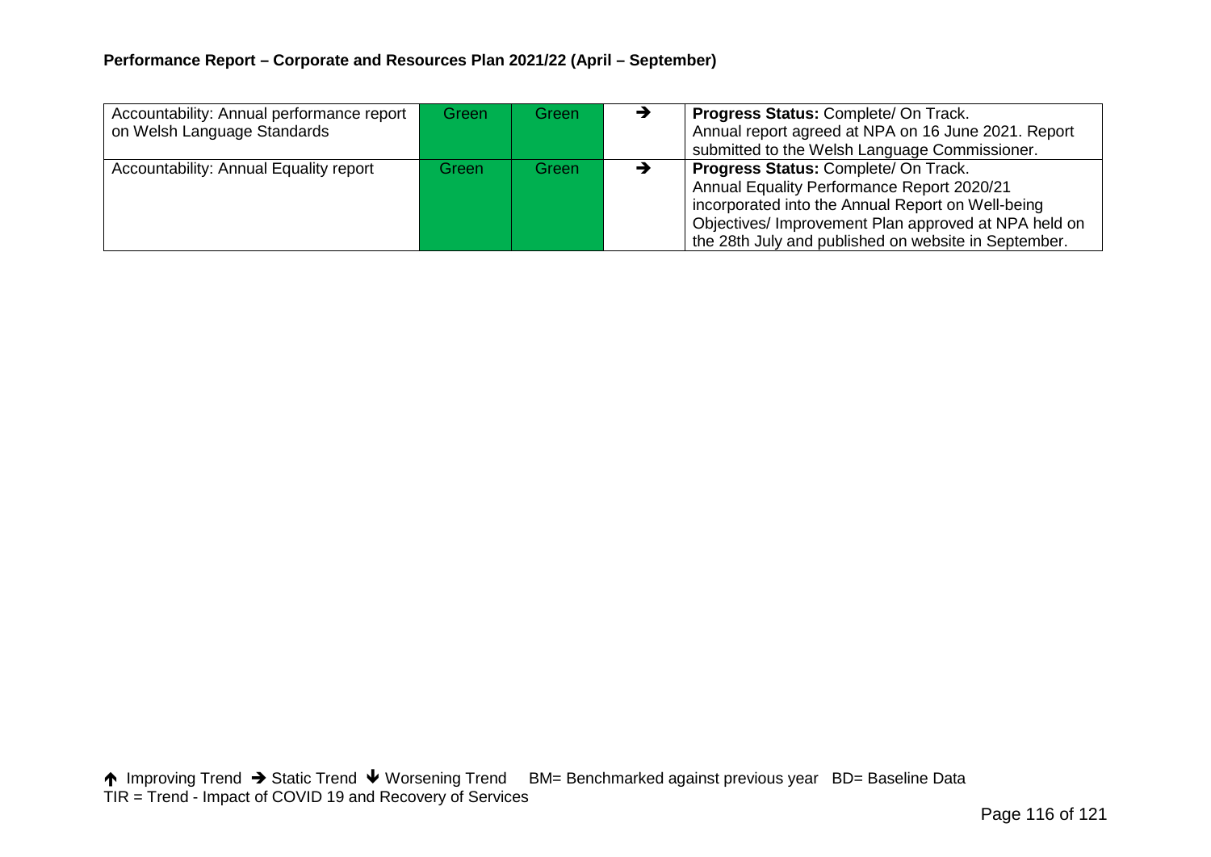**Performance Report – Corporate and Resources Plan 2021/22 (April – September)**

| | | | | |
|---|---|---|---|---|
| Accountability: Annual performance report on Welsh Language Standards | Green | Green | ➔ | **Progress Status:** Complete/ On Track. Annual report agreed at NPA on 16 June 2021. Report submitted to the Welsh Language Commissioner. |
| Accountability: Annual Equality report | Green | Green | ➔ | **Progress Status:** Complete/ On Track. Annual Equality Performance Report 2020/21 incorporated into the Annual Report on Well-being Objectives/ Improvement Plan approved at NPA held on the 28th July and published on website in September. |

🡡 Improving Trend ➔ Static Trend 🡣 Worsening Trend BM= Benchmarked against previous year BD= Baseline Data
TIR = Trend - Impact of COVID 19 and Recovery of Services